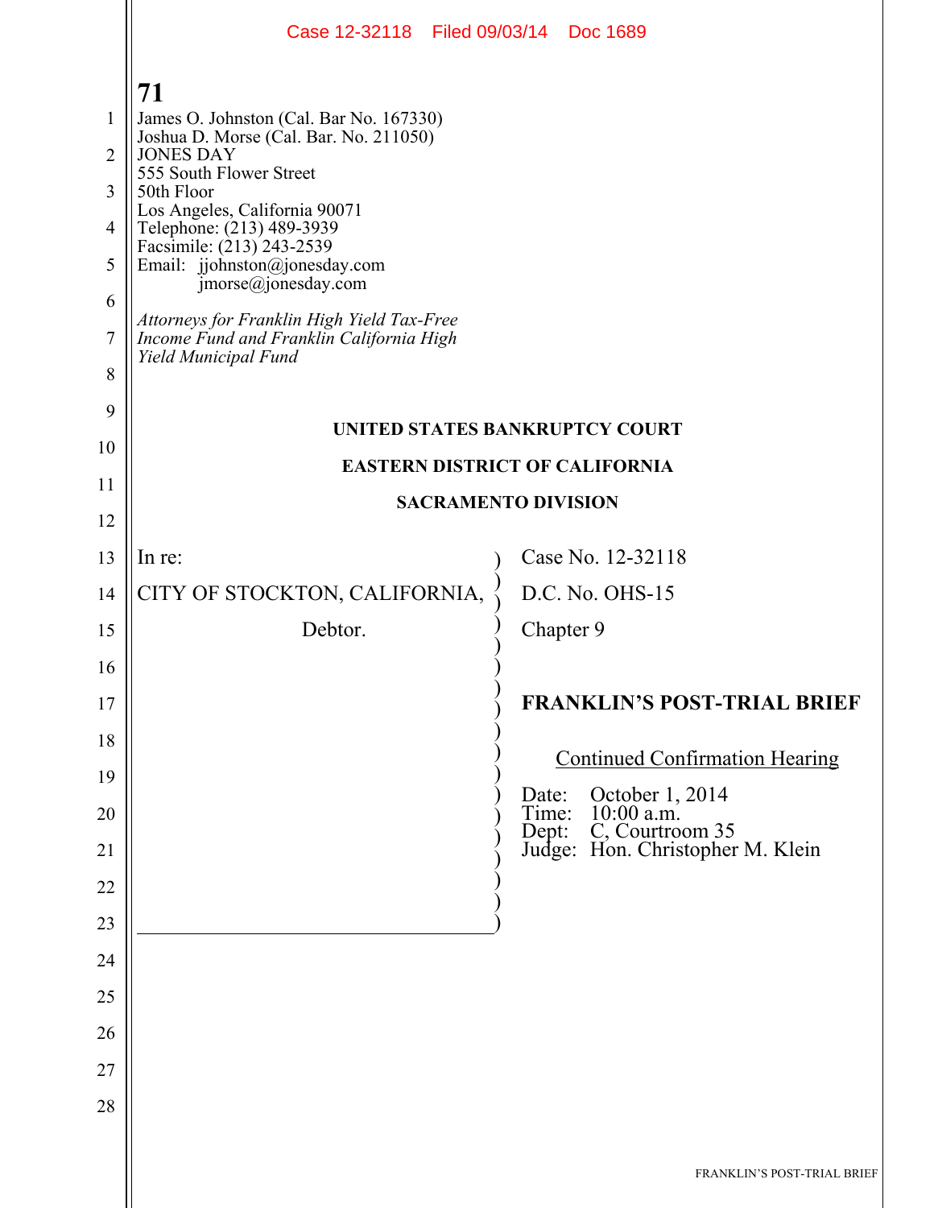James O. Johnston (Cal. Bar No. 167330)
Joshua D. Morse (Cal. Bar. No. 211050)
JONES DAY
555 South Flower Street
50th Floor
Los Angeles, California 90071
Telephone: (213) 489-3939
Facsimile: (213) 243-2539
Email: jjohnston@jonesday.com
jmorse@jonesday.com

*Attorneys for Franklin High Yield Tax-Free Income Fund and Franklin California High Yield Municipal Fund*

**UNITED STATES BANKRUPTCY COURT**

**EASTERN DISTRICT OF CALIFORNIA**

**SACRAMENTO DIVISION**

| | |
|---|---|
| In re:<br><br>CITY OF STOCKTON, CALIFORNIA,<br><br>Debtor. | Case No. 12-32118<br><br>D.C. No. OHS-15<br><br>Chapter 9<br><br>**FRANKLIN'S POST-TRIAL BRIEF**<br><br>Continued Confirmation Hearing<br><br>Date: October 1, 2014<br>Time: 10:00 a.m.<br>Dept: C, Courtroom 35<br>Judge: Hon. Christopher M. Klein |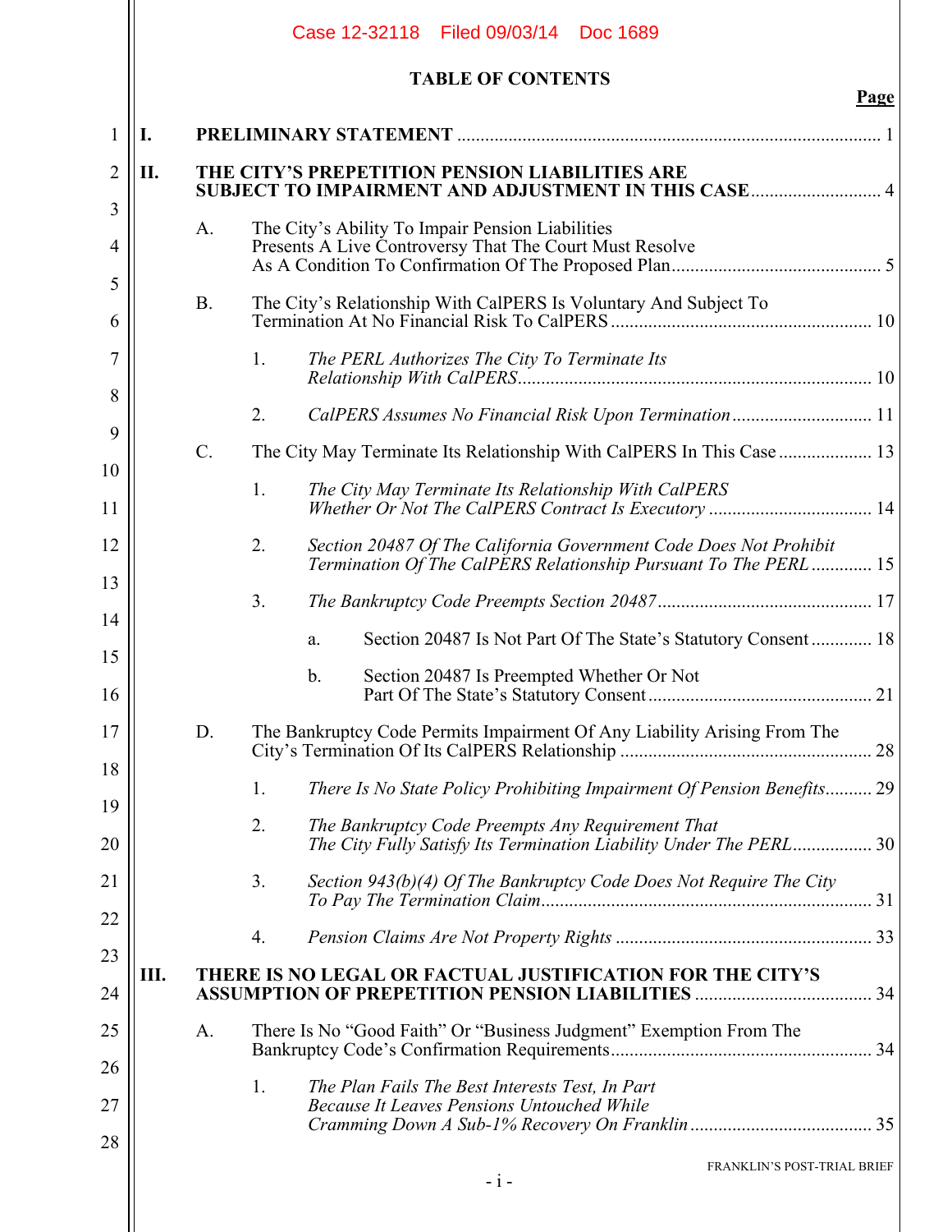# TABLE OF CONTENTS

| | Page |
|---|---|
| **I. PRELIMINARY STATEMENT** | 1 |
| **II. THE CITY'S PREPETITION PENSION LIABILITIES ARE SUBJECT TO IMPAIRMENT AND ADJUSTMENT IN THIS CASE** | 4 |
| A. The City's Ability To Impair Pension Liabilities Presents A Live Controversy That The Court Must Resolve As A Condition To Confirmation Of The Proposed Plan | 5 |
| B. The City's Relationship With CalPERS Is Voluntary And Subject To Termination At No Financial Risk To CalPERS | 10 |
| 1. *The PERL Authorizes The City To Terminate Its Relationship With CalPERS* | 10 |
| 2. *CalPERS Assumes No Financial Risk Upon Termination* | 11 |
| C. The City May Terminate Its Relationship With CalPERS In This Case | 13 |
| 1. *The City May Terminate Its Relationship With CalPERS Whether Or Not The CalPERS Contract Is Executory* | 14 |
| 2. *Section 20487 Of The California Government Code Does Not Prohibit Termination Of The CalPERS Relationship Pursuant To The PERL* | 15 |
| 3. *The Bankruptcy Code Preempts Section 20487* | 17 |
| a. Section 20487 Is Not Part Of The State's Statutory Consent | 18 |
| b. Section 20487 Is Preempted Whether Or Not Part Of The State's Statutory Consent | 21 |
| D. The Bankruptcy Code Permits Impairment Of Any Liability Arising From The City's Termination Of Its CalPERS Relationship | 28 |
| 1. *There Is No State Policy Prohibiting Impairment Of Pension Benefits* | 29 |
| 2. *The Bankruptcy Code Preempts Any Requirement That The City Fully Satisfy Its Termination Liability Under The PERL* | 30 |
| 3. *Section 943(b)(4) Of The Bankruptcy Code Does Not Require The City To Pay The Termination Claim* | 31 |
| 4. *Pension Claims Are Not Property Rights* | 33 |
| **III. THERE IS NO LEGAL OR FACTUAL JUSTIFICATION FOR THE CITY'S ASSUMPTION OF PREPETITION PENSION LIABILITIES** | 34 |
| A. There Is No "Good Faith" Or "Business Judgment" Exemption From The Bankruptcy Code's Confirmation Requirements | 34 |
| 1. *The Plan Fails The Best Interests Test, In Part Because It Leaves Pensions Untouched While Cramming Down A Sub-1% Recovery On Franklin* | 35 |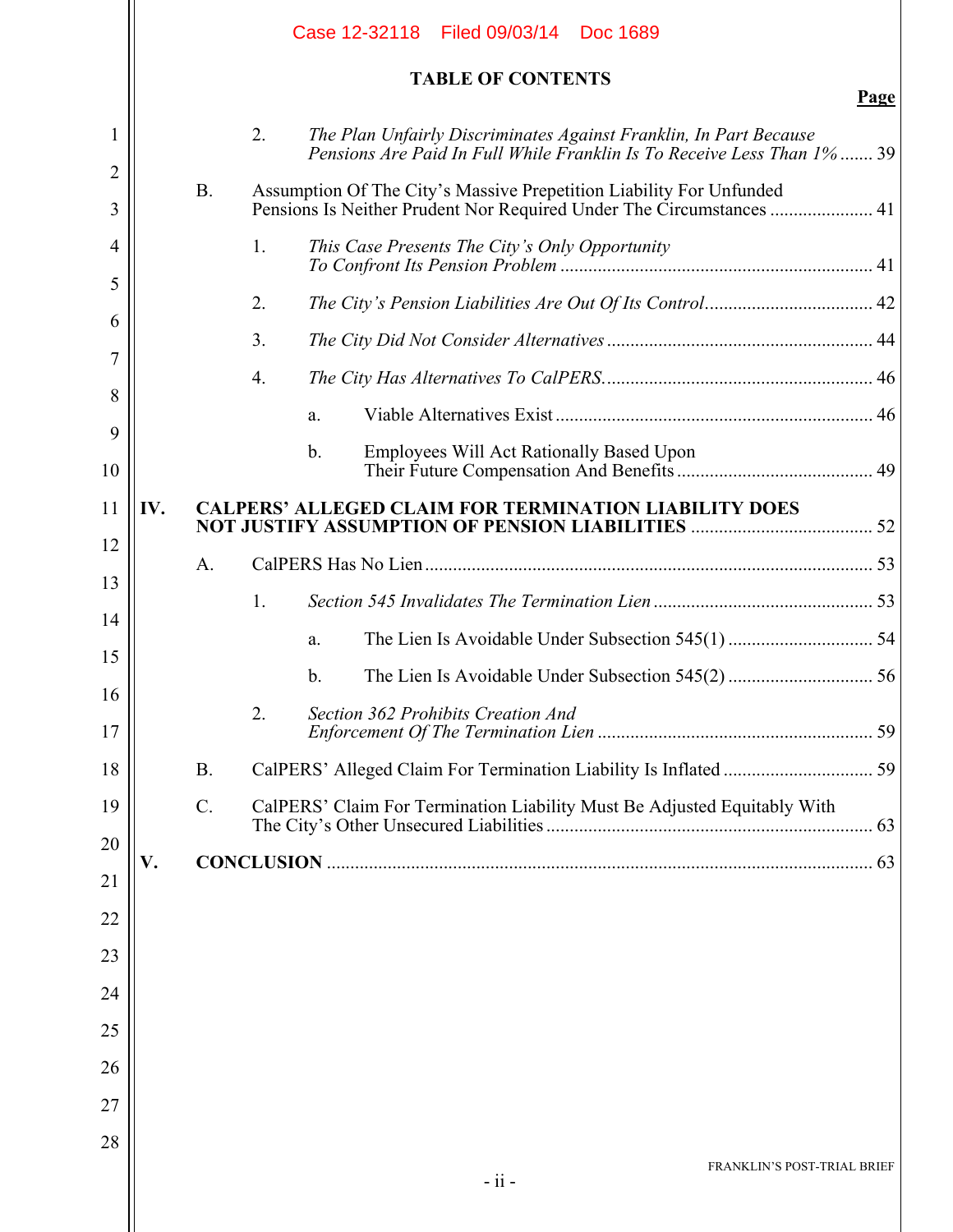## TABLE OF CONTENTS

**Page**

2. *The Plan Unfairly Discriminates Against Franklin, In Part Because Pensions Are Paid In Full While Franklin Is To Receive Less Than 1%* ....... 39

B. Assumption Of The City's Massive Prepetition Liability For Unfunded Pensions Is Neither Prudent Nor Required Under The Circumstances ...................... 41

1. *This Case Presents The City's Only Opportunity To Confront Its Pension Problem* .................................................................. 41

2. *The City's Pension Liabilities Are Out Of Its Control* .................................... 42

3. *The City Did Not Consider Alternatives* ......................................................... 44

4. *The City Has Alternatives To CalPERS.* ......................................................... 46

a. Viable Alternatives Exist .................................................................... 46

b. Employees Will Act Rationally Based Upon Their Future Compensation And Benefits .......................................... 49

**IV. CALPERS' ALLEGED CLAIM FOR TERMINATION LIABILITY DOES NOT JUSTIFY ASSUMPTION OF PENSION LIABILITIES** ...................................... 52

A. CalPERS Has No Lien ............................................................................................... 53

1. *Section 545 Invalidates The Termination Lien* ............................................... 53

a. The Lien Is Avoidable Under Subsection 545(1) ............................... 54

b. The Lien Is Avoidable Under Subsection 545(2) ............................... 56

2. *Section 362 Prohibits Creation And Enforcement Of The Termination Lien* ........................................................... 59

B. CalPERS' Alleged Claim For Termination Liability Is Inflated ................................ 59

C. CalPERS' Claim For Termination Liability Must Be Adjusted Equitably With The City's Other Unsecured Liabilities ..................................................................... 63

**V. CONCLUSION** .................................................................................................................... 63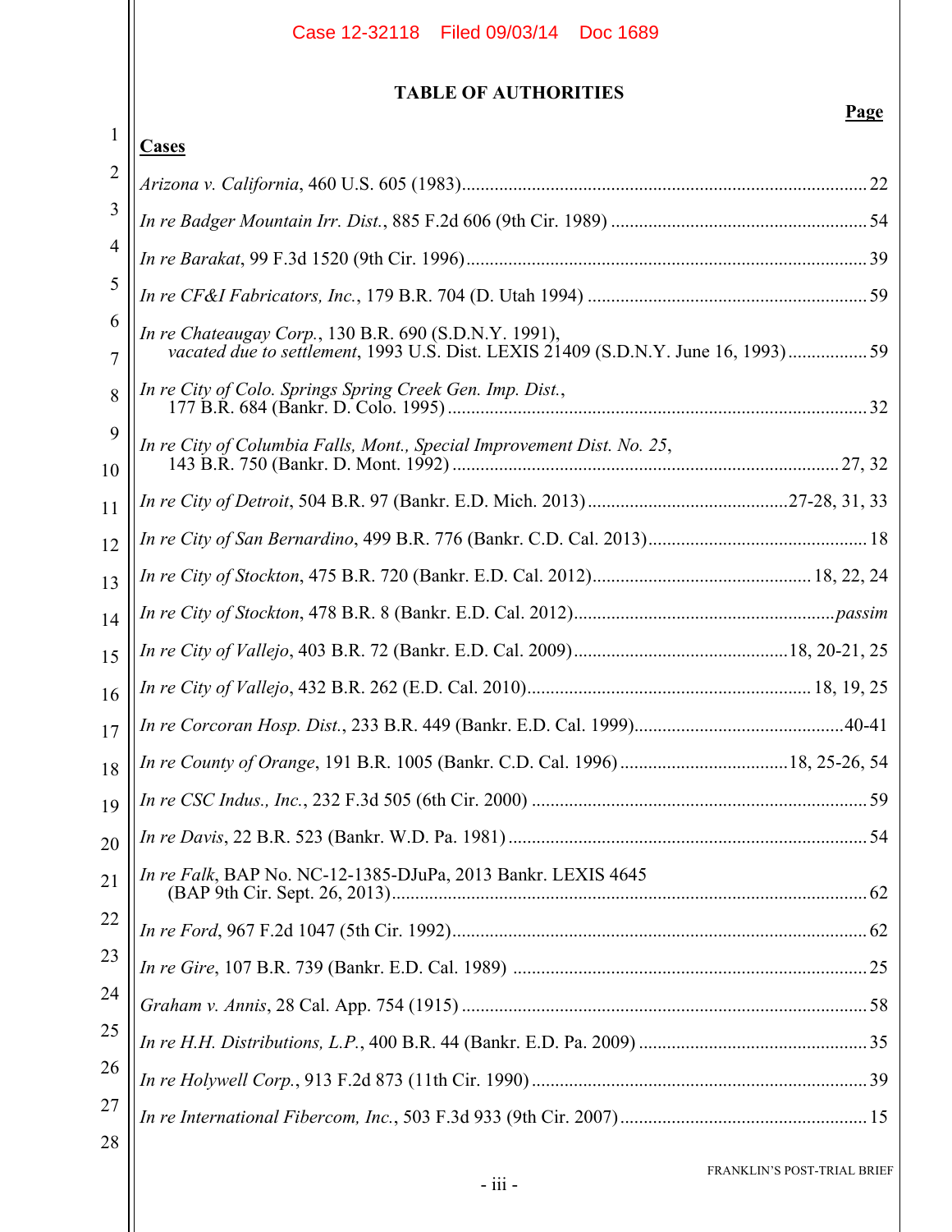# TABLE OF AUTHORITIES

**Page**

**Cases**

*Arizona v. California*, 460 U.S. 605 (1983) ........ 22

*In re Badger Mountain Irr. Dist.*, 885 F.2d 606 (9th Cir. 1989) ........ 54

*In re Barakat*, 99 F.3d 1520 (9th Cir. 1996) ........ 39

*In re CF&I Fabricators, Inc.*, 179 B.R. 704 (D. Utah 1994) ........ 59

*In re Chateaugay Corp.*, 130 B.R. 690 (S.D.N.Y. 1991), *vacated due to settlement*, 1993 U.S. Dist. LEXIS 21409 (S.D.N.Y. June 16, 1993) ........ 59

*In re City of Colo. Springs Spring Creek Gen. Imp. Dist.*, 177 B.R. 684 (Bankr. D. Colo. 1995) ........ 32

*In re City of Columbia Falls, Mont., Special Improvement Dist. No. 25*, 143 B.R. 750 (Bankr. D. Mont. 1992) ........ 27, 32

*In re City of Detroit*, 504 B.R. 97 (Bankr. E.D. Mich. 2013) ........ 27-28, 31, 33

*In re City of San Bernardino*, 499 B.R. 776 (Bankr. C.D. Cal. 2013) ........ 18

*In re City of Stockton*, 475 B.R. 720 (Bankr. E.D. Cal. 2012) ........ 18, 22, 24

*In re City of Stockton*, 478 B.R. 8 (Bankr. E.D. Cal. 2012) ........ *passim*

*In re City of Vallejo*, 403 B.R. 72 (Bankr. E.D. Cal. 2009) ........ 18, 20-21, 25

*In re City of Vallejo*, 432 B.R. 262 (E.D. Cal. 2010) ........ 18, 19, 25

*In re Corcoran Hosp. Dist.*, 233 B.R. 449 (Bankr. E.D. Cal. 1999) ........ 40-41

*In re County of Orange*, 191 B.R. 1005 (Bankr. C.D. Cal. 1996) ........ 18, 25-26, 54

*In re CSC Indus., Inc.*, 232 F.3d 505 (6th Cir. 2000) ........ 59

*In re Davis*, 22 B.R. 523 (Bankr. W.D. Pa. 1981) ........ 54

*In re Falk*, BAP No. NC-12-1385-DJuPa, 2013 Bankr. LEXIS 4645 (BAP 9th Cir. Sept. 26, 2013) ........ 62

*In re Ford*, 967 F.2d 1047 (5th Cir. 1992) ........ 62

*In re Gire*, 107 B.R. 739 (Bankr. E.D. Cal. 1989) ........ 25

*Graham v. Annis*, 28 Cal. App. 754 (1915) ........ 58

*In re H.H. Distributions, L.P.*, 400 B.R. 44 (Bankr. E.D. Pa. 2009) ........ 35

*In re Holywell Corp.*, 913 F.2d 873 (11th Cir. 1990) ........ 39

*In re International Fibercom, Inc.*, 503 F.3d 933 (9th Cir. 2007) ........ 15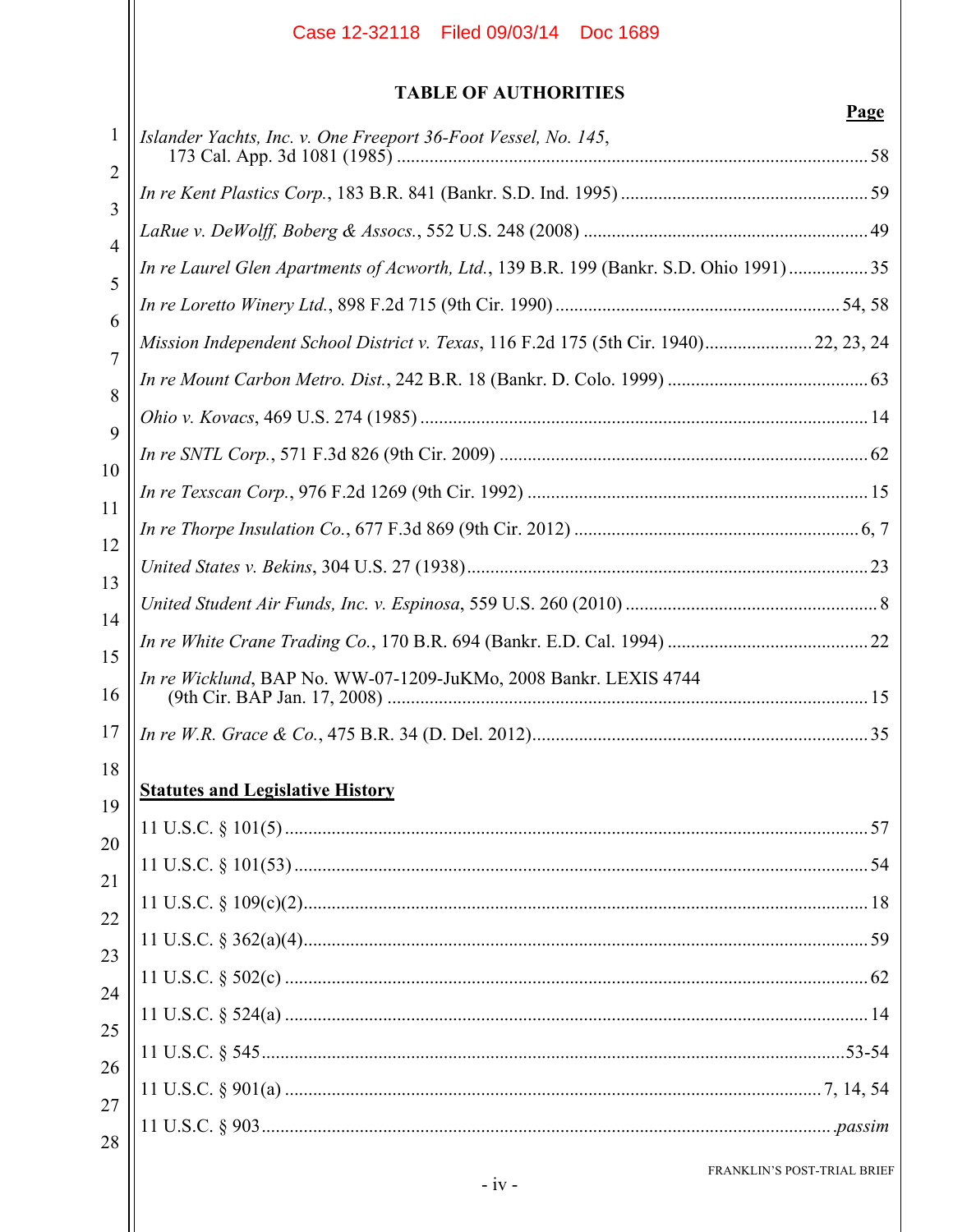## TABLE OF AUTHORITIES

**Page**

*Islander Yachts, Inc. v. One Freeport 36-Foot Vessel, No. 145*, 173 Cal. App. 3d 1081 (1985) ..... 58

*In re Kent Plastics Corp.*, 183 B.R. 841 (Bankr. S.D. Ind. 1995) ..... 59

*LaRue v. DeWolff, Boberg & Assocs.*, 552 U.S. 248 (2008) ..... 49

*In re Laurel Glen Apartments of Acworth, Ltd.*, 139 B.R. 199 (Bankr. S.D. Ohio 1991) ..... 35

*In re Loretto Winery Ltd.*, 898 F.2d 715 (9th Cir. 1990) ..... 54, 58

*Mission Independent School District v. Texas*, 116 F.2d 175 (5th Cir. 1940) ..... 22, 23, 24

*In re Mount Carbon Metro. Dist.*, 242 B.R. 18 (Bankr. D. Colo. 1999) ..... 63

*Ohio v. Kovacs*, 469 U.S. 274 (1985) ..... 14

*In re SNTL Corp.*, 571 F.3d 826 (9th Cir. 2009) ..... 62

*In re Texscan Corp.*, 976 F.2d 1269 (9th Cir. 1992) ..... 15

*In re Thorpe Insulation Co.*, 677 F.3d 869 (9th Cir. 2012) ..... 6, 7

*United States v. Bekins*, 304 U.S. 27 (1938) ..... 23

*United Student Air Funds, Inc. v. Espinosa*, 559 U.S. 260 (2010) ..... 8

*In re White Crane Trading Co.*, 170 B.R. 694 (Bankr. E.D. Cal. 1994) ..... 22

*In re Wicklund*, BAP No. WW-07-1209-JuKMo, 2008 Bankr. LEXIS 4744 (9th Cir. BAP Jan. 17, 2008) ..... 15

*In re W.R. Grace & Co.*, 475 B.R. 34 (D. Del. 2012) ..... 35

**Statutes and Legislative History**

11 U.S.C. § 101(5) ..... 57

11 U.S.C. § 101(53) ..... 54

11 U.S.C. § 109(c)(2) ..... 18

11 U.S.C. § 362(a)(4) ..... 59

11 U.S.C. § 502(c) ..... 62

11 U.S.C. § 524(a) ..... 14

11 U.S.C. § 545 ..... 53-54

11 U.S.C. § 901(a) ..... 7, 14, 54

11 U.S.C. § 903 ..... *passim*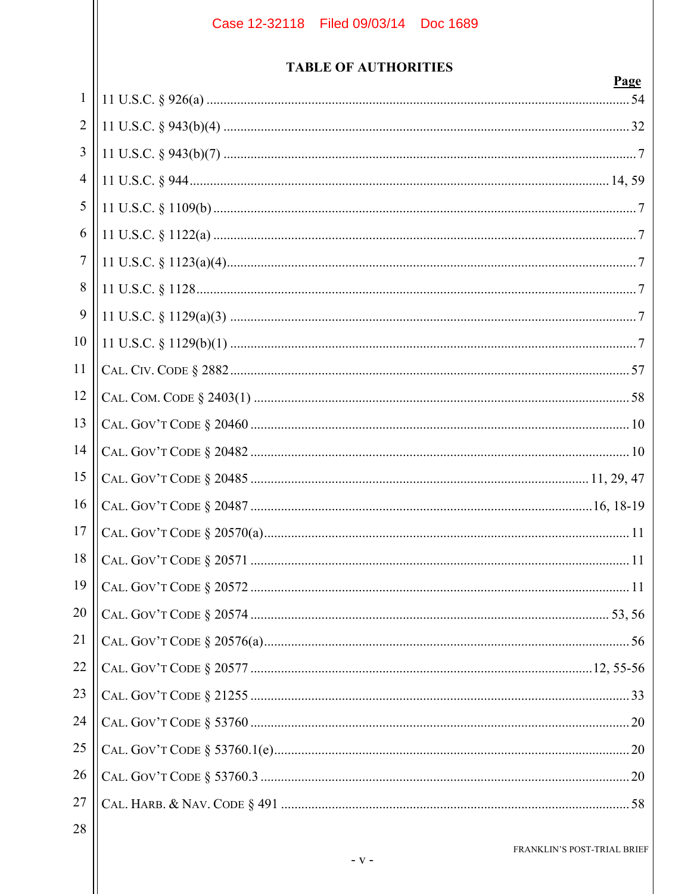## TABLE OF AUTHORITIES

| | Page |
|---|---|
| 11 U.S.C. § 926(a) | 54 |
| 11 U.S.C. § 943(b)(4) | 32 |
| 11 U.S.C. § 943(b)(7) | 7 |
| 11 U.S.C. § 944 | 14, 59 |
| 11 U.S.C. § 1109(b) | 7 |
| 11 U.S.C. § 1122(a) | 7 |
| 11 U.S.C. § 1123(a)(4) | 7 |
| 11 U.S.C. § 1128 | 7 |
| 11 U.S.C. § 1129(a)(3) | 7 |
| 11 U.S.C. § 1129(b)(1) | 7 |
| CAL. CIV. CODE § 2882 | 57 |
| CAL. COM. CODE § 2403(1) | 58 |
| CAL. GOV'T CODE § 20460 | 10 |
| CAL. GOV'T CODE § 20482 | 10 |
| CAL. GOV'T CODE § 20485 | 11, 29, 47 |
| CAL. GOV'T CODE § 20487 | 16, 18-19 |
| CAL. GOV'T CODE § 20570(a) | 11 |
| CAL. GOV'T CODE § 20571 | 11 |
| CAL. GOV'T CODE § 20572 | 11 |
| CAL. GOV'T CODE § 20574 | 53, 56 |
| CAL. GOV'T CODE § 20576(a) | 56 |
| CAL. GOV'T CODE § 20577 | 12, 55-56 |
| CAL. GOV'T CODE § 21255 | 33 |
| CAL. GOV'T CODE § 53760 | 20 |
| CAL. GOV'T CODE § 53760.1(e) | 20 |
| CAL. GOV'T CODE § 53760.3 | 20 |
| CAL. HARB. & NAV. CODE § 491 | 58 |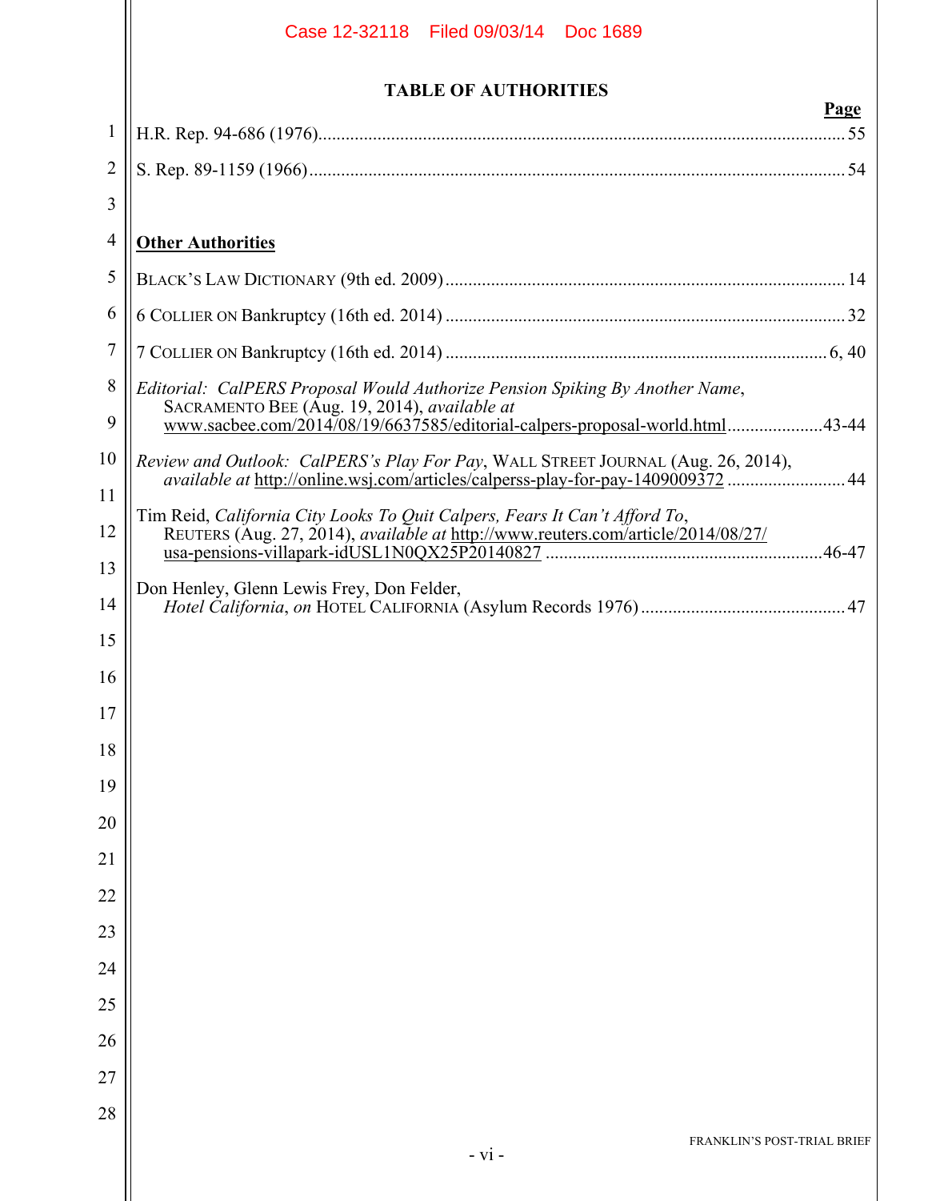## TABLE OF AUTHORITIES

**Page**

H.R. Rep. 94-686 (1976)....................................................................................................................55

S. Rep. 89-1159 (1966)......................................................................................................................54

**Other Authorities**

BLACK'S LAW DICTIONARY (9th ed. 2009).......................................................................................14

6 COLLIER ON Bankruptcy (16th ed. 2014).......................................................................................32

7 COLLIER ON Bankruptcy (16th ed. 2014)...................................................................................6, 40

*Editorial: CalPERS Proposal Would Authorize Pension Spiking By Another Name*, SACRAMENTO BEE (Aug. 19, 2014), *available at* www.sacbee.com/2014/08/19/6637585/editorial-calpers-proposal-world.html.....................43-44

*Review and Outlook: CalPERS's Play For Pay*, WALL STREET JOURNAL (Aug. 26, 2014), *available at* http://online.wsj.com/articles/calperss-play-for-pay-1409009372..........................44

Tim Reid, *California City Looks To Quit Calpers, Fears It Can't Afford To*, REUTERS (Aug. 27, 2014), *available at* http://www.reuters.com/article/2014/08/27/usa-pensions-villapark-idUSL1N0QX25P20140827............................................................46-47

Don Henley, Glenn Lewis Frey, Don Felder, *Hotel California*, *on* HOTEL CALIFORNIA (Asylum Records 1976).............................................47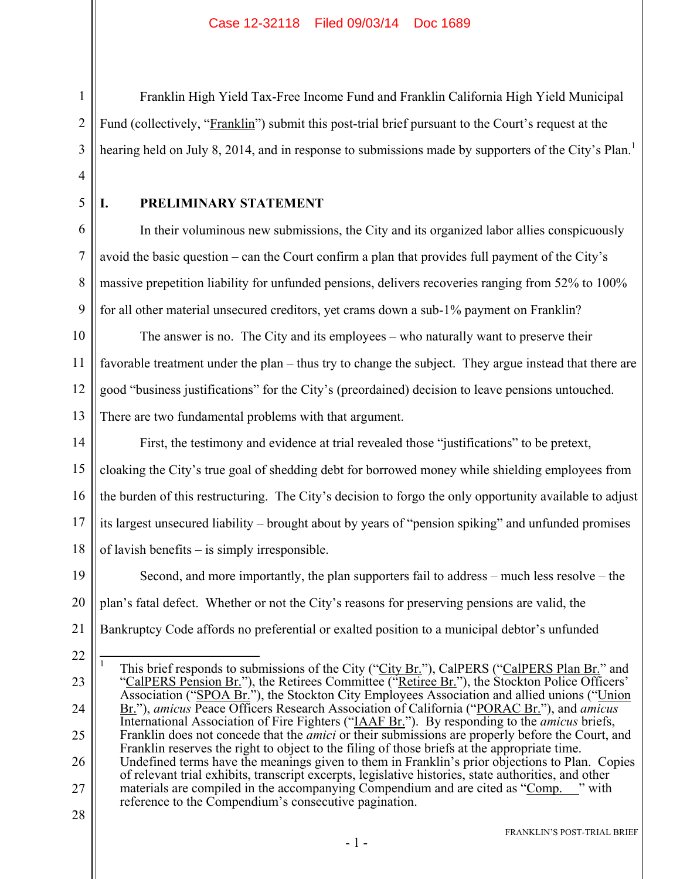Franklin High Yield Tax-Free Income Fund and Franklin California High Yield Municipal Fund (collectively, "Franklin") submit this post-trial brief pursuant to the Court's request at the hearing held on July 8, 2014, and in response to submissions made by supporters of the City's Plan.[1]

## I. PRELIMINARY STATEMENT

In their voluminous new submissions, the City and its organized labor allies conspicuously avoid the basic question – can the Court confirm a plan that provides full payment of the City's massive prepetition liability for unfunded pensions, delivers recoveries ranging from 52% to 100% for all other material unsecured creditors, yet crams down a sub-1% payment on Franklin?

The answer is no. The City and its employees – who naturally want to preserve their favorable treatment under the plan – thus try to change the subject. They argue instead that there are good "business justifications" for the City's (preordained) decision to leave pensions untouched. There are two fundamental problems with that argument.

First, the testimony and evidence at trial revealed those "justifications" to be pretext, cloaking the City's true goal of shedding debt for borrowed money while shielding employees from the burden of this restructuring. The City's decision to forgo the only opportunity available to adjust its largest unsecured liability – brought about by years of "pension spiking" and unfunded promises of lavish benefits – is simply irresponsible.

Second, and more importantly, the plan supporters fail to address – much less resolve – the plan's fatal defect. Whether or not the City's reasons for preserving pensions are valid, the Bankruptcy Code affords no preferential or exalted position to a municipal debtor's unfunded

---

[1] This brief responds to submissions of the City ("City Br."), CalPERS ("CalPERS Plan Br." and "CalPERS Pension Br."), the Retirees Committee ("Retiree Br."), the Stockton Police Officers' Association ("SPOA Br."), the Stockton City Employees Association and allied unions ("Union Br."), *amicus* Peace Officers Research Association of California ("PORAC Br."), and *amicus* International Association of Fire Fighters ("IAAF Br."). By responding to the *amicus* briefs, Franklin does not concede that the *amici* or their submissions are properly before the Court, and Franklin reserves the right to object to the filing of those briefs at the appropriate time. Undefined terms have the meanings given to them in Franklin's prior objections to Plan. Copies of relevant trial exhibits, transcript excerpts, legislative histories, state authorities, and other materials are compiled in the accompanying Compendium and are cited as "Comp. \_\_" with reference to the Compendium's consecutive pagination.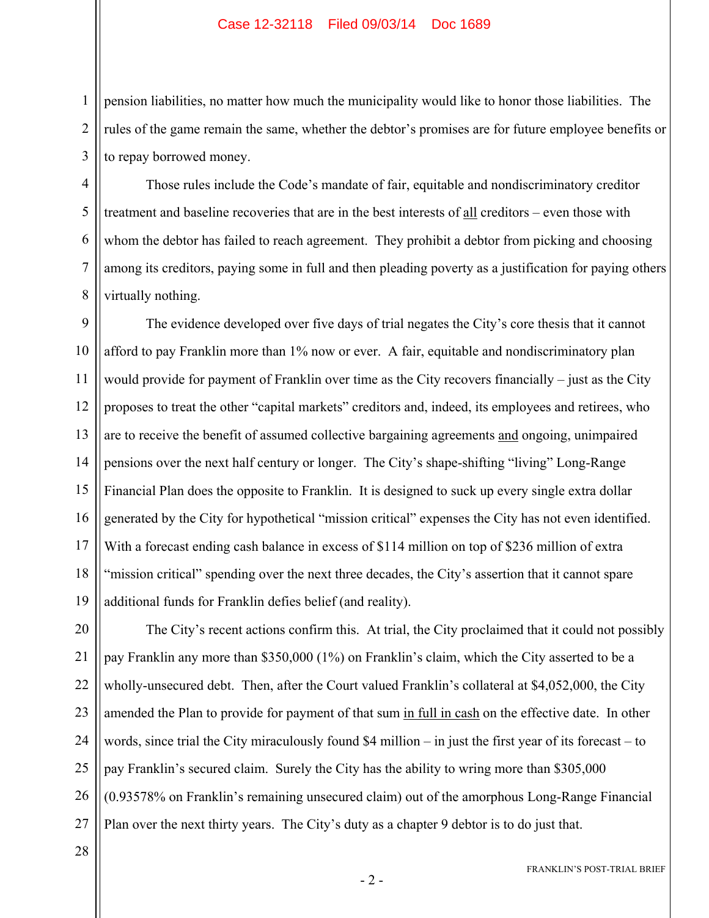pension liabilities, no matter how much the municipality would like to honor those liabilities. The rules of the game remain the same, whether the debtor's promises are for future employee benefits or to repay borrowed money.

Those rules include the Code's mandate of fair, equitable and nondiscriminatory creditor treatment and baseline recoveries that are in the best interests of all creditors – even those with whom the debtor has failed to reach agreement. They prohibit a debtor from picking and choosing among its creditors, paying some in full and then pleading poverty as a justification for paying others virtually nothing.

The evidence developed over five days of trial negates the City's core thesis that it cannot afford to pay Franklin more than 1% now or ever. A fair, equitable and nondiscriminatory plan would provide for payment of Franklin over time as the City recovers financially – just as the City proposes to treat the other "capital markets" creditors and, indeed, its employees and retirees, who are to receive the benefit of assumed collective bargaining agreements and ongoing, unimpaired pensions over the next half century or longer. The City's shape-shifting "living" Long-Range Financial Plan does the opposite to Franklin. It is designed to suck up every single extra dollar generated by the City for hypothetical "mission critical" expenses the City has not even identified. With a forecast ending cash balance in excess of $114 million on top of $236 million of extra "mission critical" spending over the next three decades, the City's assertion that it cannot spare additional funds for Franklin defies belief (and reality).

The City's recent actions confirm this. At trial, the City proclaimed that it could not possibly pay Franklin any more than $350,000 (1%) on Franklin's claim, which the City asserted to be a wholly-unsecured debt. Then, after the Court valued Franklin's collateral at $4,052,000, the City amended the Plan to provide for payment of that sum in full in cash on the effective date. In other words, since trial the City miraculously found $4 million – in just the first year of its forecast – to pay Franklin's secured claim. Surely the City has the ability to wring more than $305,000 (0.93578% on Franklin's remaining unsecured claim) out of the amorphous Long-Range Financial Plan over the next thirty years. The City's duty as a chapter 9 debtor is to do just that.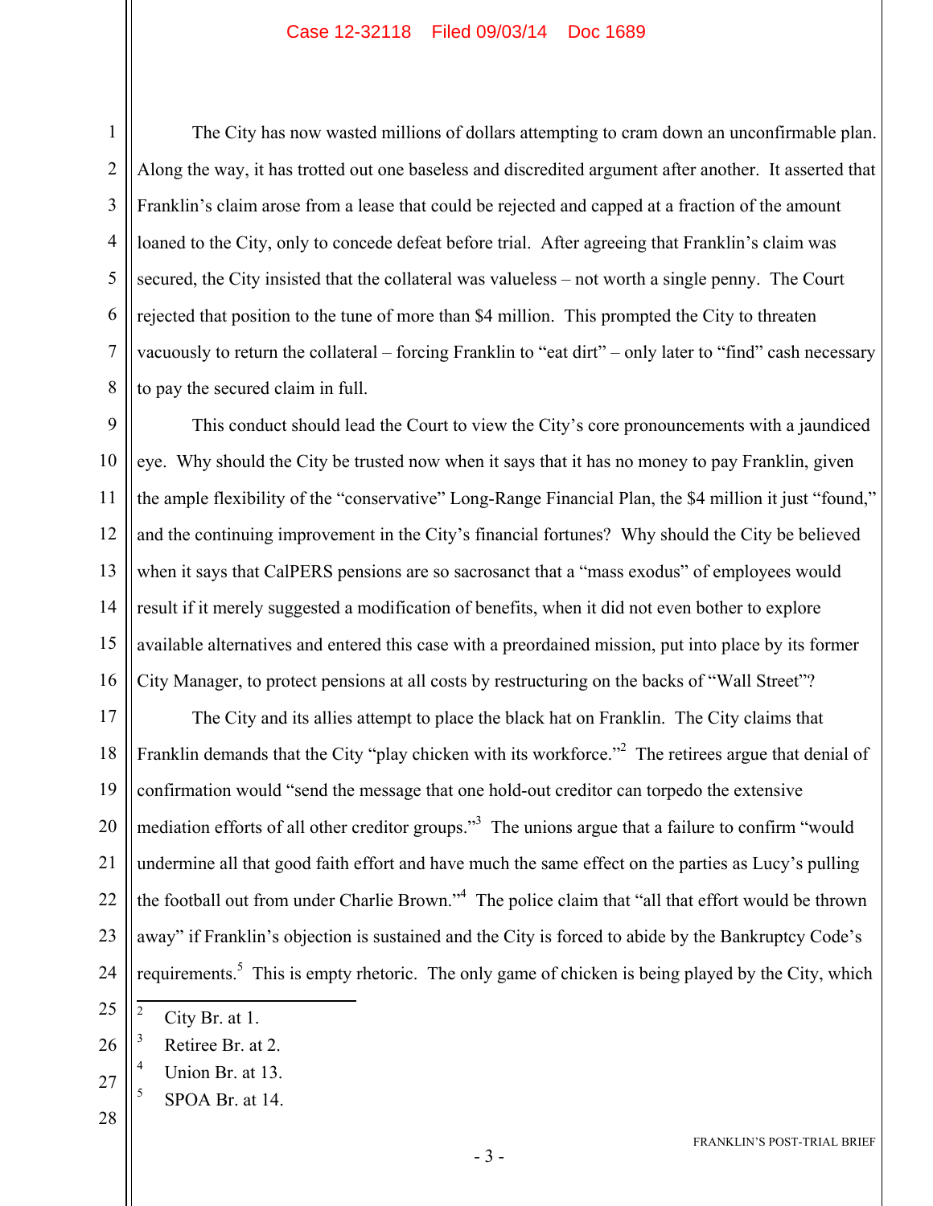The City has now wasted millions of dollars attempting to cram down an unconfirmable plan. Along the way, it has trotted out one baseless and discredited argument after another. It asserted that Franklin's claim arose from a lease that could be rejected and capped at a fraction of the amount loaned to the City, only to concede defeat before trial. After agreeing that Franklin's claim was secured, the City insisted that the collateral was valueless – not worth a single penny. The Court rejected that position to the tune of more than $4 million. This prompted the City to threaten vacuously to return the collateral – forcing Franklin to "eat dirt" – only later to "find" cash necessary to pay the secured claim in full.

This conduct should lead the Court to view the City's core pronouncements with a jaundiced eye. Why should the City be trusted now when it says that it has no money to pay Franklin, given the ample flexibility of the "conservative" Long-Range Financial Plan, the $4 million it just "found," and the continuing improvement in the City's financial fortunes? Why should the City be believed when it says that CalPERS pensions are so sacrosanct that a "mass exodus" of employees would result if it merely suggested a modification of benefits, when it did not even bother to explore available alternatives and entered this case with a preordained mission, put into place by its former City Manager, to protect pensions at all costs by restructuring on the backs of "Wall Street"?

The City and its allies attempt to place the black hat on Franklin. The City claims that Franklin demands that the City "play chicken with its workforce."[2] The retirees argue that denial of confirmation would "send the message that one hold-out creditor can torpedo the extensive mediation efforts of all other creditor groups."[3] The unions argue that a failure to confirm "would undermine all that good faith effort and have much the same effect on the parties as Lucy's pulling the football out from under Charlie Brown."[4] The police claim that "all that effort would be thrown away" if Franklin's objection is sustained and the City is forced to abide by the Bankruptcy Code's requirements.[5] This is empty rhetoric. The only game of chicken is being played by the City, which

---

[2] City Br. at 1.

[3] Retiree Br. at 2.

[4] Union Br. at 13.

[5] SPOA Br. at 14.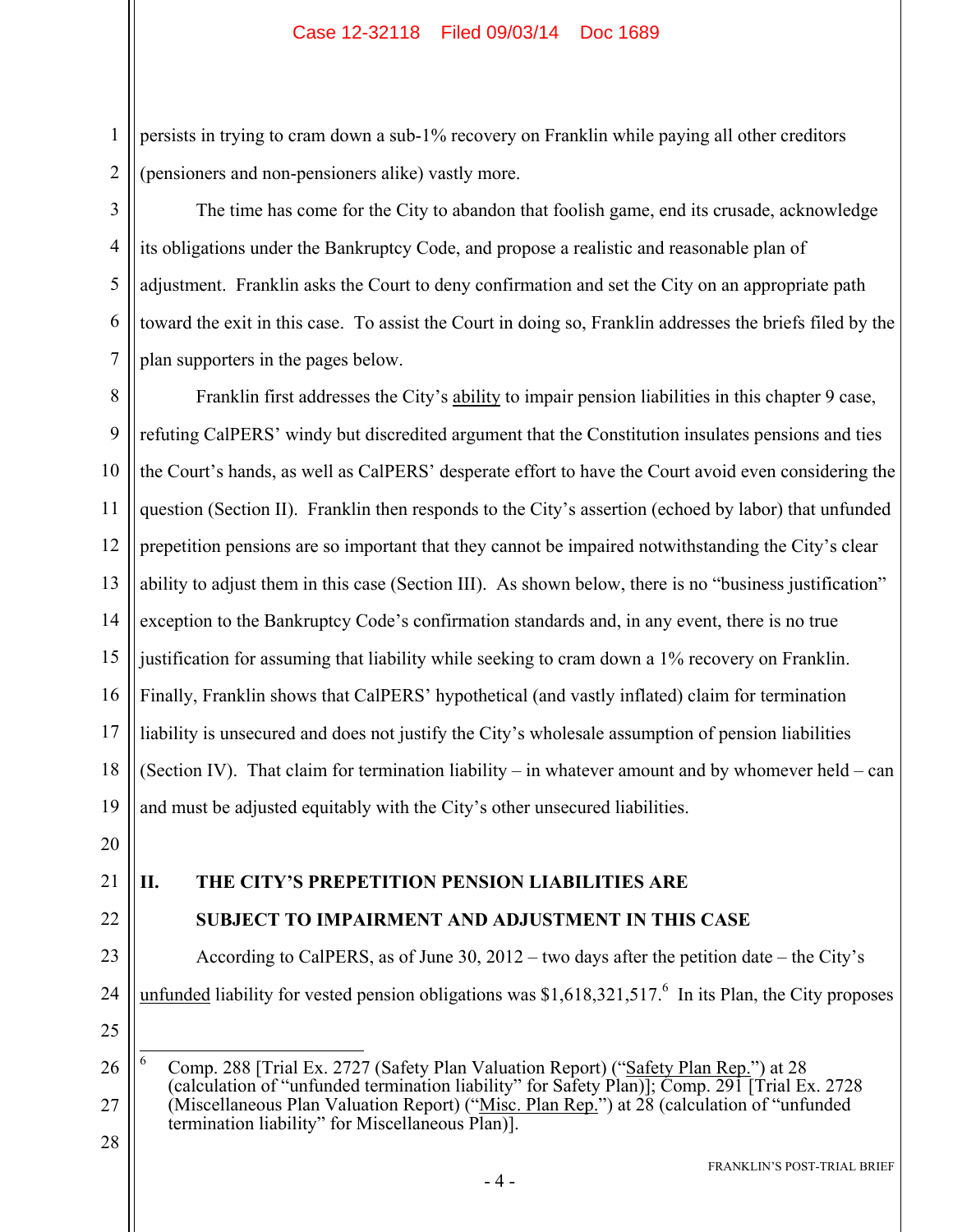persists in trying to cram down a sub-1% recovery on Franklin while paying all other creditors (pensioners and non-pensioners alike) vastly more.

The time has come for the City to abandon that foolish game, end its crusade, acknowledge its obligations under the Bankruptcy Code, and propose a realistic and reasonable plan of adjustment. Franklin asks the Court to deny confirmation and set the City on an appropriate path toward the exit in this case. To assist the Court in doing so, Franklin addresses the briefs filed by the plan supporters in the pages below.

Franklin first addresses the City's ability to impair pension liabilities in this chapter 9 case, refuting CalPERS' windy but discredited argument that the Constitution insulates pensions and ties the Court's hands, as well as CalPERS' desperate effort to have the Court avoid even considering the question (Section II). Franklin then responds to the City's assertion (echoed by labor) that unfunded prepetition pensions are so important that they cannot be impaired notwithstanding the City's clear ability to adjust them in this case (Section III). As shown below, there is no "business justification" exception to the Bankruptcy Code's confirmation standards and, in any event, there is no true justification for assuming that liability while seeking to cram down a 1% recovery on Franklin. Finally, Franklin shows that CalPERS' hypothetical (and vastly inflated) claim for termination liability is unsecured and does not justify the City's wholesale assumption of pension liabilities (Section IV). That claim for termination liability – in whatever amount and by whomever held – can and must be adjusted equitably with the City's other unsecured liabilities.

## II. THE CITY'S PREPETITION PENSION LIABILITIES ARE SUBJECT TO IMPAIRMENT AND ADJUSTMENT IN THIS CASE

According to CalPERS, as of June 30, 2012 – two days after the petition date – the City's unfunded liability for vested pension obligations was $1,618,321,517.[6] In its Plan, the City proposes

[6] Comp. 288 [Trial Ex. 2727 (Safety Plan Valuation Report) ("Safety Plan Rep.") at 28 (calculation of "unfunded termination liability" for Safety Plan)]; Comp. 291 [Trial Ex. 2728 (Miscellaneous Plan Valuation Report) ("Misc. Plan Rep.") at 28 (calculation of "unfunded termination liability" for Miscellaneous Plan)].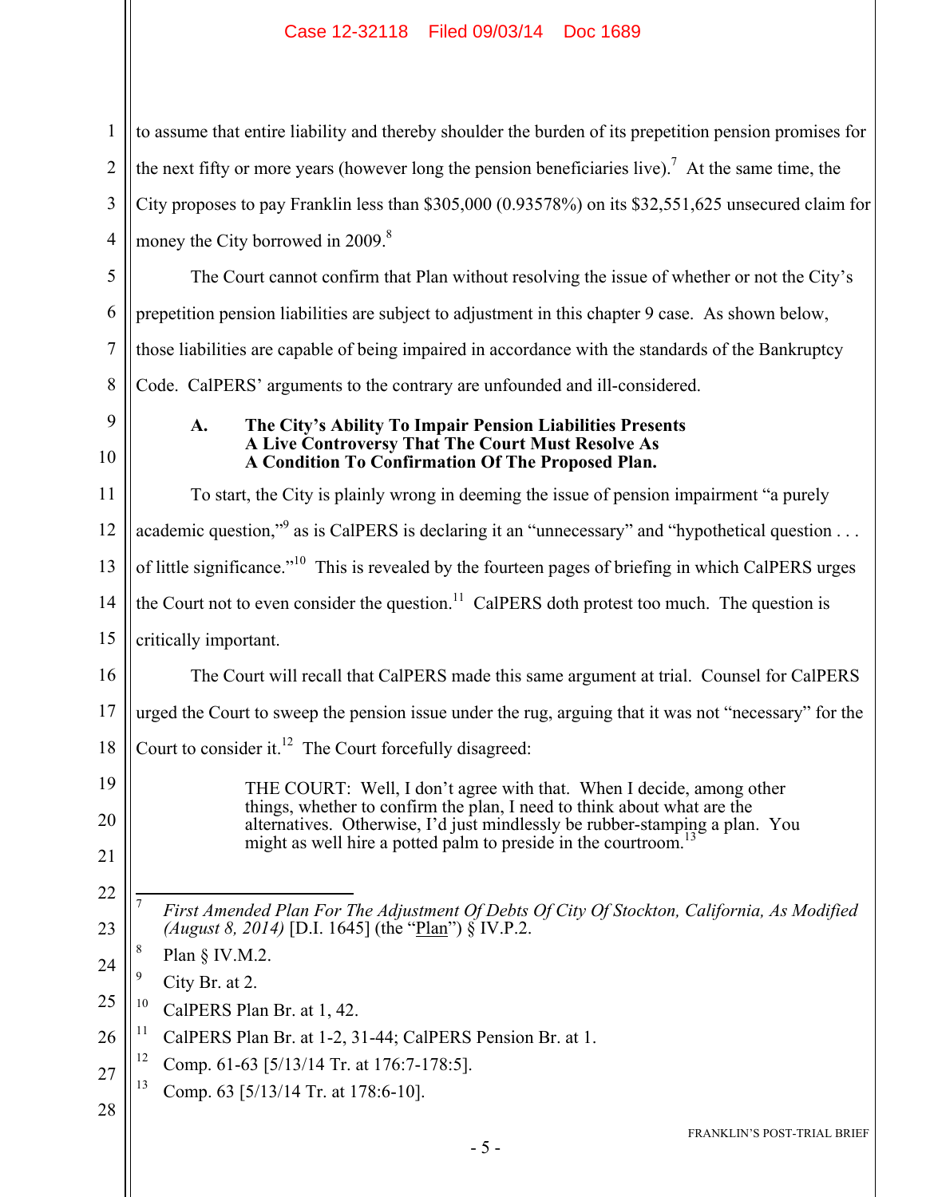to assume that entire liability and thereby shoulder the burden of its prepetition pension promises for the next fifty or more years (however long the pension beneficiaries live).[7] At the same time, the City proposes to pay Franklin less than $305,000 (0.93578%) on its $32,551,625 unsecured claim for money the City borrowed in 2009.[8]

The Court cannot confirm that Plan without resolving the issue of whether or not the City's prepetition pension liabilities are subject to adjustment in this chapter 9 case. As shown below, those liabilities are capable of being impaired in accordance with the standards of the Bankruptcy Code. CalPERS' arguments to the contrary are unfounded and ill-considered.

### A. The City's Ability To Impair Pension Liabilities Presents A Live Controversy That The Court Must Resolve As A Condition To Confirmation Of The Proposed Plan.

To start, the City is plainly wrong in deeming the issue of pension impairment "a purely academic question,"[9] as is CalPERS is declaring it an "unnecessary" and "hypothetical question . . . of little significance."[10] This is revealed by the fourteen pages of briefing in which CalPERS urges the Court not to even consider the question.[11] CalPERS doth protest too much. The question is critically important.

The Court will recall that CalPERS made this same argument at trial. Counsel for CalPERS urged the Court to sweep the pension issue under the rug, arguing that it was not "necessary" for the Court to consider it.[12] The Court forcefully disagreed:

> THE COURT: Well, I don't agree with that. When I decide, among other things, whether to confirm the plan, I need to think about what are the alternatives. Otherwise, I'd just mindlessly be rubber-stamping a plan. You might as well hire a potted palm to preside in the courtroom.[13]

---

[7] *First Amended Plan For The Adjustment Of Debts Of City Of Stockton, California, As Modified (August 8, 2014)* [D.I. 1645] (the "Plan") § IV.P.2.

[8] Plan § IV.M.2.

[9] City Br. at 2.

[10] CalPERS Plan Br. at 1, 42.

[11] CalPERS Plan Br. at 1-2, 31-44; CalPERS Pension Br. at 1.

[12] Comp. 61-63 [5/13/14 Tr. at 176:7-178:5].

[13] Comp. 63 [5/13/14 Tr. at 178:6-10].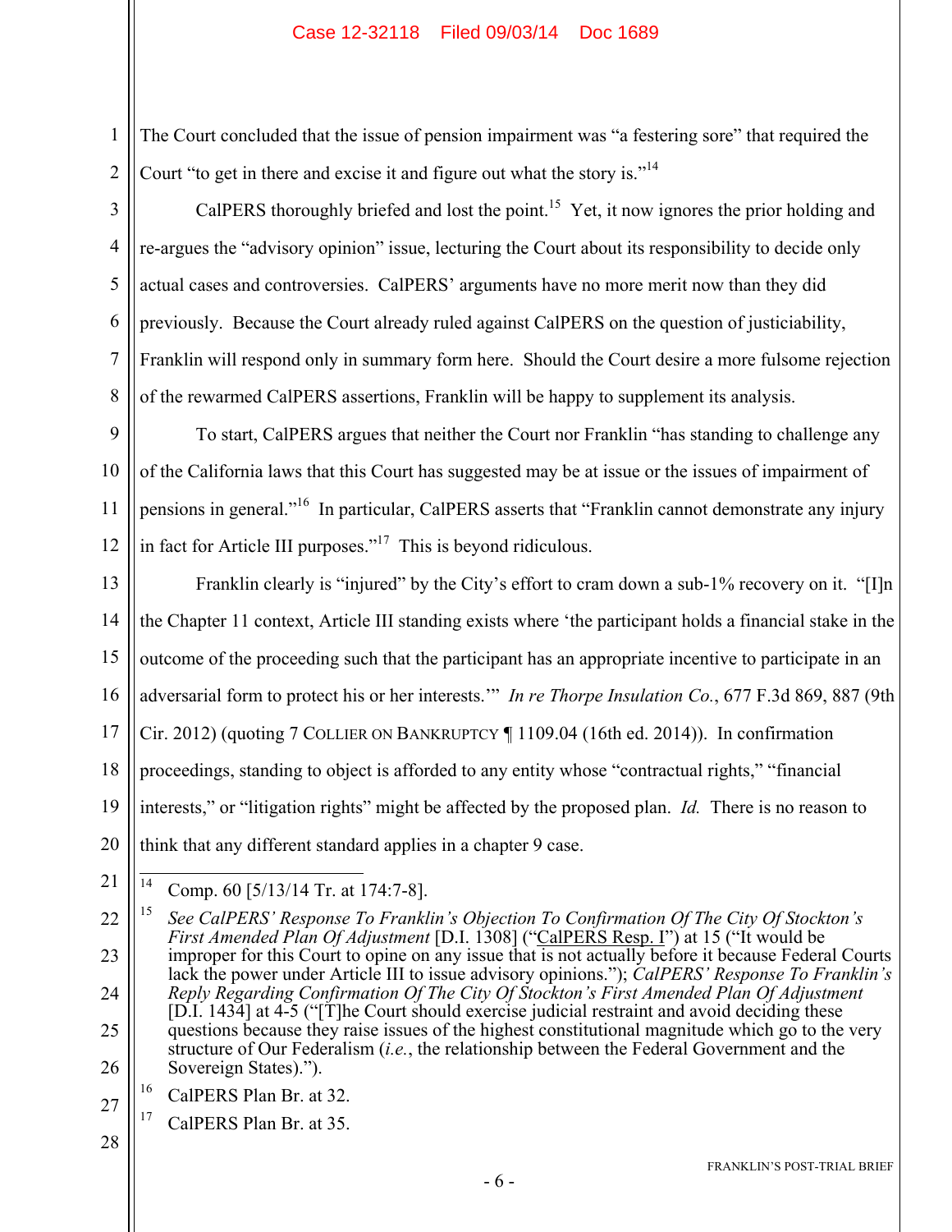The Court concluded that the issue of pension impairment was "a festering sore" that required the Court "to get in there and excise it and figure out what the story is."[14]

CalPERS thoroughly briefed and lost the point.[15] Yet, it now ignores the prior holding and re-argues the "advisory opinion" issue, lecturing the Court about its responsibility to decide only actual cases and controversies. CalPERS' arguments have no more merit now than they did previously. Because the Court already ruled against CalPERS on the question of justiciability, Franklin will respond only in summary form here. Should the Court desire a more fulsome rejection of the rewarmed CalPERS assertions, Franklin will be happy to supplement its analysis.

To start, CalPERS argues that neither the Court nor Franklin "has standing to challenge any of the California laws that this Court has suggested may be at issue or the issues of impairment of pensions in general."[16] In particular, CalPERS asserts that "Franklin cannot demonstrate any injury in fact for Article III purposes."[17] This is beyond ridiculous.

Franklin clearly is "injured" by the City's effort to cram down a sub-1% recovery on it. "[I]n the Chapter 11 context, Article III standing exists where 'the participant holds a financial stake in the outcome of the proceeding such that the participant has an appropriate incentive to participate in an adversarial form to protect his or her interests.'" *In re Thorpe Insulation Co.*, 677 F.3d 869, 887 (9th Cir. 2012) (quoting 7 COLLIER ON BANKRUPTCY ¶ 1109.04 (16th ed. 2014)). In confirmation proceedings, standing to object is afforded to any entity whose "contractual rights," "financial interests," or "litigation rights" might be affected by the proposed plan. *Id.* There is no reason to think that any different standard applies in a chapter 9 case.

---

[14] Comp. 60 [5/13/14 Tr. at 174:7-8].

[15] *See CalPERS' Response To Franklin's Objection To Confirmation Of The City Of Stockton's First Amended Plan Of Adjustment* [D.I. 1308] ("CalPERS Resp. I") at 15 ("It would be improper for this Court to opine on any issue that is not actually before it because Federal Courts lack the power under Article III to issue advisory opinions."); *CalPERS' Response To Franklin's Reply Regarding Confirmation Of The City Of Stockton's First Amended Plan Of Adjustment* [D.I. 1434] at 4-5 ("[T]he Court should exercise judicial restraint and avoid deciding these questions because they raise issues of the highest constitutional magnitude which go to the very structure of Our Federalism (*i.e.*, the relationship between the Federal Government and the Sovereign States).").

[16] CalPERS Plan Br. at 32.

[17] CalPERS Plan Br. at 35.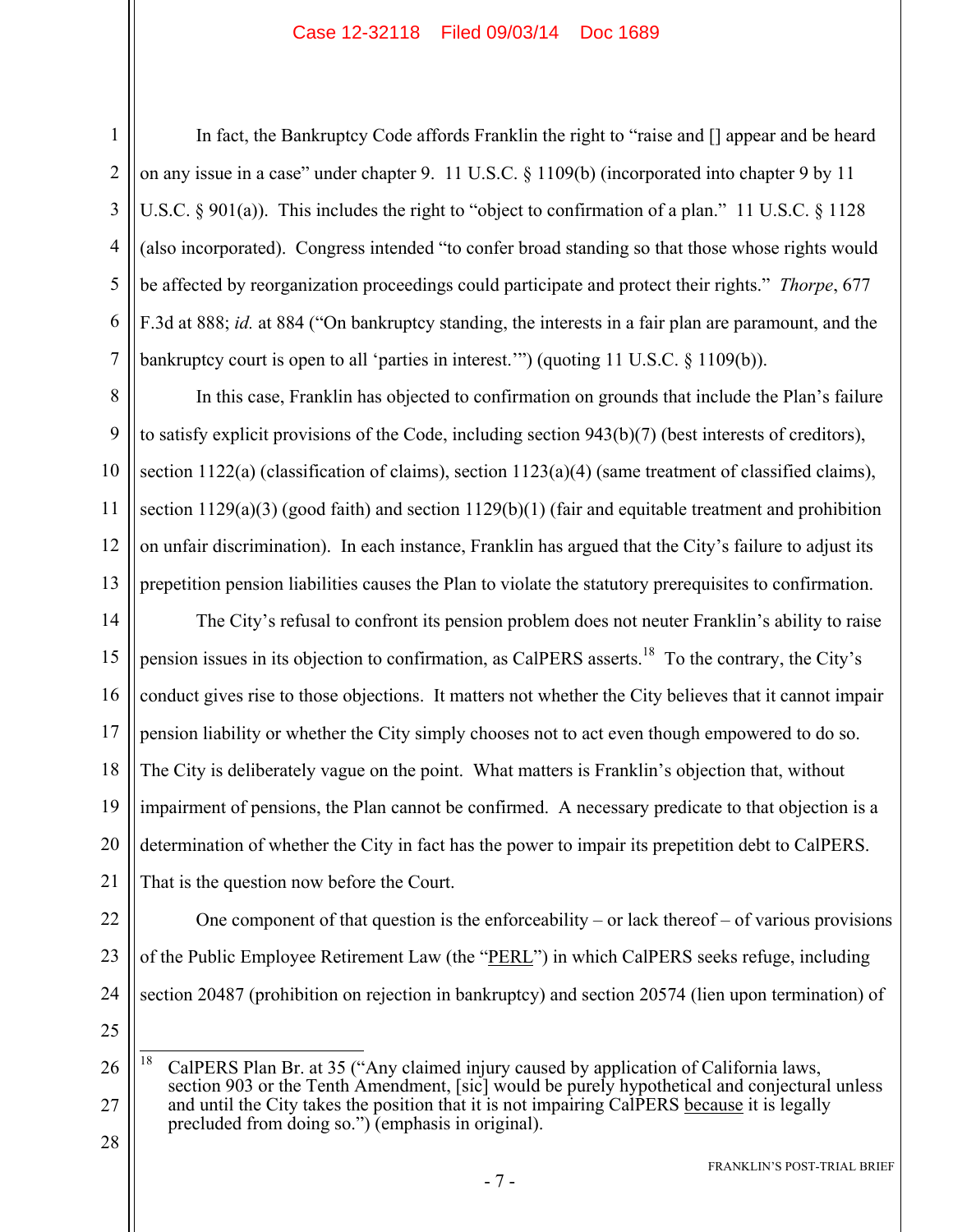In fact, the Bankruptcy Code affords Franklin the right to "raise and [] appear and be heard on any issue in a case" under chapter 9. 11 U.S.C. § 1109(b) (incorporated into chapter 9 by 11 U.S.C. § 901(a)). This includes the right to "object to confirmation of a plan." 11 U.S.C. § 1128 (also incorporated). Congress intended "to confer broad standing so that those whose rights would be affected by reorganization proceedings could participate and protect their rights." *Thorpe*, 677 F.3d at 888; *id.* at 884 ("On bankruptcy standing, the interests in a fair plan are paramount, and the bankruptcy court is open to all 'parties in interest.'") (quoting 11 U.S.C. § 1109(b)).

In this case, Franklin has objected to confirmation on grounds that include the Plan's failure to satisfy explicit provisions of the Code, including section 943(b)(7) (best interests of creditors), section 1122(a) (classification of claims), section 1123(a)(4) (same treatment of classified claims), section 1129(a)(3) (good faith) and section 1129(b)(1) (fair and equitable treatment and prohibition on unfair discrimination). In each instance, Franklin has argued that the City's failure to adjust its prepetition pension liabilities causes the Plan to violate the statutory prerequisites to confirmation.

The City's refusal to confront its pension problem does not neuter Franklin's ability to raise pension issues in its objection to confirmation, as CalPERS asserts.[18] To the contrary, the City's conduct gives rise to those objections. It matters not whether the City believes that it cannot impair pension liability or whether the City simply chooses not to act even though empowered to do so. The City is deliberately vague on the point. What matters is Franklin's objection that, without impairment of pensions, the Plan cannot be confirmed. A necessary predicate to that objection is a determination of whether the City in fact has the power to impair its prepetition debt to CalPERS. That is the question now before the Court.

One component of that question is the enforceability – or lack thereof – of various provisions of the Public Employee Retirement Law (the "PERL") in which CalPERS seeks refuge, including section 20487 (prohibition on rejection in bankruptcy) and section 20574 (lien upon termination) of

---

[18] CalPERS Plan Br. at 35 ("Any claimed injury caused by application of California laws, section 903 or the Tenth Amendment, [sic] would be purely hypothetical and conjectural unless and until the City takes the position that it is not impairing CalPERS because it is legally precluded from doing so.") (emphasis in original).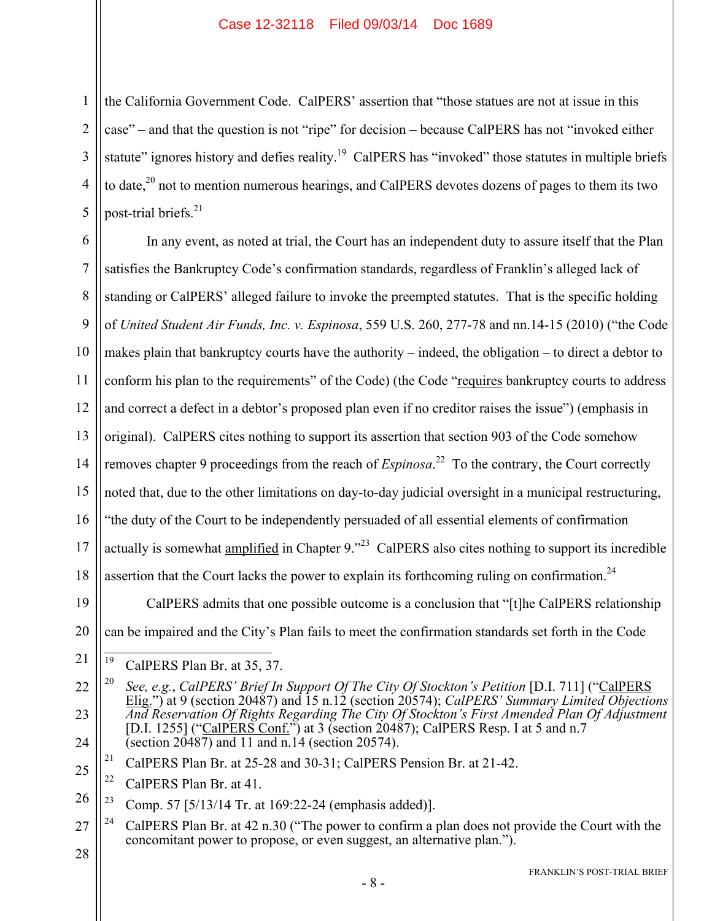the California Government Code. CalPERS' assertion that "those statues are not at issue in this case" – and that the question is not "ripe" for decision – because CalPERS has not "invoked either statute" ignores history and defies reality.[19] CalPERS has "invoked" those statutes in multiple briefs to date,[20] not to mention numerous hearings, and CalPERS devotes dozens of pages to them its two post-trial briefs.[21]

In any event, as noted at trial, the Court has an independent duty to assure itself that the Plan satisfies the Bankruptcy Code's confirmation standards, regardless of Franklin's alleged lack of standing or CalPERS' alleged failure to invoke the preempted statutes. That is the specific holding of *United Student Air Funds, Inc. v. Espinosa*, 559 U.S. 260, 277-78 and nn.14-15 (2010) ("the Code makes plain that bankruptcy courts have the authority – indeed, the obligation – to direct a debtor to conform his plan to the requirements" of the Code) (the Code "<u>requires</u> bankruptcy courts to address and correct a defect in a debtor's proposed plan even if no creditor raises the issue") (emphasis in original). CalPERS cites nothing to support its assertion that section 903 of the Code somehow removes chapter 9 proceedings from the reach of *Espinosa*.[22] To the contrary, the Court correctly noted that, due to the other limitations on day-to-day judicial oversight in a municipal restructuring, "the duty of the Court to be independently persuaded of all essential elements of confirmation actually is somewhat <u>amplified</u> in Chapter 9."[23] CalPERS also cites nothing to support its incredible assertion that the Court lacks the power to explain its forthcoming ruling on confirmation.[24]

CalPERS admits that one possible outcome is a conclusion that "[t]he CalPERS relationship can be impaired and the City's Plan fails to meet the confirmation standards set forth in the Code

---

[19] CalPERS Plan Br. at 35, 37.

[20] *See, e.g.*, *CalPERS' Brief In Support Of The City Of Stockton's Petition* [D.I. 711] ("<u>CalPERS Elig.</u>") at 9 (section 20487) and 15 n.12 (section 20574); *CalPERS' Summary Limited Objections And Reservation Of Rights Regarding The City Of Stockton's First Amended Plan Of Adjustment* [D.I. 1255] ("<u>CalPERS Conf.</u>") at 3 (section 20487); CalPERS Resp. I at 5 and n.7 (section 20487) and 11 and n.14 (section 20574).

[21] CalPERS Plan Br. at 25-28 and 30-31; CalPERS Pension Br. at 21-42.

[22] CalPERS Plan Br. at 41.

[23] Comp. 57 [5/13/14 Tr. at 169:22-24 (emphasis added)].

[24] CalPERS Plan Br. at 42 n.30 ("The power to confirm a plan does not provide the Court with the concomitant power to propose, or even suggest, an alternative plan.").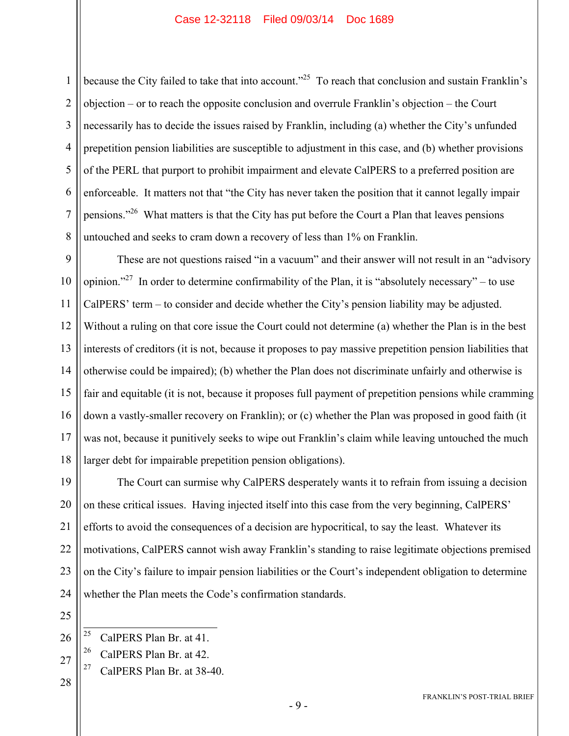because the City failed to take that into account."[25] To reach that conclusion and sustain Franklin's objection – or to reach the opposite conclusion and overrule Franklin's objection – the Court necessarily has to decide the issues raised by Franklin, including (a) whether the City's unfunded prepetition pension liabilities are susceptible to adjustment in this case, and (b) whether provisions of the PERL that purport to prohibit impairment and elevate CalPERS to a preferred position are enforceable. It matters not that "the City has never taken the position that it cannot legally impair pensions."[26] What matters is that the City has put before the Court a Plan that leaves pensions untouched and seeks to cram down a recovery of less than 1% on Franklin.

These are not questions raised "in a vacuum" and their answer will not result in an "advisory opinion."[27] In order to determine confirmability of the Plan, it is "absolutely necessary" – to use CalPERS' term – to consider and decide whether the City's pension liability may be adjusted. Without a ruling on that core issue the Court could not determine (a) whether the Plan is in the best interests of creditors (it is not, because it proposes to pay massive prepetition pension liabilities that otherwise could be impaired); (b) whether the Plan does not discriminate unfairly and otherwise is fair and equitable (it is not, because it proposes full payment of prepetition pensions while cramming down a vastly-smaller recovery on Franklin); or (c) whether the Plan was proposed in good faith (it was not, because it punitively seeks to wipe out Franklin's claim while leaving untouched the much larger debt for impairable prepetition pension obligations).

The Court can surmise why CalPERS desperately wants it to refrain from issuing a decision on these critical issues. Having injected itself into this case from the very beginning, CalPERS' efforts to avoid the consequences of a decision are hypocritical, to say the least. Whatever its motivations, CalPERS cannot wish away Franklin's standing to raise legitimate objections premised on the City's failure to impair pension liabilities or the Court's independent obligation to determine whether the Plan meets the Code's confirmation standards.

---

[25] CalPERS Plan Br. at 41.

[26] CalPERS Plan Br. at 42.

[27] CalPERS Plan Br. at 38-40.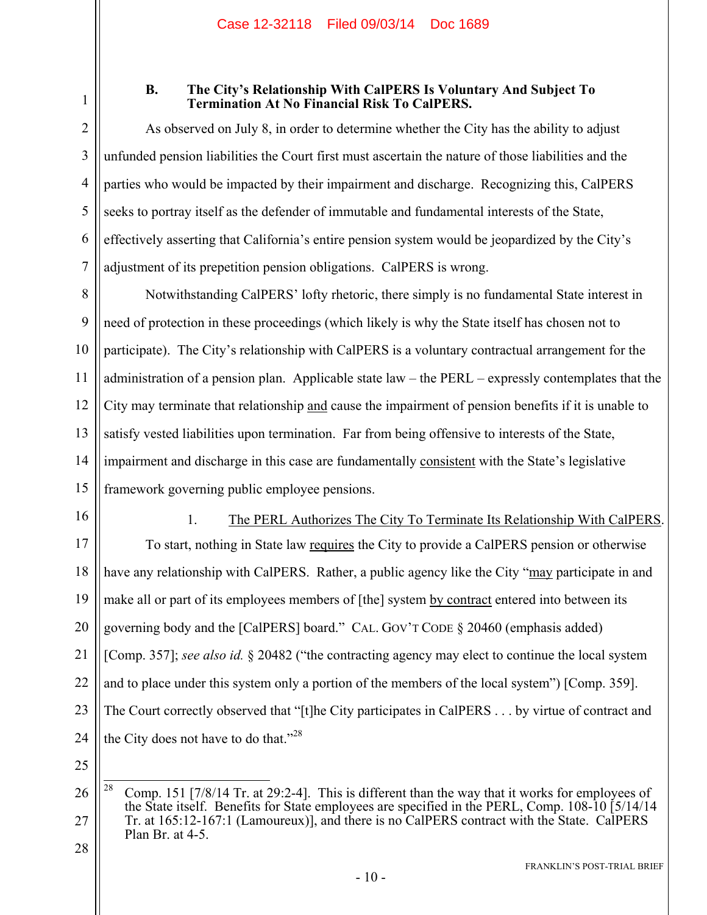### B. The City's Relationship With CalPERS Is Voluntary And Subject To Termination At No Financial Risk To CalPERS.

As observed on July 8, in order to determine whether the City has the ability to adjust unfunded pension liabilities the Court first must ascertain the nature of those liabilities and the parties who would be impacted by their impairment and discharge. Recognizing this, CalPERS seeks to portray itself as the defender of immutable and fundamental interests of the State, effectively asserting that California's entire pension system would be jeopardized by the City's adjustment of its prepetition pension obligations. CalPERS is wrong.

Notwithstanding CalPERS' lofty rhetoric, there simply is no fundamental State interest in need of protection in these proceedings (which likely is why the State itself has chosen not to participate). The City's relationship with CalPERS is a voluntary contractual arrangement for the administration of a pension plan. Applicable state law – the PERL – expressly contemplates that the City may terminate that relationship and cause the impairment of pension benefits if it is unable to satisfy vested liabilities upon termination. Far from being offensive to interests of the State, impairment and discharge in this case are fundamentally consistent with the State's legislative framework governing public employee pensions.

#### 1. The PERL Authorizes The City To Terminate Its Relationship With CalPERS.

To start, nothing in State law requires the City to provide a CalPERS pension or otherwise have any relationship with CalPERS. Rather, a public agency like the City "may participate in and make all or part of its employees members of [the] system by contract entered into between its governing body and the [CalPERS] board." CAL. GOV'T CODE § 20460 (emphasis added) [Comp. 357]; *see also id.* § 20482 ("the contracting agency may elect to continue the local system and to place under this system only a portion of the members of the local system") [Comp. 359]. The Court correctly observed that "[t]he City participates in CalPERS . . . by virtue of contract and the City does not have to do that."[28]

---

[28] Comp. 151 [7/8/14 Tr. at 29:2-4]. This is different than the way that it works for employees of the State itself. Benefits for State employees are specified in the PERL, Comp. 108-10 [5/14/14 Tr. at 165:12-167:1 (Lamoureux)], and there is no CalPERS contract with the State. CalPERS Plan Br. at 4-5.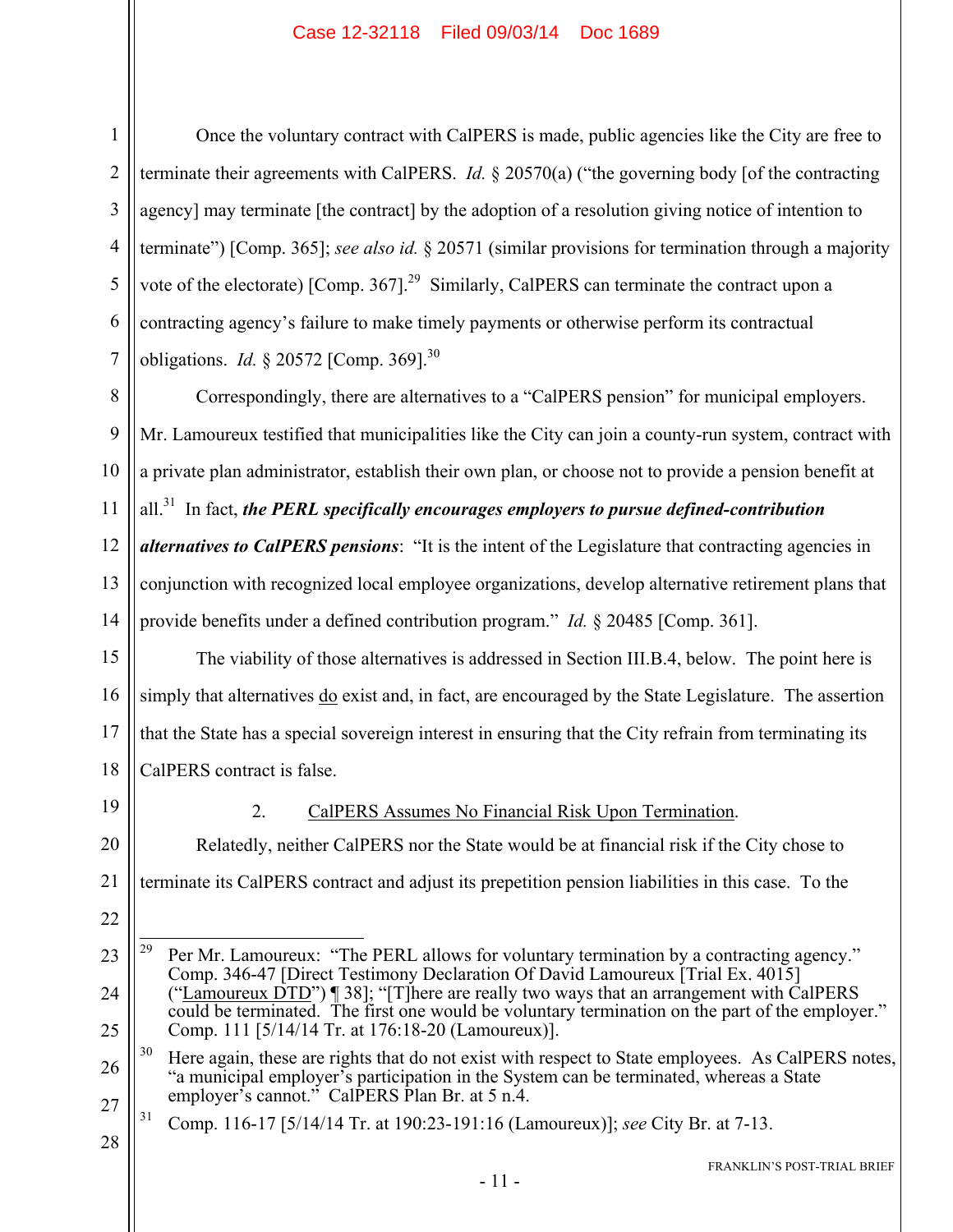Once the voluntary contract with CalPERS is made, public agencies like the City are free to terminate their agreements with CalPERS. *Id.* § 20570(a) ("the governing body [of the contracting agency] may terminate [the contract] by the adoption of a resolution giving notice of intention to terminate") [Comp. 365]; *see also id.* § 20571 (similar provisions for termination through a majority vote of the electorate) [Comp. 367].[29] Similarly, CalPERS can terminate the contract upon a contracting agency's failure to make timely payments or otherwise perform its contractual obligations. *Id.* § 20572 [Comp. 369].[30]

Correspondingly, there are alternatives to a "CalPERS pension" for municipal employers. Mr. Lamoureux testified that municipalities like the City can join a county-run system, contract with a private plan administrator, establish their own plan, or choose not to provide a pension benefit at all.[31] In fact, ***the PERL specifically encourages employers to pursue defined-contribution alternatives to CalPERS pensions***: "It is the intent of the Legislature that contracting agencies in conjunction with recognized local employee organizations, develop alternative retirement plans that provide benefits under a defined contribution program." *Id.* § 20485 [Comp. 361].

The viability of those alternatives is addressed in Section III.B.4, below. The point here is simply that alternatives <u>do</u> exist and, in fact, are encouraged by the State Legislature. The assertion that the State has a special sovereign interest in ensuring that the City refrain from terminating its CalPERS contract is false.

2. <u>CalPERS Assumes No Financial Risk Upon Termination</u>.

Relatedly, neither CalPERS nor the State would be at financial risk if the City chose to terminate its CalPERS contract and adjust its prepetition pension liabilities in this case. To the

---

[29] Per Mr. Lamoureux: "The PERL allows for voluntary termination by a contracting agency." Comp. 346-47 [Direct Testimony Declaration Of David Lamoureux [Trial Ex. 4015] ("<u>Lamoureux DTD</u>") ¶ 38]; "[T]here are really two ways that an arrangement with CalPERS could be terminated. The first one would be voluntary termination on the part of the employer." Comp. 111 [5/14/14 Tr. at 176:18-20 (Lamoureux)].

[30] Here again, these are rights that do not exist with respect to State employees. As CalPERS notes, "a municipal employer's participation in the System can be terminated, whereas a State employer's cannot." CalPERS Plan Br. at 5 n.4.

[31] Comp. 116-17 [5/14/14 Tr. at 190:23-191:16 (Lamoureux)]; *see* City Br. at 7-13.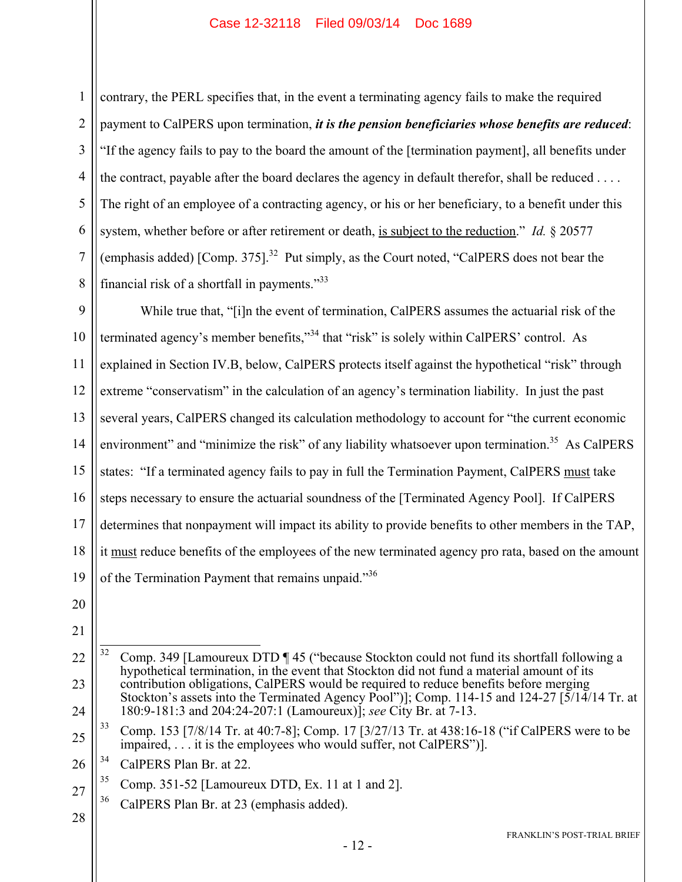contrary, the PERL specifies that, in the event a terminating agency fails to make the required payment to CalPERS upon termination, ***it is the pension beneficiaries whose benefits are reduced***: "If the agency fails to pay to the board the amount of the [termination payment], all benefits under the contract, payable after the board declares the agency in default therefor, shall be reduced . . . . The right of an employee of a contracting agency, or his or her beneficiary, to a benefit under this system, whether before or after retirement or death, <u>is subject to the reduction</u>." *Id.* § 20577 (emphasis added) [Comp. 375].[32] Put simply, as the Court noted, "CalPERS does not bear the financial risk of a shortfall in payments."[33]

While true that, "[i]n the event of termination, CalPERS assumes the actuarial risk of the terminated agency's member benefits,"[34] that "risk" is solely within CalPERS' control. As explained in Section IV.B, below, CalPERS protects itself against the hypothetical "risk" through extreme "conservatism" in the calculation of an agency's termination liability. In just the past several years, CalPERS changed its calculation methodology to account for "the current economic environment" and "minimize the risk" of any liability whatsoever upon termination.[35] As CalPERS states: "If a terminated agency fails to pay in full the Termination Payment, CalPERS <u>must</u> take steps necessary to ensure the actuarial soundness of the [Terminated Agency Pool]. If CalPERS determines that nonpayment will impact its ability to provide benefits to other members in the TAP, it <u>must</u> reduce benefits of the employees of the new terminated agency pro rata, based on the amount of the Termination Payment that remains unpaid."[36]

---

[32] Comp. 349 [Lamoureux DTD ¶ 45 ("because Stockton could not fund its shortfall following a hypothetical termination, in the event that Stockton did not fund a material amount of its contribution obligations, CalPERS would be required to reduce benefits before merging Stockton's assets into the Terminated Agency Pool")]; Comp. 114-15 and 124-27 [5/14/14 Tr. at 180:9-181:3 and 204:24-207:1 (Lamoureux)]; *see* City Br. at 7-13.

[33] Comp. 153 [7/8/14 Tr. at 40:7-8]; Comp. 17 [3/27/13 Tr. at 438:16-18 ("if CalPERS were to be impaired, . . . it is the employees who would suffer, not CalPERS")].

[34] CalPERS Plan Br. at 22.

[35] Comp. 351-52 [Lamoureux DTD, Ex. 11 at 1 and 2].

[36] CalPERS Plan Br. at 23 (emphasis added).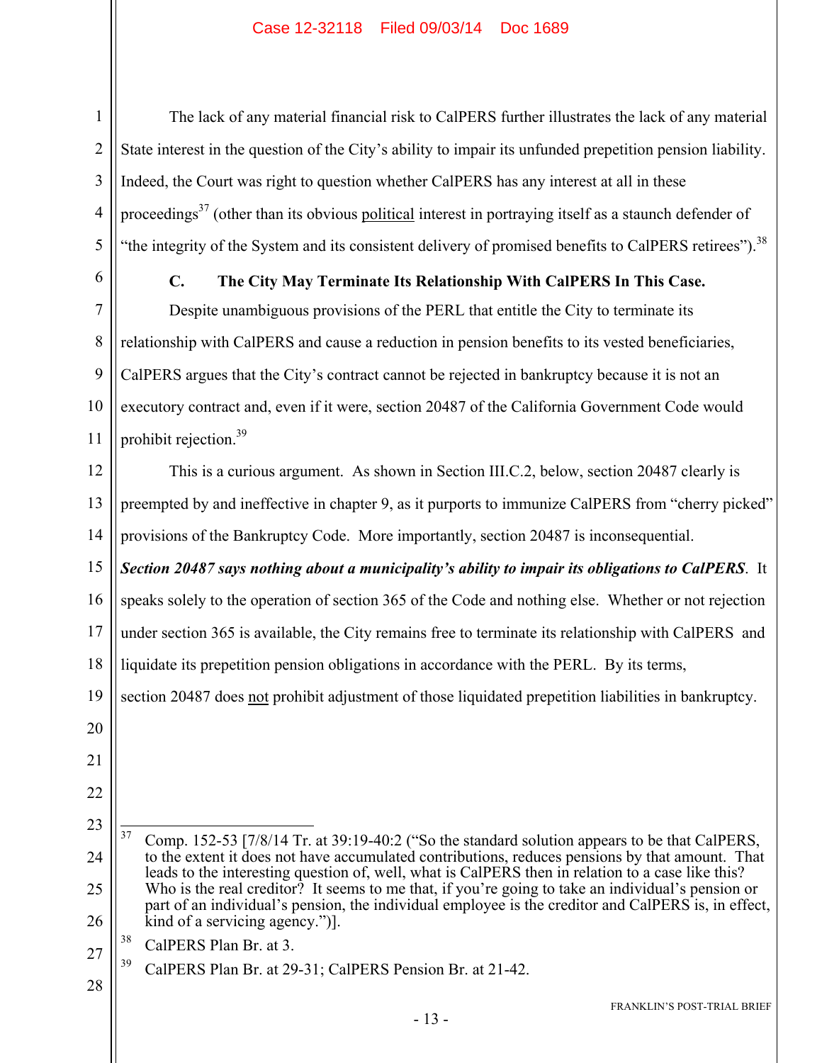The lack of any material financial risk to CalPERS further illustrates the lack of any material State interest in the question of the City's ability to impair its unfunded prepetition pension liability. Indeed, the Court was right to question whether CalPERS has any interest at all in these proceedings[37] (other than its obvious political interest in portraying itself as a staunch defender of "the integrity of the System and its consistent delivery of promised benefits to CalPERS retirees").[38]

### C. The City May Terminate Its Relationship With CalPERS In This Case.

Despite unambiguous provisions of the PERL that entitle the City to terminate its relationship with CalPERS and cause a reduction in pension benefits to its vested beneficiaries, CalPERS argues that the City's contract cannot be rejected in bankruptcy because it is not an executory contract and, even if it were, section 20487 of the California Government Code would prohibit rejection.[39]

This is a curious argument. As shown in Section III.C.2, below, section 20487 clearly is preempted by and ineffective in chapter 9, as it purports to immunize CalPERS from "cherry picked" provisions of the Bankruptcy Code. More importantly, section 20487 is inconsequential. ***Section 20487 says nothing about a municipality's ability to impair its obligations to CalPERS***. It speaks solely to the operation of section 365 of the Code and nothing else. Whether or not rejection under section 365 is available, the City remains free to terminate its relationship with CalPERS and liquidate its prepetition pension obligations in accordance with the PERL. By its terms, section 20487 does not prohibit adjustment of those liquidated prepetition liabilities in bankruptcy.

---

[37] Comp. 152-53 [7/8/14 Tr. at 39:19-40:2 ("So the standard solution appears to be that CalPERS, to the extent it does not have accumulated contributions, reduces pensions by that amount. That leads to the interesting question of, well, what is CalPERS then in relation to a case like this? Who is the real creditor? It seems to me that, if you're going to take an individual's pension or part of an individual's pension, the individual employee is the creditor and CalPERS is, in effect, kind of a servicing agency.")].

[38] CalPERS Plan Br. at 3.

[39] CalPERS Plan Br. at 29-31; CalPERS Pension Br. at 21-42.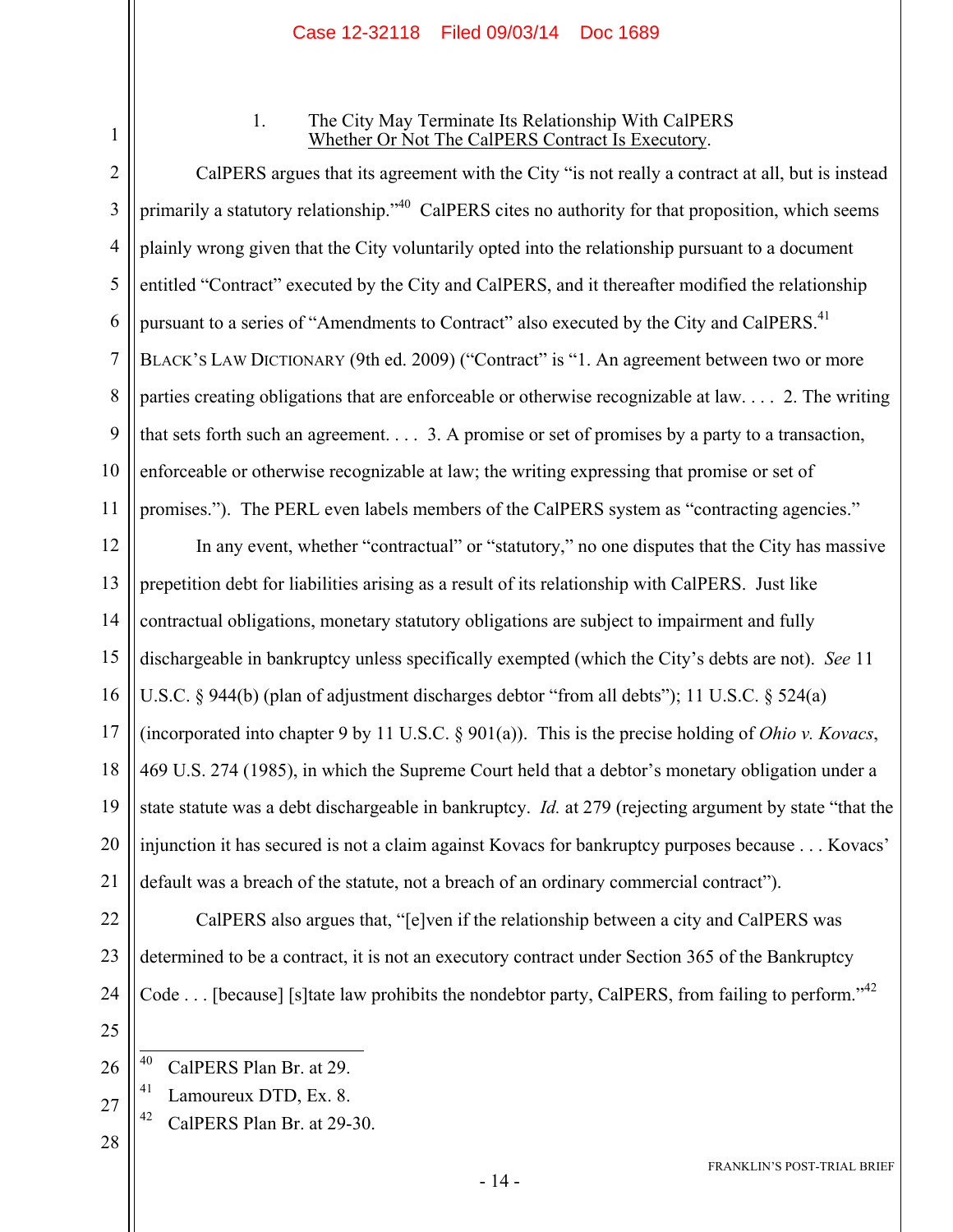1. The City May Terminate Its Relationship With CalPERS Whether Or Not The CalPERS Contract Is Executory.

CalPERS argues that its agreement with the City "is not really a contract at all, but is instead primarily a statutory relationship."[40] CalPERS cites no authority for that proposition, which seems plainly wrong given that the City voluntarily opted into the relationship pursuant to a document entitled "Contract" executed by the City and CalPERS, and it thereafter modified the relationship pursuant to a series of "Amendments to Contract" also executed by the City and CalPERS.[41] BLACK'S LAW DICTIONARY (9th ed. 2009) ("Contract" is "1. An agreement between two or more parties creating obligations that are enforceable or otherwise recognizable at law. . . . 2. The writing that sets forth such an agreement. . . . 3. A promise or set of promises by a party to a transaction, enforceable or otherwise recognizable at law; the writing expressing that promise or set of promises."). The PERL even labels members of the CalPERS system as "contracting agencies."

In any event, whether "contractual" or "statutory," no one disputes that the City has massive prepetition debt for liabilities arising as a result of its relationship with CalPERS. Just like contractual obligations, monetary statutory obligations are subject to impairment and fully dischargeable in bankruptcy unless specifically exempted (which the City's debts are not). *See* 11 U.S.C. § 944(b) (plan of adjustment discharges debtor "from all debts"); 11 U.S.C. § 524(a) (incorporated into chapter 9 by 11 U.S.C. § 901(a)). This is the precise holding of *Ohio v. Kovacs*, 469 U.S. 274 (1985), in which the Supreme Court held that a debtor's monetary obligation under a state statute was a debt dischargeable in bankruptcy. *Id.* at 279 (rejecting argument by state "that the injunction it has secured is not a claim against Kovacs for bankruptcy purposes because . . . Kovacs' default was a breach of the statute, not a breach of an ordinary commercial contract").

CalPERS also argues that, "[e]ven if the relationship between a city and CalPERS was determined to be a contract, it is not an executory contract under Section 365 of the Bankruptcy Code . . . [because] [s]tate law prohibits the nondebtor party, CalPERS, from failing to perform."[42]

---

[40] CalPERS Plan Br. at 29.

[41] Lamoureux DTD, Ex. 8.

[42] CalPERS Plan Br. at 29-30.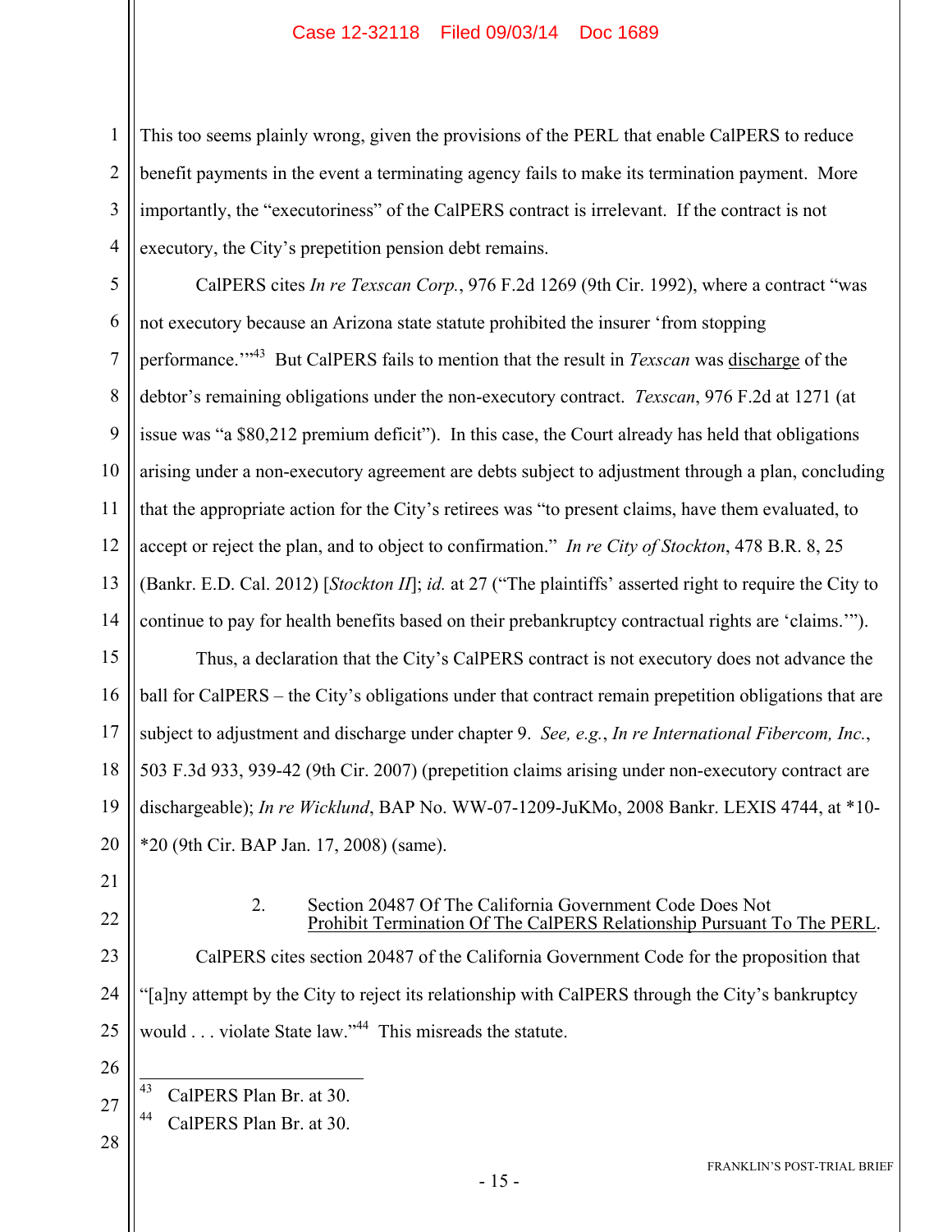This too seems plainly wrong, given the provisions of the PERL that enable CalPERS to reduce benefit payments in the event a terminating agency fails to make its termination payment. More importantly, the "executoriness" of the CalPERS contract is irrelevant. If the contract is not executory, the City's prepetition pension debt remains.

CalPERS cites *In re Texscan Corp.*, 976 F.2d 1269 (9th Cir. 1992), where a contract "was not executory because an Arizona state statute prohibited the insurer 'from stopping performance.'"[43] But CalPERS fails to mention that the result in *Texscan* was discharge of the debtor's remaining obligations under the non-executory contract. *Texscan*, 976 F.2d at 1271 (at issue was "a $80,212 premium deficit"). In this case, the Court already has held that obligations arising under a non-executory agreement are debts subject to adjustment through a plan, concluding that the appropriate action for the City's retirees was "to present claims, have them evaluated, to accept or reject the plan, and to object to confirmation." *In re City of Stockton*, 478 B.R. 8, 25 (Bankr. E.D. Cal. 2012) [*Stockton II*]; *id.* at 27 ("The plaintiffs' asserted right to require the City to continue to pay for health benefits based on their prebankruptcy contractual rights are 'claims.'").

Thus, a declaration that the City's CalPERS contract is not executory does not advance the ball for CalPERS – the City's obligations under that contract remain prepetition obligations that are subject to adjustment and discharge under chapter 9. *See, e.g.*, *In re International Fibercom, Inc.*, 503 F.3d 933, 939-42 (9th Cir. 2007) (prepetition claims arising under non-executory contract are dischargeable); *In re Wicklund*, BAP No. WW-07-1209-JuKMo, 2008 Bankr. LEXIS 4744, at *10-*20 (9th Cir. BAP Jan. 17, 2008) (same).

### 2. Section 20487 Of The California Government Code Does Not Prohibit Termination Of The CalPERS Relationship Pursuant To The PERL.

CalPERS cites section 20487 of the California Government Code for the proposition that "[a]ny attempt by the City to reject its relationship with CalPERS through the City's bankruptcy would . . . violate State law."[44] This misreads the statute.

---

[43] CalPERS Plan Br. at 30.

[44] CalPERS Plan Br. at 30.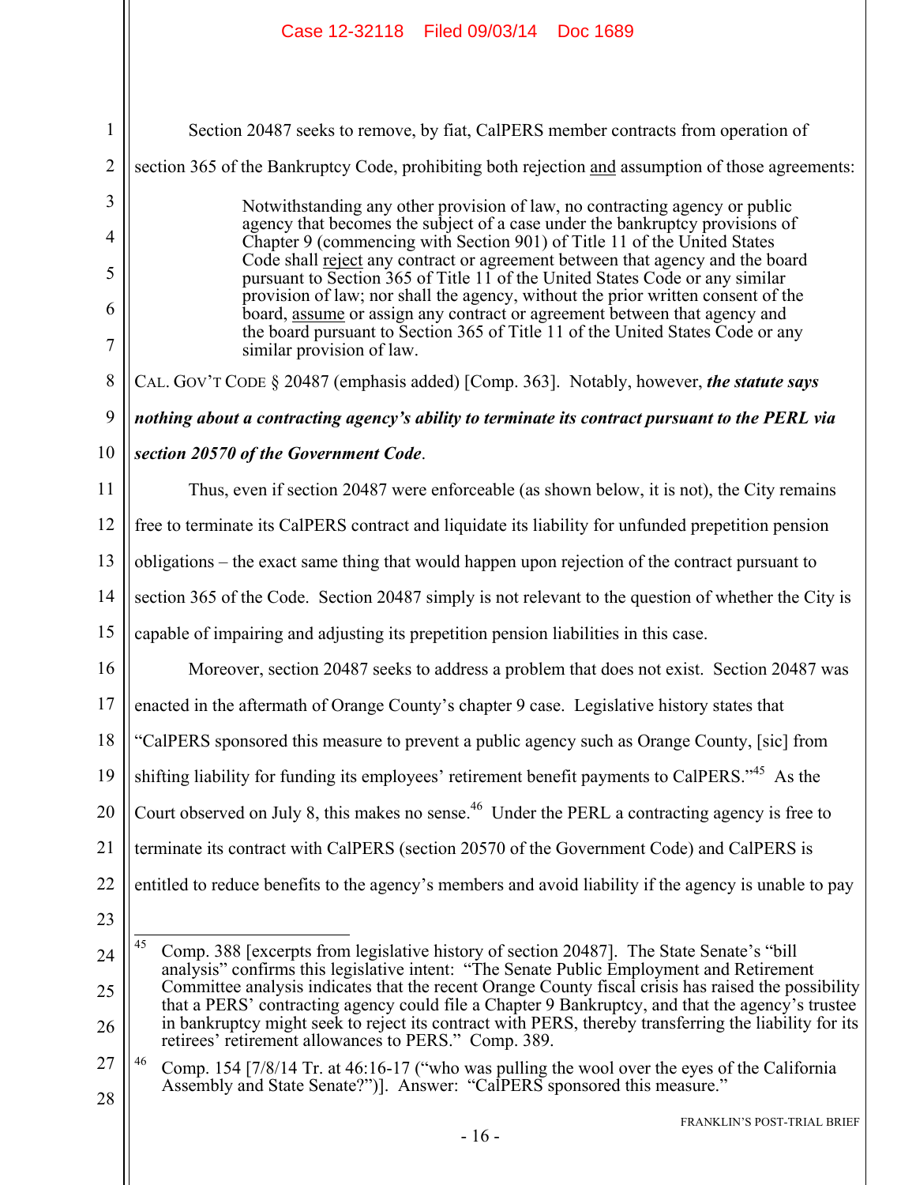Section 20487 seeks to remove, by fiat, CalPERS member contracts from operation of section 365 of the Bankruptcy Code, prohibiting both rejection and assumption of those agreements:

> Notwithstanding any other provision of law, no contracting agency or public agency that becomes the subject of a case under the bankruptcy provisions of Chapter 9 (commencing with Section 901) of Title 11 of the United States Code shall reject any contract or agreement between that agency and the board pursuant to Section 365 of Title 11 of the United States Code or any similar provision of law; nor shall the agency, without the prior written consent of the board, assume or assign any contract or agreement between that agency and the board pursuant to Section 365 of Title 11 of the United States Code or any similar provision of law.

CAL. GOV'T CODE § 20487 (emphasis added) [Comp. 363]. Notably, however, ***the statute says nothing about a contracting agency's ability to terminate its contract pursuant to the PERL via section 20570 of the Government Code***.

Thus, even if section 20487 were enforceable (as shown below, it is not), the City remains free to terminate its CalPERS contract and liquidate its liability for unfunded prepetition pension obligations – the exact same thing that would happen upon rejection of the contract pursuant to section 365 of the Code. Section 20487 simply is not relevant to the question of whether the City is capable of impairing and adjusting its prepetition pension liabilities in this case.

Moreover, section 20487 seeks to address a problem that does not exist. Section 20487 was enacted in the aftermath of Orange County's chapter 9 case. Legislative history states that "CalPERS sponsored this measure to prevent a public agency such as Orange County, [sic] from shifting liability for funding its employees' retirement benefit payments to CalPERS."[45] As the Court observed on July 8, this makes no sense.[46] Under the PERL a contracting agency is free to terminate its contract with CalPERS (section 20570 of the Government Code) and CalPERS is entitled to reduce benefits to the agency's members and avoid liability if the agency is unable to pay

---

[45] Comp. 388 [excerpts from legislative history of section 20487]. The State Senate's "bill analysis" confirms this legislative intent: "The Senate Public Employment and Retirement Committee analysis indicates that the recent Orange County fiscal crisis has raised the possibility that a PERS' contracting agency could file a Chapter 9 Bankruptcy, and that the agency's trustee in bankruptcy might seek to reject its contract with PERS, thereby transferring the liability for its retirees' retirement allowances to PERS." Comp. 389.

[46] Comp. 154 [7/8/14 Tr. at 46:16-17 ("who was pulling the wool over the eyes of the California Assembly and State Senate?")]. Answer: "CalPERS sponsored this measure."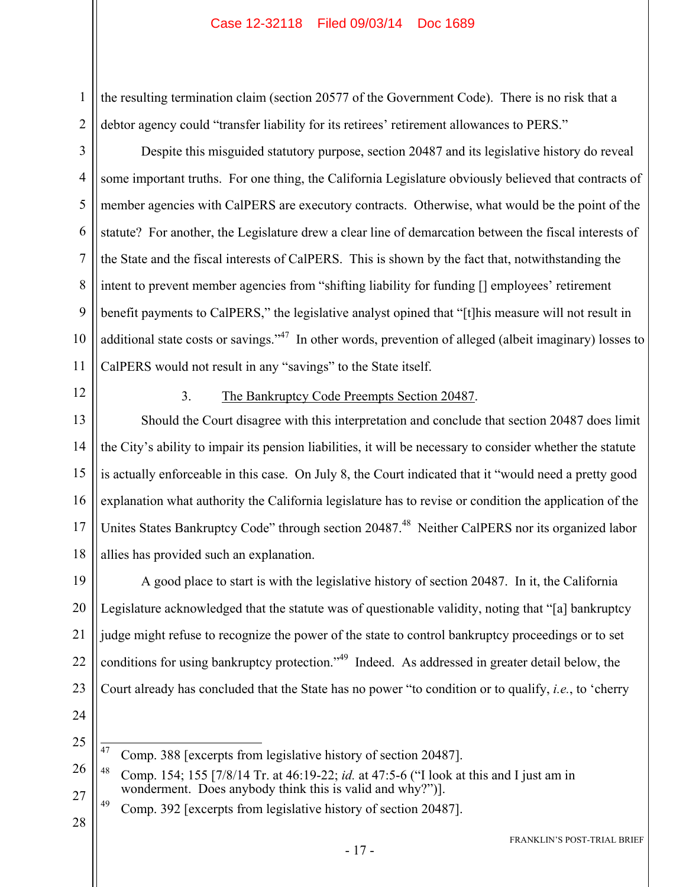the resulting termination claim (section 20577 of the Government Code). There is no risk that a debtor agency could "transfer liability for its retirees' retirement allowances to PERS."

Despite this misguided statutory purpose, section 20487 and its legislative history do reveal some important truths. For one thing, the California Legislature obviously believed that contracts of member agencies with CalPERS are executory contracts. Otherwise, what would be the point of the statute? For another, the Legislature drew a clear line of demarcation between the fiscal interests of the State and the fiscal interests of CalPERS. This is shown by the fact that, notwithstanding the intent to prevent member agencies from "shifting liability for funding [] employees' retirement benefit payments to CalPERS," the legislative analyst opined that "[t]his measure will not result in additional state costs or savings."[47] In other words, prevention of alleged (albeit imaginary) losses to CalPERS would not result in any "savings" to the State itself.

### 3. <u>The Bankruptcy Code Preempts Section 20487</u>.

Should the Court disagree with this interpretation and conclude that section 20487 does limit the City's ability to impair its pension liabilities, it will be necessary to consider whether the statute is actually enforceable in this case. On July 8, the Court indicated that it "would need a pretty good explanation what authority the California legislature has to revise or condition the application of the Unites States Bankruptcy Code" through section 20487.[48] Neither CalPERS nor its organized labor allies has provided such an explanation.

A good place to start is with the legislative history of section 20487. In it, the California Legislature acknowledged that the statute was of questionable validity, noting that "[a] bankruptcy judge might refuse to recognize the power of the state to control bankruptcy proceedings or to set conditions for using bankruptcy protection."[49] Indeed. As addressed in greater detail below, the Court already has concluded that the State has no power "to condition or to qualify, *i.e.*, to 'cherry

---

[47] Comp. 388 [excerpts from legislative history of section 20487].

[48] Comp. 154; 155 [7/8/14 Tr. at 46:19-22; *id.* at 47:5-6 ("I look at this and I just am in wonderment. Does anybody think this is valid and why?")].

[49] Comp. 392 [excerpts from legislative history of section 20487].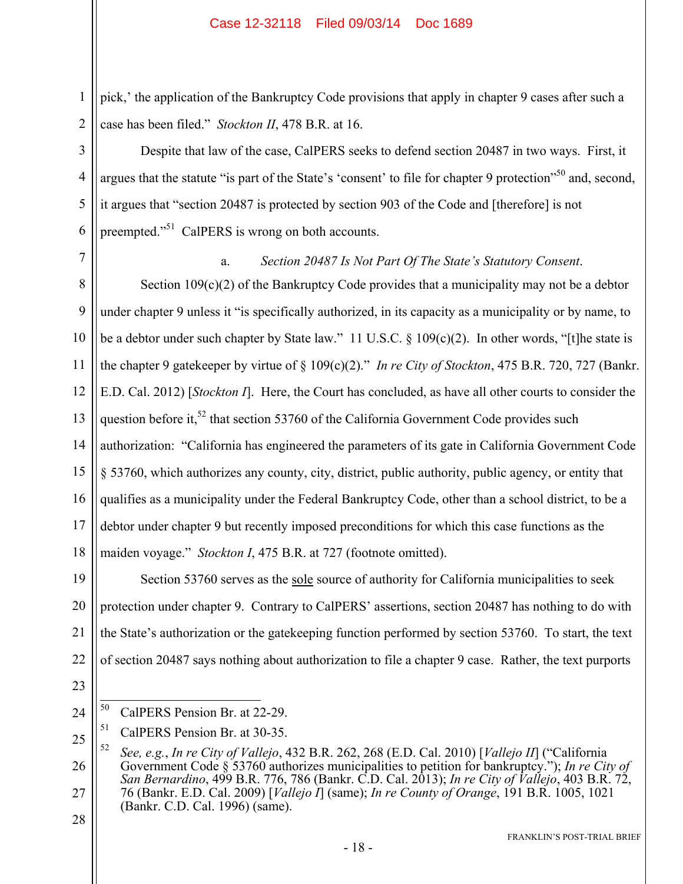pick,' the application of the Bankruptcy Code provisions that apply in chapter 9 cases after such a case has been filed." *Stockton II*, 478 B.R. at 16.

Despite that law of the case, CalPERS seeks to defend section 20487 in two ways. First, it argues that the statute "is part of the State's 'consent' to file for chapter 9 protection"[50] and, second, it argues that "section 20487 is protected by section 903 of the Code and [therefore] is not preempted."[51] CalPERS is wrong on both accounts.

a. *Section 20487 Is Not Part Of The State's Statutory Consent*.

Section 109(c)(2) of the Bankruptcy Code provides that a municipality may not be a debtor under chapter 9 unless it "is specifically authorized, in its capacity as a municipality or by name, to be a debtor under such chapter by State law." 11 U.S.C. § 109(c)(2). In other words, "[t]he state is the chapter 9 gatekeeper by virtue of § 109(c)(2)." *In re City of Stockton*, 475 B.R. 720, 727 (Bankr. E.D. Cal. 2012) [*Stockton I*]. Here, the Court has concluded, as have all other courts to consider the question before it,[52] that section 53760 of the California Government Code provides such authorization: "California has engineered the parameters of its gate in California Government Code § 53760, which authorizes any county, city, district, public authority, public agency, or entity that qualifies as a municipality under the Federal Bankruptcy Code, other than a school district, to be a debtor under chapter 9 but recently imposed preconditions for which this case functions as the maiden voyage." *Stockton I*, 475 B.R. at 727 (footnote omitted).

Section 53760 serves as the <u>sole</u> source of authority for California municipalities to seek protection under chapter 9. Contrary to CalPERS' assertions, section 20487 has nothing to do with the State's authorization or the gatekeeping function performed by section 53760. To start, the text of section 20487 says nothing about authorization to file a chapter 9 case. Rather, the text purports

---

[50] CalPERS Pension Br. at 22-29.

[51] CalPERS Pension Br. at 30-35.

[52] *See, e.g.*, *In re City of Vallejo*, 432 B.R. 262, 268 (E.D. Cal. 2010) [*Vallejo II*] ("California Government Code § 53760 authorizes municipalities to petition for bankruptcy."); *In re City of San Bernardino*, 499 B.R. 776, 786 (Bankr. C.D. Cal. 2013); *In re City of Vallejo*, 403 B.R. 72, 76 (Bankr. E.D. Cal. 2009) [*Vallejo I*] (same); *In re County of Orange*, 191 B.R. 1005, 1021 (Bankr. C.D. Cal. 1996) (same).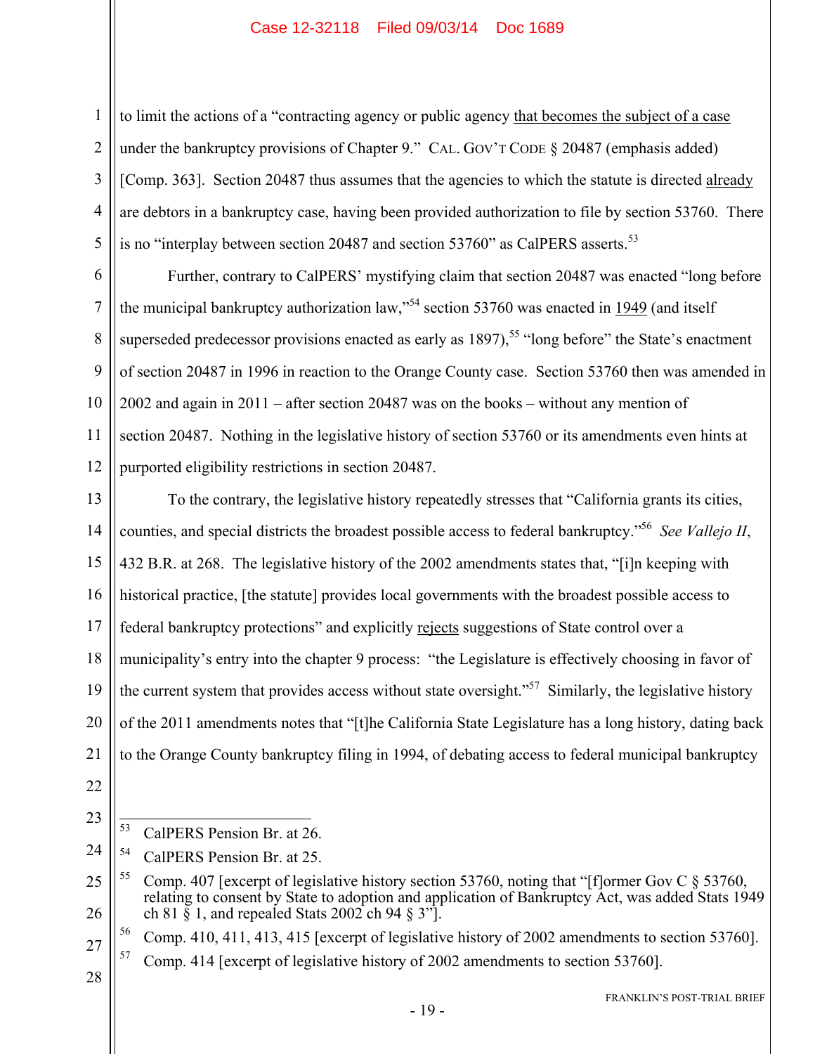to limit the actions of a "contracting agency or public agency that becomes the subject of a case under the bankruptcy provisions of Chapter 9." CAL. GOV'T CODE § 20487 (emphasis added) [Comp. 363]. Section 20487 thus assumes that the agencies to which the statute is directed already are debtors in a bankruptcy case, having been provided authorization to file by section 53760. There is no "interplay between section 20487 and section 53760" as CalPERS asserts.[53]

Further, contrary to CalPERS' mystifying claim that section 20487 was enacted "long before the municipal bankruptcy authorization law,"[54] section 53760 was enacted in 1949 (and itself superseded predecessor provisions enacted as early as 1897),[55] "long before" the State's enactment of section 20487 in 1996 in reaction to the Orange County case. Section 53760 then was amended in 2002 and again in 2011 – after section 20487 was on the books – without any mention of section 20487. Nothing in the legislative history of section 53760 or its amendments even hints at purported eligibility restrictions in section 20487.

To the contrary, the legislative history repeatedly stresses that "California grants its cities, counties, and special districts the broadest possible access to federal bankruptcy."[56] *See Vallejo II*, 432 B.R. at 268. The legislative history of the 2002 amendments states that, "[i]n keeping with historical practice, [the statute] provides local governments with the broadest possible access to federal bankruptcy protections" and explicitly rejects suggestions of State control over a municipality's entry into the chapter 9 process: "the Legislature is effectively choosing in favor of the current system that provides access without state oversight."[57] Similarly, the legislative history of the 2011 amendments notes that "[t]he California State Legislature has a long history, dating back to the Orange County bankruptcy filing in 1994, of debating access to federal municipal bankruptcy

---

[53] CalPERS Pension Br. at 26.

[54] CalPERS Pension Br. at 25.

[55] Comp. 407 [excerpt of legislative history section 53760, noting that "[f]ormer Gov C § 53760, relating to consent by State to adoption and application of Bankruptcy Act, was added Stats 1949 ch 81 § 1, and repealed Stats 2002 ch 94 § 3"].

[56] Comp. 410, 411, 413, 415 [excerpt of legislative history of 2002 amendments to section 53760].

[57] Comp. 414 [excerpt of legislative history of 2002 amendments to section 53760].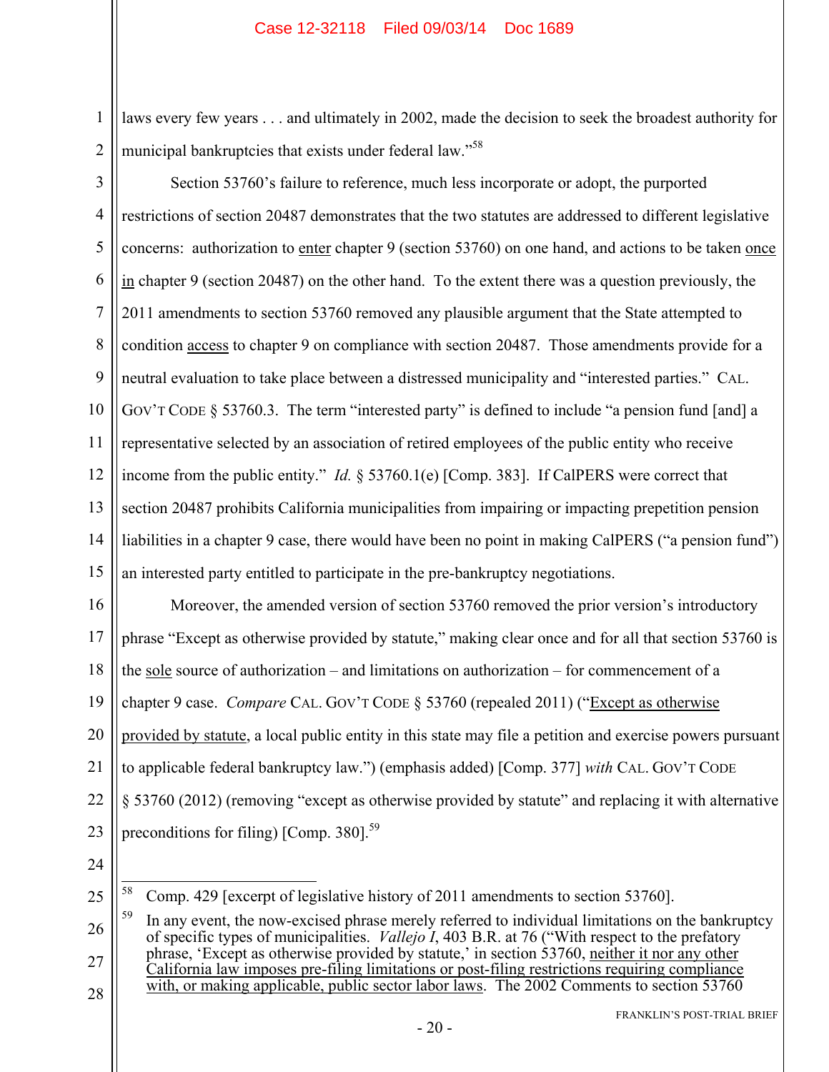laws every few years . . . and ultimately in 2002, made the decision to seek the broadest authority for municipal bankruptcies that exists under federal law."[58]

Section 53760's failure to reference, much less incorporate or adopt, the purported restrictions of section 20487 demonstrates that the two statutes are addressed to different legislative concerns: authorization to enter chapter 9 (section 53760) on one hand, and actions to be taken once in chapter 9 (section 20487) on the other hand. To the extent there was a question previously, the 2011 amendments to section 53760 removed any plausible argument that the State attempted to condition access to chapter 9 on compliance with section 20487. Those amendments provide for a neutral evaluation to take place between a distressed municipality and "interested parties." CAL. GOV'T CODE § 53760.3. The term "interested party" is defined to include "a pension fund [and] a representative selected by an association of retired employees of the public entity who receive income from the public entity." *Id.* § 53760.1(e) [Comp. 383]. If CalPERS were correct that section 20487 prohibits California municipalities from impairing or impacting prepetition pension liabilities in a chapter 9 case, there would have been no point in making CalPERS ("a pension fund") an interested party entitled to participate in the pre-bankruptcy negotiations.

Moreover, the amended version of section 53760 removed the prior version's introductory phrase "Except as otherwise provided by statute," making clear once and for all that section 53760 is the sole source of authorization – and limitations on authorization – for commencement of a chapter 9 case. *Compare* CAL. GOV'T CODE § 53760 (repealed 2011) ("Except as otherwise provided by statute, a local public entity in this state may file a petition and exercise powers pursuant to applicable federal bankruptcy law.") (emphasis added) [Comp. 377] *with* CAL. GOV'T CODE § 53760 (2012) (removing "except as otherwise provided by statute" and replacing it with alternative preconditions for filing) [Comp. 380].[59]

---

[58] Comp. 429 [excerpt of legislative history of 2011 amendments to section 53760].

[59] In any event, the now-excised phrase merely referred to individual limitations on the bankruptcy of specific types of municipalities. *Vallejo I*, 403 B.R. at 76 ("With respect to the prefatory phrase, 'Except as otherwise provided by statute,' in section 53760, neither it nor any other California law imposes pre-filing limitations or post-filing restrictions requiring compliance with, or making applicable, public sector labor laws. The 2002 Comments to section 53760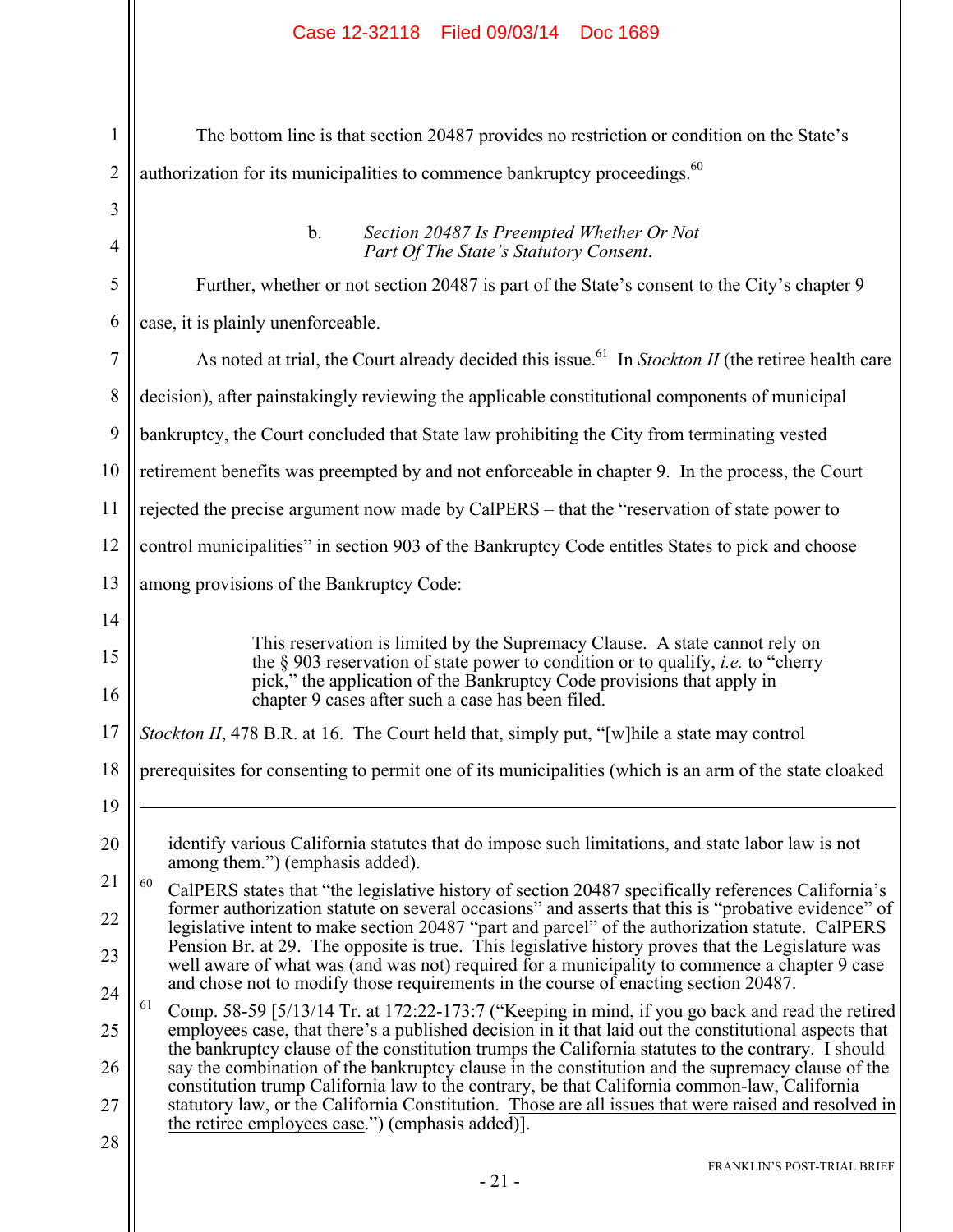The bottom line is that section 20487 provides no restriction or condition on the State's authorization for its municipalities to <u>commence</u> bankruptcy proceedings.[60]

b. *Section 20487 Is Preempted Whether Or Not Part Of The State's Statutory Consent.*

Further, whether or not section 20487 is part of the State's consent to the City's chapter 9 case, it is plainly unenforceable.

As noted at trial, the Court already decided this issue.[61] In *Stockton II* (the retiree health care decision), after painstakingly reviewing the applicable constitutional components of municipal bankruptcy, the Court concluded that State law prohibiting the City from terminating vested retirement benefits was preempted by and not enforceable in chapter 9. In the process, the Court rejected the precise argument now made by CalPERS – that the "reservation of state power to control municipalities" in section 903 of the Bankruptcy Code entitles States to pick and choose among provisions of the Bankruptcy Code:

> This reservation is limited by the Supremacy Clause. A state cannot rely on the § 903 reservation of state power to condition or to qualify, *i.e.* to "cherry pick," the application of the Bankruptcy Code provisions that apply in chapter 9 cases after such a case has been filed.

*Stockton II*, 478 B.R. at 16. The Court held that, simply put, "[w]hile a state may control prerequisites for consenting to permit one of its municipalities (which is an arm of the state cloaked

---

identify various California statutes that do impose such limitations, and state labor law is not among them.") (emphasis added).

[60] CalPERS states that "the legislative history of section 20487 specifically references California's former authorization statute on several occasions" and asserts that this is "probative evidence" of legislative intent to make section 20487 "part and parcel" of the authorization statute. CalPERS Pension Br. at 29. The opposite is true. This legislative history proves that the Legislature was well aware of what was (and was not) required for a municipality to commence a chapter 9 case and chose not to modify those requirements in the course of enacting section 20487.

[61] Comp. 58-59 [5/13/14 Tr. at 172:22-173:7 ("Keeping in mind, if you go back and read the retired employees case, that there's a published decision in it that laid out the constitutional aspects that the bankruptcy clause of the constitution trumps the California statutes to the contrary. I should say the combination of the bankruptcy clause in the constitution and the supremacy clause of the constitution trump California law to the contrary, be that California common-law, California statutory law, or the California Constitution. <u>Those are all issues that were raised and resolved in the retiree employees case</u>.") (emphasis added)].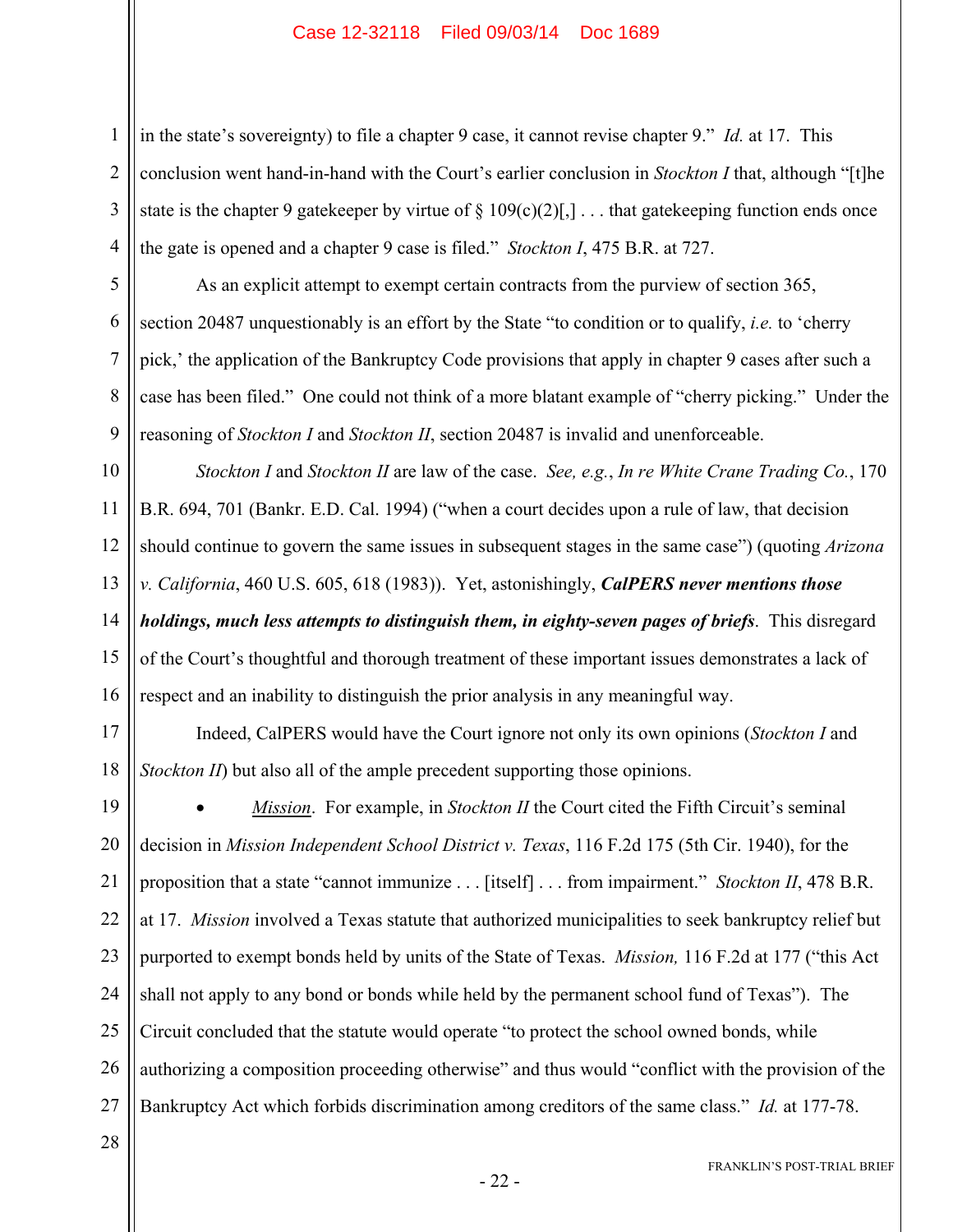in the state's sovereignty) to file a chapter 9 case, it cannot revise chapter 9." *Id.* at 17. This conclusion went hand-in-hand with the Court's earlier conclusion in *Stockton I* that, although "[t]he state is the chapter 9 gatekeeper by virtue of § 109(c)(2)[,] . . . that gatekeeping function ends once the gate is opened and a chapter 9 case is filed." *Stockton I*, 475 B.R. at 727.

As an explicit attempt to exempt certain contracts from the purview of section 365, section 20487 unquestionably is an effort by the State "to condition or to qualify, *i.e.* to 'cherry pick,' the application of the Bankruptcy Code provisions that apply in chapter 9 cases after such a case has been filed." One could not think of a more blatant example of "cherry picking." Under the reasoning of *Stockton I* and *Stockton II*, section 20487 is invalid and unenforceable.

*Stockton I* and *Stockton II* are law of the case. *See, e.g.*, *In re White Crane Trading Co.*, 170 B.R. 694, 701 (Bankr. E.D. Cal. 1994) ("when a court decides upon a rule of law, that decision should continue to govern the same issues in subsequent stages in the same case") (quoting *Arizona v. California*, 460 U.S. 605, 618 (1983)). Yet, astonishingly, ***CalPERS never mentions those holdings, much less attempts to distinguish them, in eighty-seven pages of briefs***. This disregard of the Court's thoughtful and thorough treatment of these important issues demonstrates a lack of respect and an inability to distinguish the prior analysis in any meaningful way.

Indeed, CalPERS would have the Court ignore not only its own opinions (*Stockton I* and *Stockton II*) but also all of the ample precedent supporting those opinions.

- *Mission*. For example, in *Stockton II* the Court cited the Fifth Circuit's seminal decision in *Mission Independent School District v. Texas*, 116 F.2d 175 (5th Cir. 1940), for the proposition that a state "cannot immunize . . . [itself] . . . from impairment." *Stockton II*, 478 B.R. at 17. *Mission* involved a Texas statute that authorized municipalities to seek bankruptcy relief but purported to exempt bonds held by units of the State of Texas. *Mission,* 116 F.2d at 177 ("this Act shall not apply to any bond or bonds while held by the permanent school fund of Texas"). The Circuit concluded that the statute would operate "to protect the school owned bonds, while authorizing a composition proceeding otherwise" and thus would "conflict with the provision of the Bankruptcy Act which forbids discrimination among creditors of the same class." *Id.* at 177-78.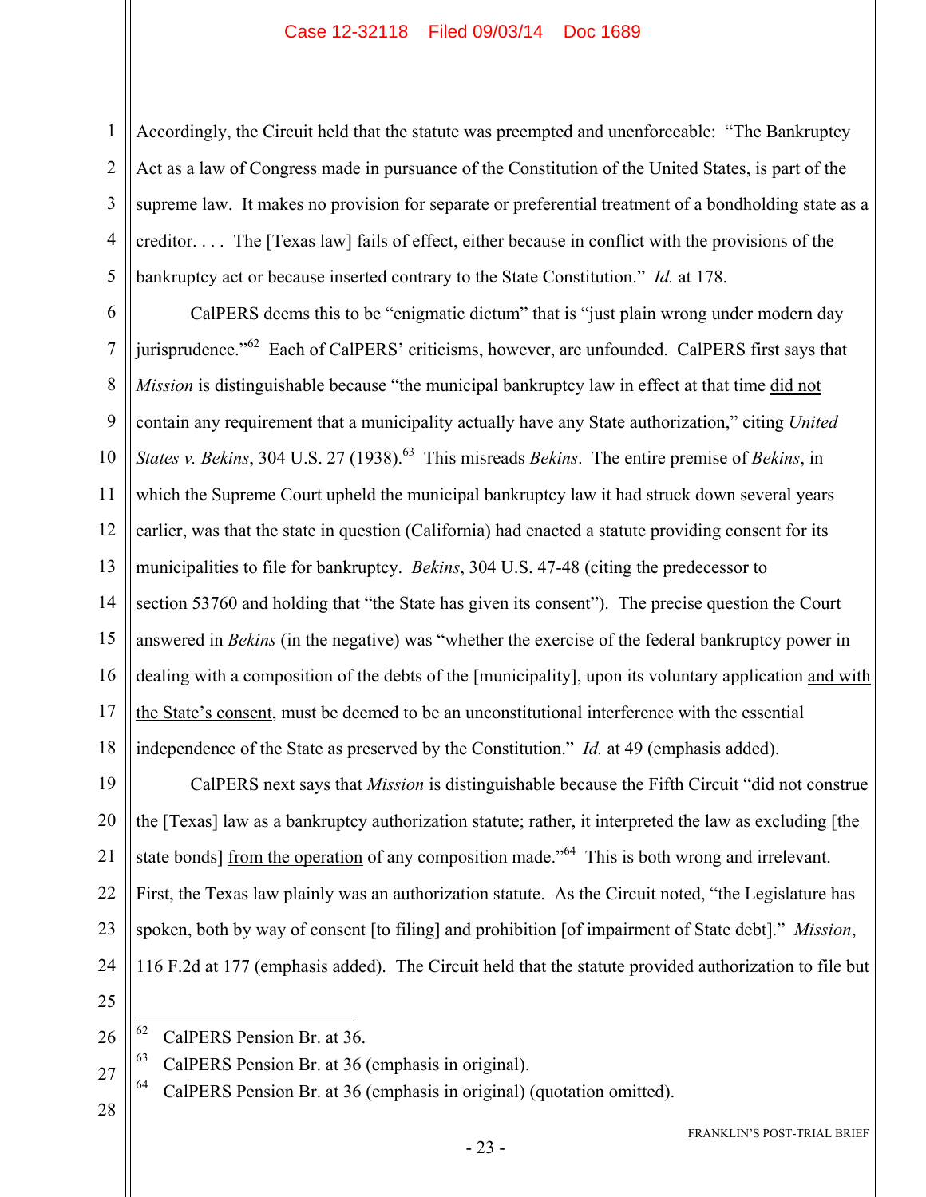Accordingly, the Circuit held that the statute was preempted and unenforceable: "The Bankruptcy Act as a law of Congress made in pursuance of the Constitution of the United States, is part of the supreme law. It makes no provision for separate or preferential treatment of a bondholding state as a creditor. . . . The [Texas law] fails of effect, either because in conflict with the provisions of the bankruptcy act or because inserted contrary to the State Constitution." *Id.* at 178.

CalPERS deems this to be "enigmatic dictum" that is "just plain wrong under modern day jurisprudence."[62] Each of CalPERS' criticisms, however, are unfounded. CalPERS first says that *Mission* is distinguishable because "the municipal bankruptcy law in effect at that time <u>did not</u> contain any requirement that a municipality actually have any State authorization," citing *United States v. Bekins*, 304 U.S. 27 (1938).[63] This misreads *Bekins*. The entire premise of *Bekins*, in which the Supreme Court upheld the municipal bankruptcy law it had struck down several years earlier, was that the state in question (California) had enacted a statute providing consent for its municipalities to file for bankruptcy. *Bekins*, 304 U.S. 47-48 (citing the predecessor to section 53760 and holding that "the State has given its consent"). The precise question the Court answered in *Bekins* (in the negative) was "whether the exercise of the federal bankruptcy power in dealing with a composition of the debts of the [municipality], upon its voluntary application <u>and with the State's consent</u>, must be deemed to be an unconstitutional interference with the essential independence of the State as preserved by the Constitution." *Id.* at 49 (emphasis added).

CalPERS next says that *Mission* is distinguishable because the Fifth Circuit "did not construe the [Texas] law as a bankruptcy authorization statute; rather, it interpreted the law as excluding [the state bonds] <u>from the operation</u> of any composition made."[64] This is both wrong and irrelevant. First, the Texas law plainly was an authorization statute. As the Circuit noted, "the Legislature has spoken, both by way of <u>consent</u> [to filing] and prohibition [of impairment of State debt]." *Mission*, 116 F.2d at 177 (emphasis added). The Circuit held that the statute provided authorization to file but

---

[62] CalPERS Pension Br. at 36.

[63] CalPERS Pension Br. at 36 (emphasis in original).

[64] CalPERS Pension Br. at 36 (emphasis in original) (quotation omitted).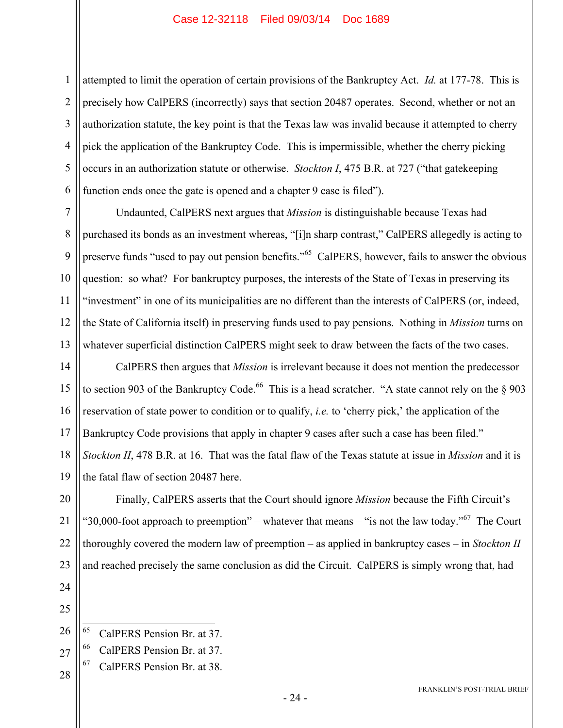attempted to limit the operation of certain provisions of the Bankruptcy Act. *Id.* at 177-78. This is precisely how CalPERS (incorrectly) says that section 20487 operates. Second, whether or not an authorization statute, the key point is that the Texas law was invalid because it attempted to cherry pick the application of the Bankruptcy Code. This is impermissible, whether the cherry picking occurs in an authorization statute or otherwise. *Stockton I*, 475 B.R. at 727 ("that gatekeeping function ends once the gate is opened and a chapter 9 case is filed").

Undaunted, CalPERS next argues that *Mission* is distinguishable because Texas had purchased its bonds as an investment whereas, "[i]n sharp contrast," CalPERS allegedly is acting to preserve funds "used to pay out pension benefits."[65] CalPERS, however, fails to answer the obvious question: so what? For bankruptcy purposes, the interests of the State of Texas in preserving its "investment" in one of its municipalities are no different than the interests of CalPERS (or, indeed, the State of California itself) in preserving funds used to pay pensions. Nothing in *Mission* turns on whatever superficial distinction CalPERS might seek to draw between the facts of the two cases.

CalPERS then argues that *Mission* is irrelevant because it does not mention the predecessor to section 903 of the Bankruptcy Code.[66] This is a head scratcher. "A state cannot rely on the § 903 reservation of state power to condition or to qualify, *i.e.* to 'cherry pick,' the application of the Bankruptcy Code provisions that apply in chapter 9 cases after such a case has been filed." *Stockton II*, 478 B.R. at 16. That was the fatal flaw of the Texas statute at issue in *Mission* and it is the fatal flaw of section 20487 here.

Finally, CalPERS asserts that the Court should ignore *Mission* because the Fifth Circuit's "30,000-foot approach to preemption" – whatever that means – "is not the law today."[67] The Court thoroughly covered the modern law of preemption – as applied in bankruptcy cases – in *Stockton II* and reached precisely the same conclusion as did the Circuit. CalPERS is simply wrong that, had

---

[65] CalPERS Pension Br. at 37.

[66] CalPERS Pension Br. at 37.

[67] CalPERS Pension Br. at 38.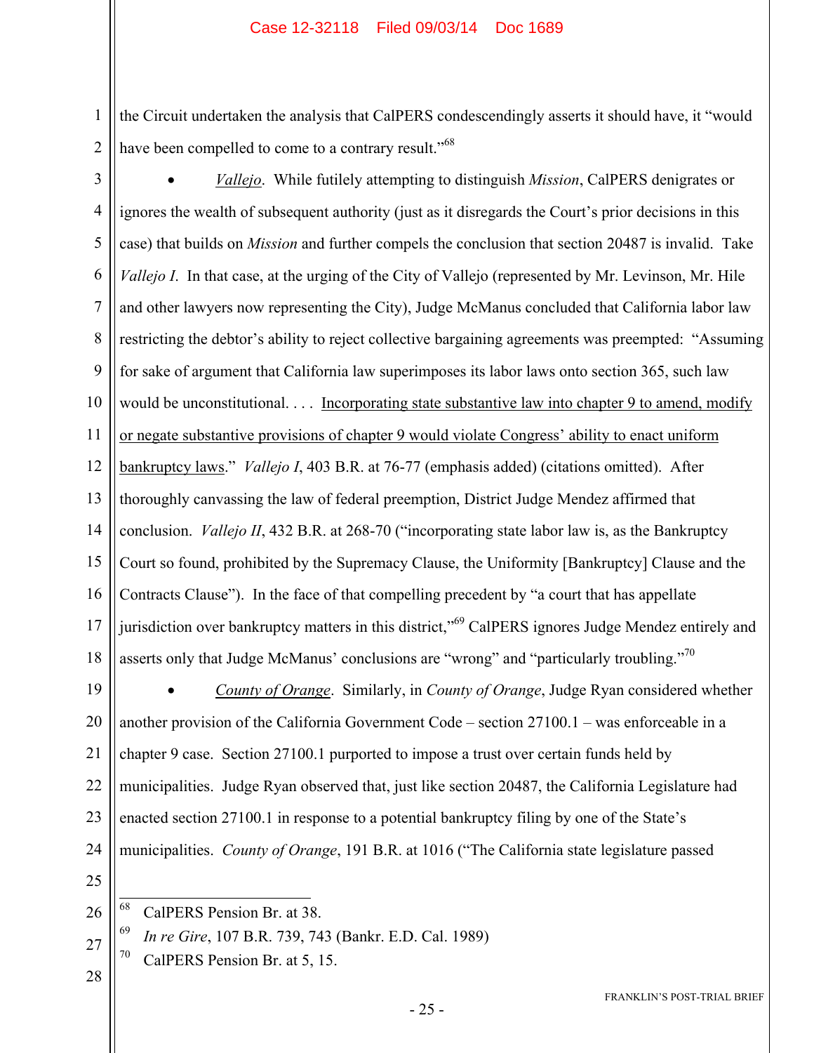the Circuit undertaken the analysis that CalPERS condescendingly asserts it should have, it "would have been compelled to come to a contrary result."[68]

- *Vallejo*. While futilely attempting to distinguish *Mission*, CalPERS denigrates or ignores the wealth of subsequent authority (just as it disregards the Court's prior decisions in this case) that builds on *Mission* and further compels the conclusion that section 20487 is invalid. Take *Vallejo I*. In that case, at the urging of the City of Vallejo (represented by Mr. Levinson, Mr. Hile and other lawyers now representing the City), Judge McManus concluded that California labor law restricting the debtor's ability to reject collective bargaining agreements was preempted: "Assuming for sake of argument that California law superimposes its labor laws onto section 365, such law would be unconstitutional. . . . <u>Incorporating state substantive law into chapter 9 to amend, modify or negate substantive provisions of chapter 9 would violate Congress' ability to enact uniform bankruptcy laws</u>." *Vallejo I*, 403 B.R. at 76-77 (emphasis added) (citations omitted). After thoroughly canvassing the law of federal preemption, District Judge Mendez affirmed that conclusion. *Vallejo II*, 432 B.R. at 268-70 ("incorporating state labor law is, as the Bankruptcy Court so found, prohibited by the Supremacy Clause, the Uniformity [Bankruptcy] Clause and the Contracts Clause"). In the face of that compelling precedent by "a court that has appellate jurisdiction over bankruptcy matters in this district,"[69] CalPERS ignores Judge Mendez entirely and asserts only that Judge McManus' conclusions are "wrong" and "particularly troubling."[70]

- *County of Orange*. Similarly, in *County of Orange*, Judge Ryan considered whether another provision of the California Government Code – section 27100.1 – was enforceable in a chapter 9 case. Section 27100.1 purported to impose a trust over certain funds held by municipalities. Judge Ryan observed that, just like section 20487, the California Legislature had enacted section 27100.1 in response to a potential bankruptcy filing by one of the State's municipalities. *County of Orange*, 191 B.R. at 1016 ("The California state legislature passed

---

[68] CalPERS Pension Br. at 38.

[69] *In re Gire*, 107 B.R. 739, 743 (Bankr. E.D. Cal. 1989)

[70] CalPERS Pension Br. at 5, 15.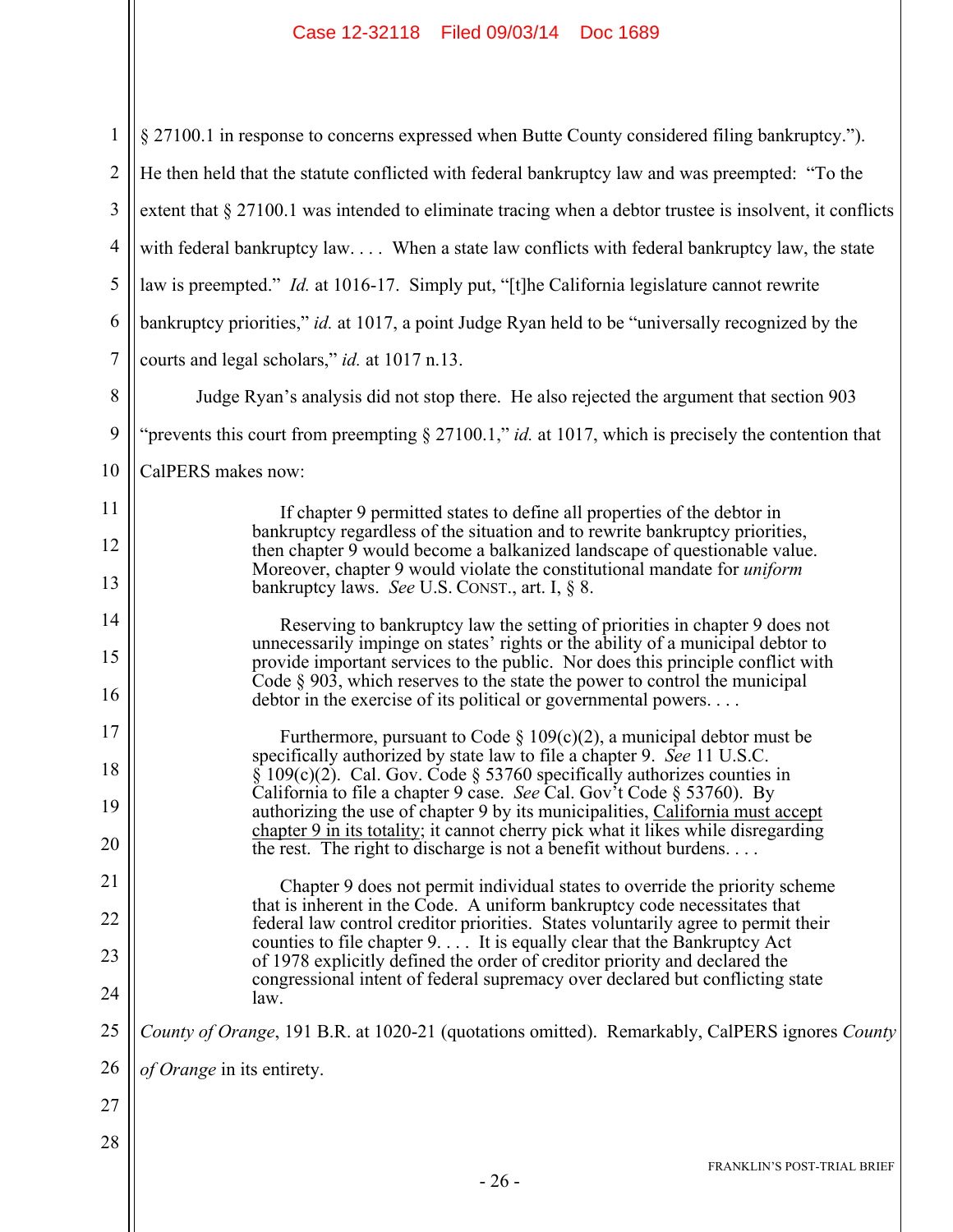§ 27100.1 in response to concerns expressed when Butte County considered filing bankruptcy."). He then held that the statute conflicted with federal bankruptcy law and was preempted: "To the extent that § 27100.1 was intended to eliminate tracing when a debtor trustee is insolvent, it conflicts with federal bankruptcy law. . . . When a state law conflicts with federal bankruptcy law, the state law is preempted." *Id.* at 1016-17. Simply put, "[t]he California legislature cannot rewrite bankruptcy priorities," *id.* at 1017, a point Judge Ryan held to be "universally recognized by the courts and legal scholars," *id.* at 1017 n.13.

Judge Ryan's analysis did not stop there. He also rejected the argument that section 903 "prevents this court from preempting § 27100.1," *id.* at 1017, which is precisely the contention that CalPERS makes now:

> If chapter 9 permitted states to define all properties of the debtor in bankruptcy regardless of the situation and to rewrite bankruptcy priorities, then chapter 9 would become a balkanized landscape of questionable value. Moreover, chapter 9 would violate the constitutional mandate for *uniform* bankruptcy laws. *See* U.S. CONST., art. I, § 8.
>
> Reserving to bankruptcy law the setting of priorities in chapter 9 does not unnecessarily impinge on states' rights or the ability of a municipal debtor to provide important services to the public. Nor does this principle conflict with Code § 903, which reserves to the state the power to control the municipal debtor in the exercise of its political or governmental powers. . . .
>
> Furthermore, pursuant to Code § 109(c)(2), a municipal debtor must be specifically authorized by state law to file a chapter 9. *See* 11 U.S.C. § 109(c)(2). Cal. Gov. Code § 53760 specifically authorizes counties in California to file a chapter 9 case. *See* Cal. Gov't Code § 53760). By authorizing the use of chapter 9 by its municipalities, <u>California must accept chapter 9 in its totality</u>; it cannot cherry pick what it likes while disregarding the rest. The right to discharge is not a benefit without burdens. . . .
>
> Chapter 9 does not permit individual states to override the priority scheme that is inherent in the Code. A uniform bankruptcy code necessitates that federal law control creditor priorities. States voluntarily agree to permit their counties to file chapter 9. . . . It is equally clear that the Bankruptcy Act of 1978 explicitly defined the order of creditor priority and declared the congressional intent of federal supremacy over declared but conflicting state law.

*County of Orange*, 191 B.R. at 1020-21 (quotations omitted). Remarkably, CalPERS ignores *County of Orange* in its entirety.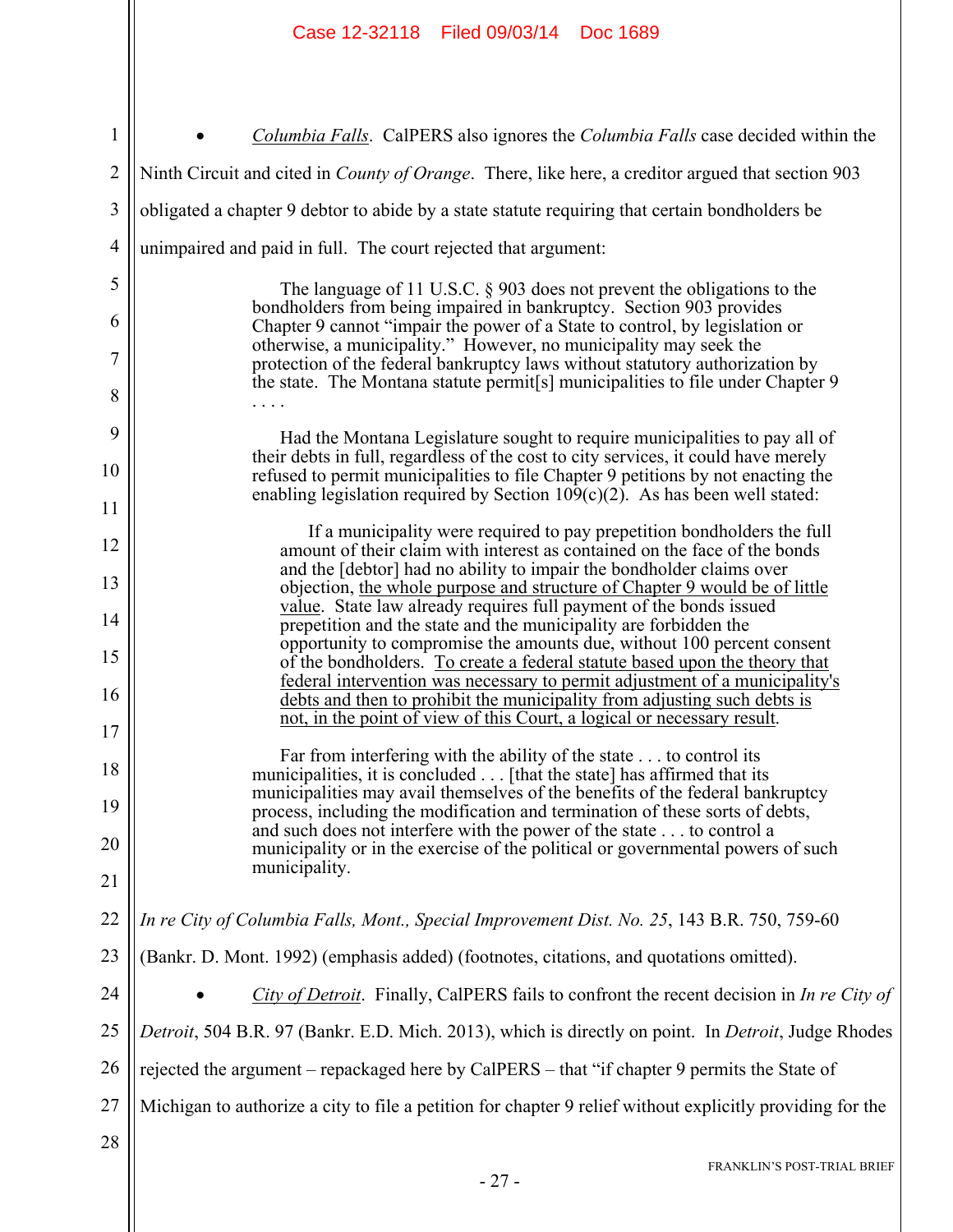- *Columbia Falls*. CalPERS also ignores the *Columbia Falls* case decided within the Ninth Circuit and cited in *County of Orange*. There, like here, a creditor argued that section 903 obligated a chapter 9 debtor to abide by a state statute requiring that certain bondholders be unimpaired and paid in full. The court rejected that argument:

> The language of 11 U.S.C. § 903 does not prevent the obligations to the bondholders from being impaired in bankruptcy. Section 903 provides Chapter 9 cannot "impair the power of a State to control, by legislation or otherwise, a municipality." However, no municipality may seek the protection of the federal bankruptcy laws without statutory authorization by the state. The Montana statute permit[s] municipalities to file under Chapter 9 . . . .
>
> Had the Montana Legislature sought to require municipalities to pay all of their debts in full, regardless of the cost to city services, it could have merely refused to permit municipalities to file Chapter 9 petitions by not enacting the enabling legislation required by Section 109(c)(2). As has been well stated:
>
> > If a municipality were required to pay prepetition bondholders the full amount of their claim with interest as contained on the face of the bonds and the [debtor] had no ability to impair the bondholder claims over objection, <u>the whole purpose and structure of Chapter 9 would be of little value</u>. State law already requires full payment of the bonds issued prepetition and the state and the municipality are forbidden the opportunity to compromise the amounts due, without 100 percent consent of the bondholders. <u>To create a federal statute based upon the theory that federal intervention was necessary to permit adjustment of a municipality's debts and then to prohibit the municipality from adjusting such debts is not, in the point of view of this Court, a logical or necessary result</u>.
>
> Far from interfering with the ability of the state . . . to control its municipalities, it is concluded . . . [that the state] has affirmed that its municipalities may avail themselves of the benefits of the federal bankruptcy process, including the modification and termination of these sorts of debts, and such does not interfere with the power of the state . . . to control a municipality or in the exercise of the political or governmental powers of such municipality.

*In re City of Columbia Falls, Mont., Special Improvement Dist. No. 25*, 143 B.R. 750, 759-60 (Bankr. D. Mont. 1992) (emphasis added) (footnotes, citations, and quotations omitted).

- *City of Detroit*. Finally, CalPERS fails to confront the recent decision in *In re City of Detroit*, 504 B.R. 97 (Bankr. E.D. Mich. 2013), which is directly on point. In *Detroit*, Judge Rhodes rejected the argument – repackaged here by CalPERS – that "if chapter 9 permits the State of Michigan to authorize a city to file a petition for chapter 9 relief without explicitly providing for the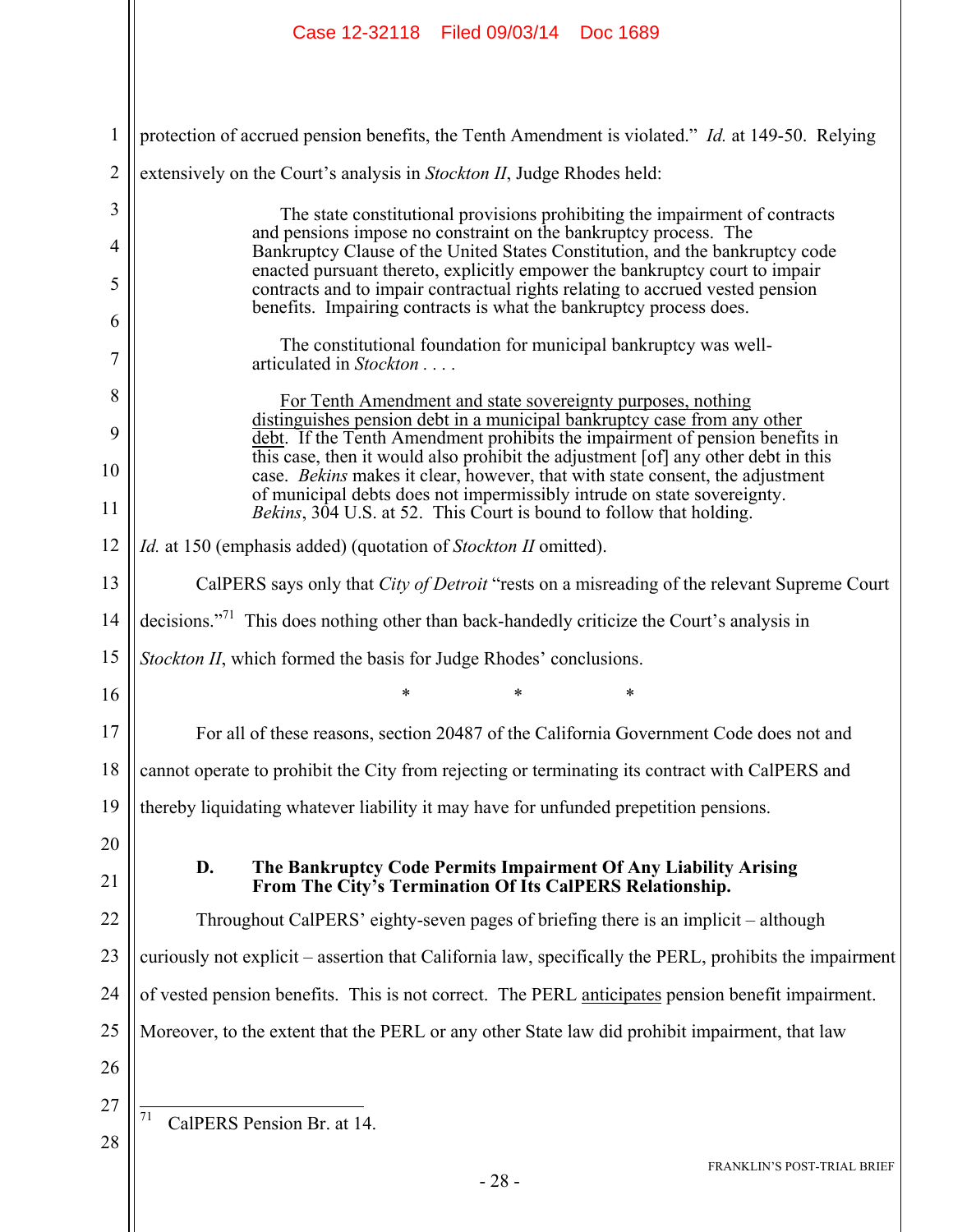protection of accrued pension benefits, the Tenth Amendment is violated." *Id.* at 149-50. Relying extensively on the Court's analysis in *Stockton II*, Judge Rhodes held:

> The state constitutional provisions prohibiting the impairment of contracts and pensions impose no constraint on the bankruptcy process. The Bankruptcy Clause of the United States Constitution, and the bankruptcy code enacted pursuant thereto, explicitly empower the bankruptcy court to impair contracts and to impair contractual rights relating to accrued vested pension benefits. Impairing contracts is what the bankruptcy process does.
>
> The constitutional foundation for municipal bankruptcy was well-articulated in *Stockton* . . . .
>
> <u>For Tenth Amendment and state sovereignty purposes, nothing distinguishes pension debt in a municipal bankruptcy case from any other debt</u>. If the Tenth Amendment prohibits the impairment of pension benefits in this case, then it would also prohibit the adjustment [of] any other debt in this case. *Bekins* makes it clear, however, that with state consent, the adjustment of municipal debts does not impermissibly intrude on state sovereignty. *Bekins*, 304 U.S. at 52. This Court is bound to follow that holding.

*Id.* at 150 (emphasis added) (quotation of *Stockton II* omitted).

CalPERS says only that *City of Detroit* "rests on a misreading of the relevant Supreme Court decisions."[71] This does nothing other than back-handedly criticize the Court's analysis in *Stockton II*, which formed the basis for Judge Rhodes' conclusions.

\* \* \*

For all of these reasons, section 20487 of the California Government Code does not and cannot operate to prohibit the City from rejecting or terminating its contract with CalPERS and thereby liquidating whatever liability it may have for unfunded prepetition pensions.

### D. The Bankruptcy Code Permits Impairment Of Any Liability Arising From The City's Termination Of Its CalPERS Relationship.

Throughout CalPERS' eighty-seven pages of briefing there is an implicit – although curiously not explicit – assertion that California law, specifically the PERL, prohibits the impairment of vested pension benefits. This is not correct. The PERL <u>anticipates</u> pension benefit impairment. Moreover, to the extent that the PERL or any other State law did prohibit impairment, that law

---

[71] CalPERS Pension Br. at 14.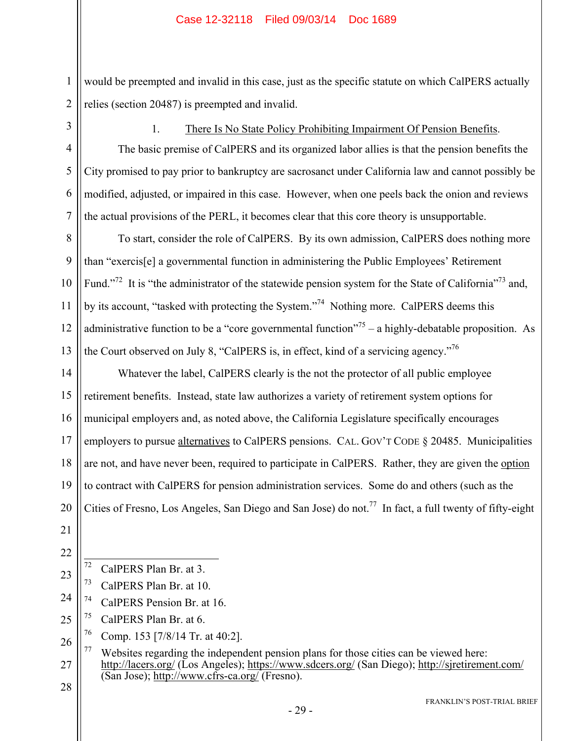would be preempted and invalid in this case, just as the specific statute on which CalPERS actually relies (section 20487) is preempted and invalid.

1. There Is No State Policy Prohibiting Impairment Of Pension Benefits.

The basic premise of CalPERS and its organized labor allies is that the pension benefits the City promised to pay prior to bankruptcy are sacrosanct under California law and cannot possibly be modified, adjusted, or impaired in this case. However, when one peels back the onion and reviews the actual provisions of the PERL, it becomes clear that this core theory is unsupportable.

To start, consider the role of CalPERS. By its own admission, CalPERS does nothing more than "exercis[e] a governmental function in administering the Public Employees' Retirement Fund."[72] It is "the administrator of the statewide pension system for the State of California"[73] and, by its account, "tasked with protecting the System."[74] Nothing more. CalPERS deems this administrative function to be a "core governmental function"[75] – a highly-debatable proposition. As the Court observed on July 8, "CalPERS is, in effect, kind of a servicing agency."[76]

Whatever the label, CalPERS clearly is the not the protector of all public employee retirement benefits. Instead, state law authorizes a variety of retirement system options for municipal employers and, as noted above, the California Legislature specifically encourages employers to pursue alternatives to CalPERS pensions. CAL. GOV'T CODE § 20485. Municipalities are not, and have never been, required to participate in CalPERS. Rather, they are given the option to contract with CalPERS for pension administration services. Some do and others (such as the Cities of Fresno, Los Angeles, San Diego and San Jose) do not.[77] In fact, a full twenty of fifty-eight

---

[72] CalPERS Plan Br. at 3.

[73] CalPERS Plan Br. at 10.

[74] CalPERS Pension Br. at 16.

[75] CalPERS Plan Br. at 6.

[76] Comp. 153 [7/8/14 Tr. at 40:2].

[77] Websites regarding the independent pension plans for those cities can be viewed here: http://lacers.org/ (Los Angeles); https://www.sdcers.org/ (San Diego); http://sjretirement.com/ (San Jose); http://www.cfrs-ca.org/ (Fresno).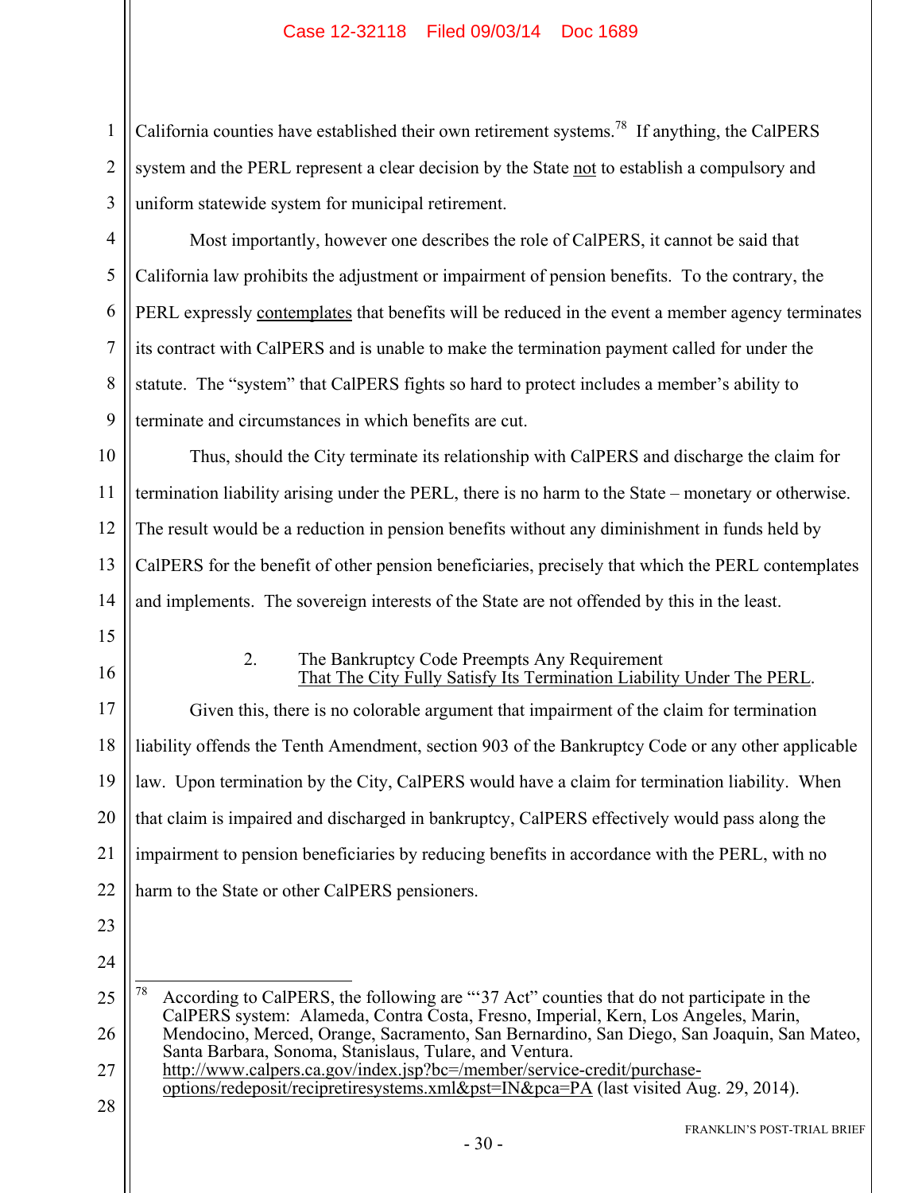California counties have established their own retirement systems.[78] If anything, the CalPERS system and the PERL represent a clear decision by the State not to establish a compulsory and uniform statewide system for municipal retirement.

Most importantly, however one describes the role of CalPERS, it cannot be said that California law prohibits the adjustment or impairment of pension benefits. To the contrary, the PERL expressly contemplates that benefits will be reduced in the event a member agency terminates its contract with CalPERS and is unable to make the termination payment called for under the statute. The "system" that CalPERS fights so hard to protect includes a member's ability to terminate and circumstances in which benefits are cut.

Thus, should the City terminate its relationship with CalPERS and discharge the claim for termination liability arising under the PERL, there is no harm to the State – monetary or otherwise. The result would be a reduction in pension benefits without any diminishment in funds held by CalPERS for the benefit of other pension beneficiaries, precisely that which the PERL contemplates and implements. The sovereign interests of the State are not offended by this in the least.

### 2. The Bankruptcy Code Preempts Any Requirement That The City Fully Satisfy Its Termination Liability Under The PERL.

Given this, there is no colorable argument that impairment of the claim for termination liability offends the Tenth Amendment, section 903 of the Bankruptcy Code or any other applicable law. Upon termination by the City, CalPERS would have a claim for termination liability. When that claim is impaired and discharged in bankruptcy, CalPERS effectively would pass along the impairment to pension beneficiaries by reducing benefits in accordance with the PERL, with no harm to the State or other CalPERS pensioners.

---

[78] According to CalPERS, the following are "'37 Act" counties that do not participate in the CalPERS system: Alameda, Contra Costa, Fresno, Imperial, Kern, Los Angeles, Marin, Mendocino, Merced, Orange, Sacramento, San Bernardino, San Diego, San Joaquin, San Mateo, Santa Barbara, Sonoma, Stanislaus, Tulare, and Ventura. http://www.calpers.ca.gov/index.jsp?bc=/member/service-credit/purchase-options/redeposit/recipretiresystems.xml&pst=IN&pca=PA (last visited Aug. 29, 2014).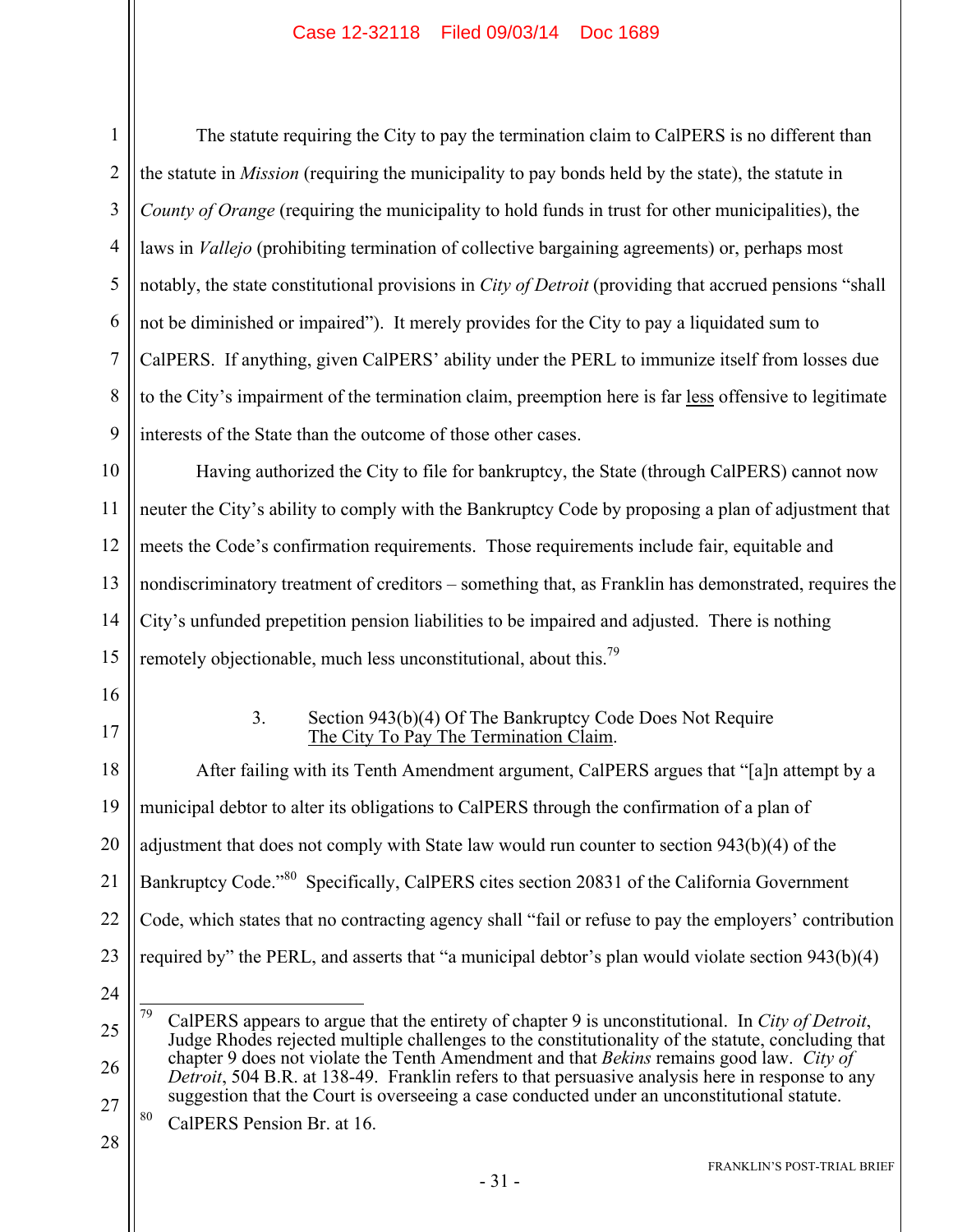The statute requiring the City to pay the termination claim to CalPERS is no different than the statute in *Mission* (requiring the municipality to pay bonds held by the state), the statute in *County of Orange* (requiring the municipality to hold funds in trust for other municipalities), the laws in *Vallejo* (prohibiting termination of collective bargaining agreements) or, perhaps most notably, the state constitutional provisions in *City of Detroit* (providing that accrued pensions "shall not be diminished or impaired"). It merely provides for the City to pay a liquidated sum to CalPERS. If anything, given CalPERS' ability under the PERL to immunize itself from losses due to the City's impairment of the termination claim, preemption here is far less offensive to legitimate interests of the State than the outcome of those other cases.

Having authorized the City to file for bankruptcy, the State (through CalPERS) cannot now neuter the City's ability to comply with the Bankruptcy Code by proposing a plan of adjustment that meets the Code's confirmation requirements. Those requirements include fair, equitable and nondiscriminatory treatment of creditors – something that, as Franklin has demonstrated, requires the City's unfunded prepetition pension liabilities to be impaired and adjusted. There is nothing remotely objectionable, much less unconstitutional, about this.[79]

### 3. Section 943(b)(4) Of The Bankruptcy Code Does Not Require The City To Pay The Termination Claim.

After failing with its Tenth Amendment argument, CalPERS argues that "[a]n attempt by a municipal debtor to alter its obligations to CalPERS through the confirmation of a plan of adjustment that does not comply with State law would run counter to section 943(b)(4) of the Bankruptcy Code."[80] Specifically, CalPERS cites section 20831 of the California Government Code, which states that no contracting agency shall "fail or refuse to pay the employers' contribution required by" the PERL, and asserts that "a municipal debtor's plan would violate section 943(b)(4)

---

[79] CalPERS appears to argue that the entirety of chapter 9 is unconstitutional. In *City of Detroit*, Judge Rhodes rejected multiple challenges to the constitutionality of the statute, concluding that chapter 9 does not violate the Tenth Amendment and that *Bekins* remains good law. *City of Detroit*, 504 B.R. at 138-49. Franklin refers to that persuasive analysis here in response to any suggestion that the Court is overseeing a case conducted under an unconstitutional statute.

[80] CalPERS Pension Br. at 16.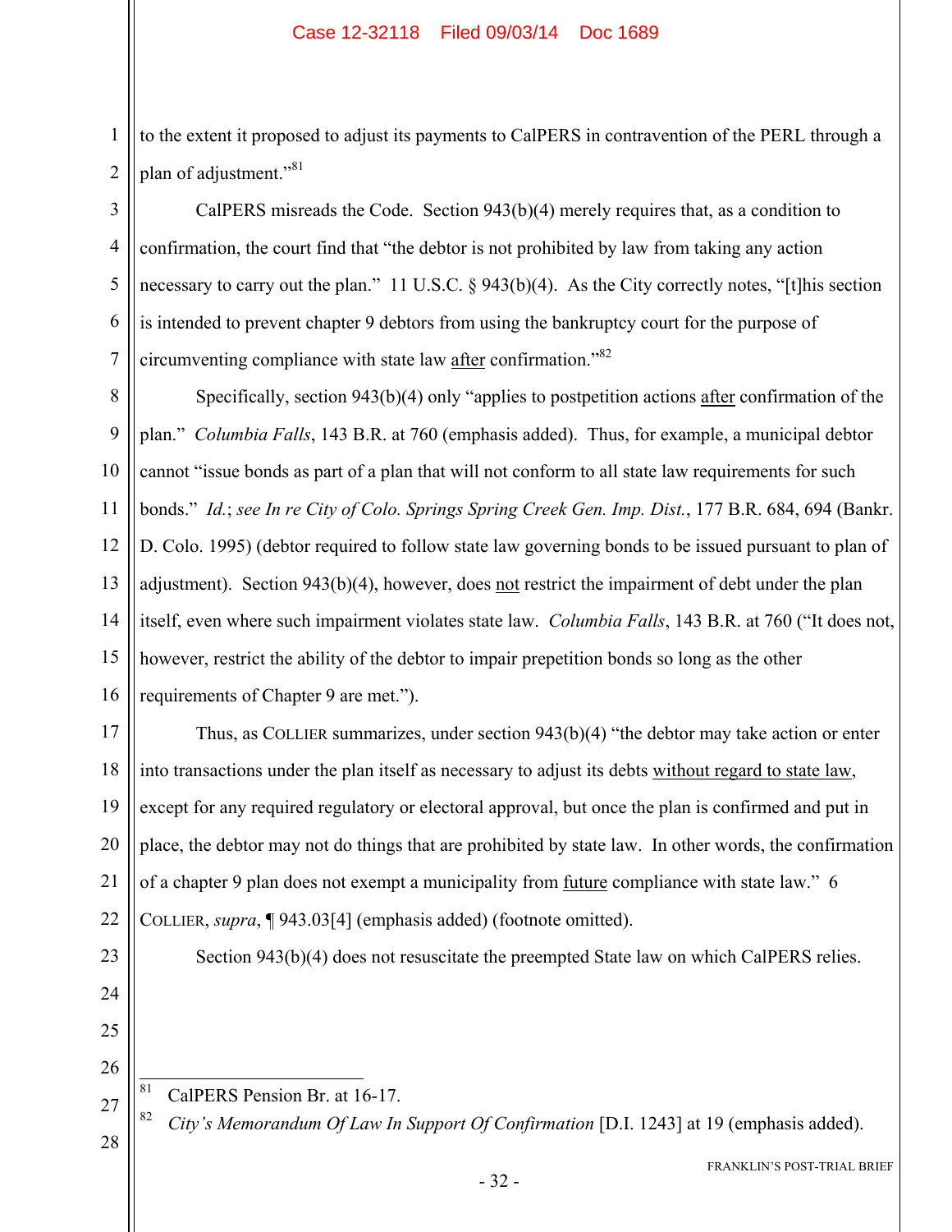to the extent it proposed to adjust its payments to CalPERS in contravention of the PERL through a plan of adjustment."[81]

CalPERS misreads the Code. Section 943(b)(4) merely requires that, as a condition to confirmation, the court find that "the debtor is not prohibited by law from taking any action necessary to carry out the plan." 11 U.S.C. § 943(b)(4). As the City correctly notes, "[t]his section is intended to prevent chapter 9 debtors from using the bankruptcy court for the purpose of circumventing compliance with state law after confirmation."[82]

Specifically, section 943(b)(4) only "applies to postpetition actions after confirmation of the plan." *Columbia Falls*, 143 B.R. at 760 (emphasis added). Thus, for example, a municipal debtor cannot "issue bonds as part of a plan that will not conform to all state law requirements for such bonds." *Id.*; *see In re City of Colo. Springs Spring Creek Gen. Imp. Dist.*, 177 B.R. 684, 694 (Bankr. D. Colo. 1995) (debtor required to follow state law governing bonds to be issued pursuant to plan of adjustment). Section 943(b)(4), however, does not restrict the impairment of debt under the plan itself, even where such impairment violates state law. *Columbia Falls*, 143 B.R. at 760 ("It does not, however, restrict the ability of the debtor to impair prepetition bonds so long as the other requirements of Chapter 9 are met.").

Thus, as COLLIER summarizes, under section 943(b)(4) "the debtor may take action or enter into transactions under the plan itself as necessary to adjust its debts without regard to state law, except for any required regulatory or electoral approval, but once the plan is confirmed and put in place, the debtor may not do things that are prohibited by state law. In other words, the confirmation of a chapter 9 plan does not exempt a municipality from future compliance with state law." 6 COLLIER, *supra*, ¶ 943.03[4] (emphasis added) (footnote omitted).

Section 943(b)(4) does not resuscitate the preempted State law on which CalPERS relies.

---

[81] CalPERS Pension Br. at 16-17.

[82] *City's Memorandum Of Law In Support Of Confirmation* [D.I. 1243] at 19 (emphasis added).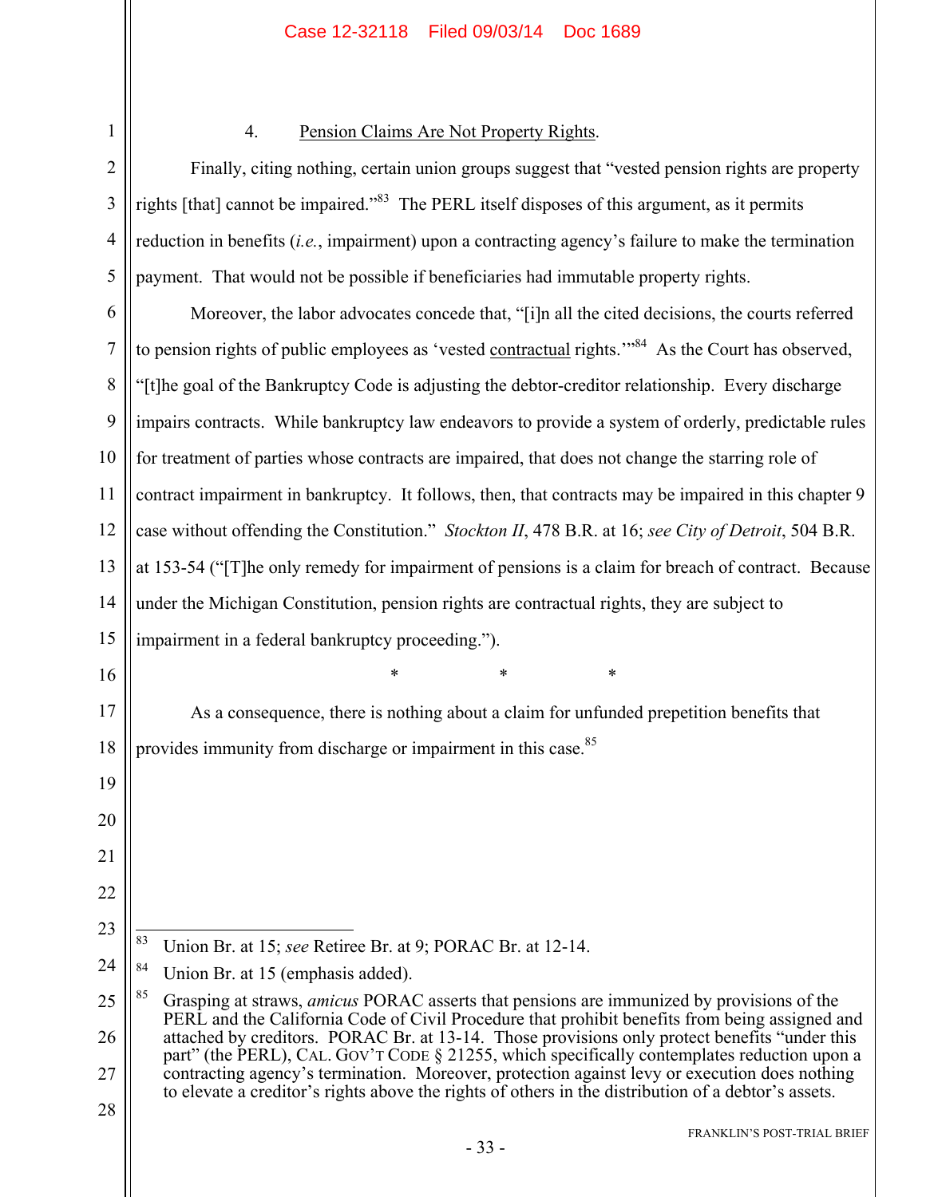4. Pension Claims Are Not Property Rights.

Finally, citing nothing, certain union groups suggest that "vested pension rights are property rights [that] cannot be impaired."[83] The PERL itself disposes of this argument, as it permits reduction in benefits (*i.e.*, impairment) upon a contracting agency's failure to make the termination payment. That would not be possible if beneficiaries had immutable property rights.

Moreover, the labor advocates concede that, "[i]n all the cited decisions, the courts referred to pension rights of public employees as 'vested contractual rights.'"[84] As the Court has observed, "[t]he goal of the Bankruptcy Code is adjusting the debtor-creditor relationship. Every discharge impairs contracts. While bankruptcy law endeavors to provide a system of orderly, predictable rules for treatment of parties whose contracts are impaired, that does not change the starring role of contract impairment in bankruptcy. It follows, then, that contracts may be impaired in this chapter 9 case without offending the Constitution." *Stockton II*, 478 B.R. at 16; *see City of Detroit*, 504 B.R. at 153-54 ("[T]he only remedy for impairment of pensions is a claim for breach of contract. Because under the Michigan Constitution, pension rights are contractual rights, they are subject to impairment in a federal bankruptcy proceeding.").

\*   \*   \*

As a consequence, there is nothing about a claim for unfunded prepetition benefits that provides immunity from discharge or impairment in this case.[85]

---

[83] Union Br. at 15; *see* Retiree Br. at 9; PORAC Br. at 12-14.

[84] Union Br. at 15 (emphasis added).

[85] Grasping at straws, *amicus* PORAC asserts that pensions are immunized by provisions of the PERL and the California Code of Civil Procedure that prohibit benefits from being assigned and attached by creditors. PORAC Br. at 13-14. Those provisions only protect benefits "under this part" (the PERL), CAL. GOV'T CODE § 21255, which specifically contemplates reduction upon a contracting agency's termination. Moreover, protection against levy or execution does nothing to elevate a creditor's rights above the rights of others in the distribution of a debtor's assets.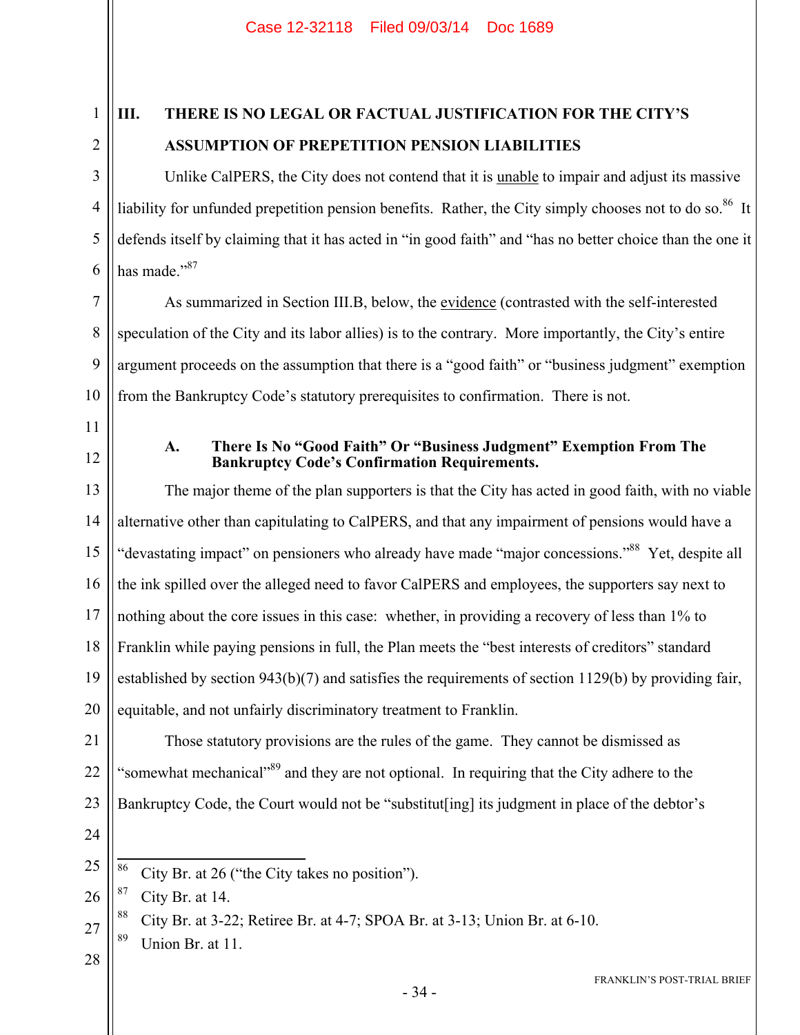## III. THERE IS NO LEGAL OR FACTUAL JUSTIFICATION FOR THE CITY'S ASSUMPTION OF PREPETITION PENSION LIABILITIES

Unlike CalPERS, the City does not contend that it is unable to impair and adjust its massive liability for unfunded prepetition pension benefits. Rather, the City simply chooses not to do so.[86] It defends itself by claiming that it has acted in "in good faith" and "has no better choice than the one it has made."[87]

As summarized in Section III.B, below, the evidence (contrasted with the self-interested speculation of the City and its labor allies) is to the contrary. More importantly, the City's entire argument proceeds on the assumption that there is a "good faith" or "business judgment" exemption from the Bankruptcy Code's statutory prerequisites to confirmation. There is not.

### A. There Is No "Good Faith" Or "Business Judgment" Exemption From The Bankruptcy Code's Confirmation Requirements.

The major theme of the plan supporters is that the City has acted in good faith, with no viable alternative other than capitulating to CalPERS, and that any impairment of pensions would have a "devastating impact" on pensioners who already have made "major concessions."[88] Yet, despite all the ink spilled over the alleged need to favor CalPERS and employees, the supporters say next to nothing about the core issues in this case: whether, in providing a recovery of less than 1% to Franklin while paying pensions in full, the Plan meets the "best interests of creditors" standard established by section 943(b)(7) and satisfies the requirements of section 1129(b) by providing fair, equitable, and not unfairly discriminatory treatment to Franklin.

Those statutory provisions are the rules of the game. They cannot be dismissed as "somewhat mechanical"[89] and they are not optional. In requiring that the City adhere to the Bankruptcy Code, the Court would not be "substitut[ing] its judgment in place of the debtor's

---

[86] City Br. at 26 ("the City takes no position").

[87] City Br. at 14.

[88] City Br. at 3-22; Retiree Br. at 4-7; SPOA Br. at 3-13; Union Br. at 6-10.

[89] Union Br. at 11.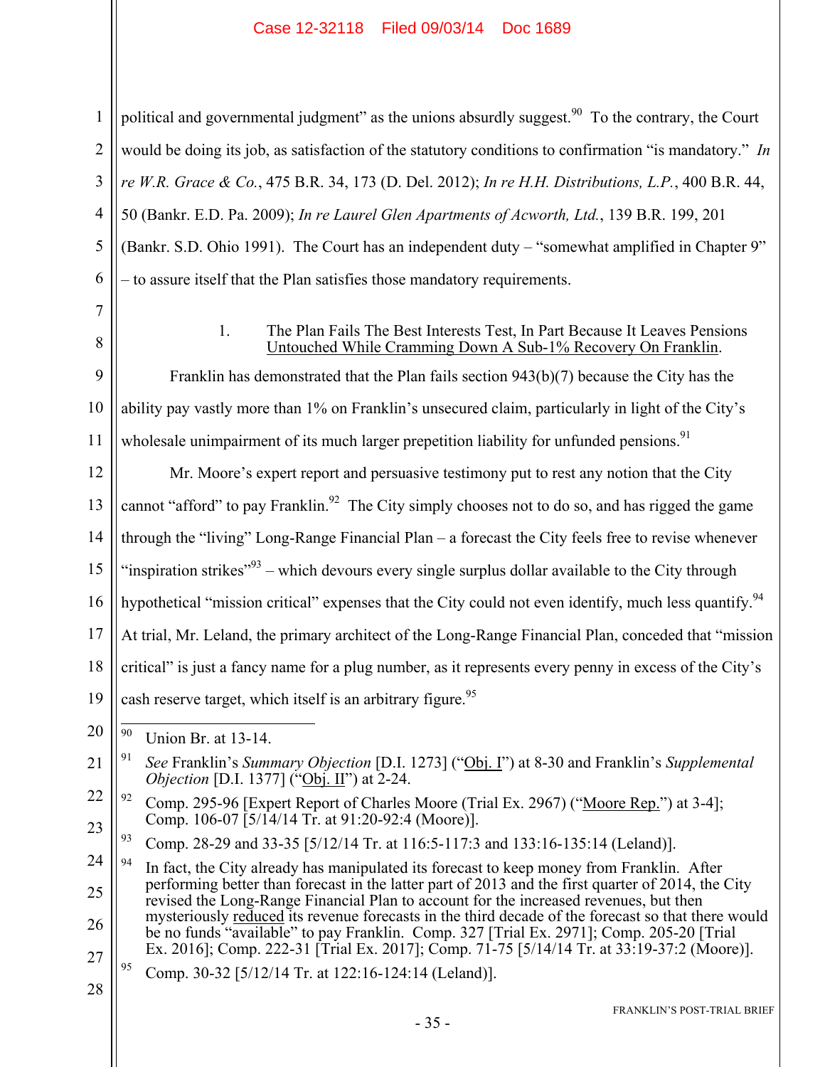political and governmental judgment" as the unions absurdly suggest.[90] To the contrary, the Court would be doing its job, as satisfaction of the statutory conditions to confirmation "is mandatory." *In re W.R. Grace & Co.*, 475 B.R. 34, 173 (D. Del. 2012); *In re H.H. Distributions, L.P.*, 400 B.R. 44, 50 (Bankr. E.D. Pa. 2009); *In re Laurel Glen Apartments of Acworth, Ltd.*, 139 B.R. 199, 201 (Bankr. S.D. Ohio 1991). The Court has an independent duty – "somewhat amplified in Chapter 9" – to assure itself that the Plan satisfies those mandatory requirements.

1. The Plan Fails The Best Interests Test, In Part Because It Leaves Pensions Untouched While Cramming Down A Sub-1% Recovery On Franklin.

Franklin has demonstrated that the Plan fails section 943(b)(7) because the City has the ability pay vastly more than 1% on Franklin's unsecured claim, particularly in light of the City's wholesale unimpairment of its much larger prepetition liability for unfunded pensions.[91]

Mr. Moore's expert report and persuasive testimony put to rest any notion that the City cannot "afford" to pay Franklin.[92] The City simply chooses not to do so, and has rigged the game through the "living" Long-Range Financial Plan – a forecast the City feels free to revise whenever "inspiration strikes"[93] – which devours every single surplus dollar available to the City through hypothetical "mission critical" expenses that the City could not even identify, much less quantify.[94] At trial, Mr. Leland, the primary architect of the Long-Range Financial Plan, conceded that "mission critical" is just a fancy name for a plug number, as it represents every penny in excess of the City's cash reserve target, which itself is an arbitrary figure.[95]

---

[90] Union Br. at 13-14.

[91] *See* Franklin's *Summary Objection* [D.I. 1273] ("Obj. I") at 8-30 and Franklin's *Supplemental Objection* [D.I. 1377] ("Obj. II") at 2-24.

[92] Comp. 295-96 [Expert Report of Charles Moore (Trial Ex. 2967) ("Moore Rep.") at 3-4]; Comp. 106-07 [5/14/14 Tr. at 91:20-92:4 (Moore)].

[93] Comp. 28-29 and 33-35 [5/12/14 Tr. at 116:5-117:3 and 133:16-135:14 (Leland)].

[94] In fact, the City already has manipulated its forecast to keep money from Franklin. After performing better than forecast in the latter part of 2013 and the first quarter of 2014, the City revised the Long-Range Financial Plan to account for the increased revenues, but then mysteriously reduced its revenue forecasts in the third decade of the forecast so that there would be no funds "available" to pay Franklin. Comp. 327 [Trial Ex. 2971]; Comp. 205-20 [Trial Ex. 2016]; Comp. 222-31 [Trial Ex. 2017]; Comp. 71-75 [5/14/14 Tr. at 33:19-37:2 (Moore)].

[95] Comp. 30-32 [5/12/14 Tr. at 122:16-124:14 (Leland)].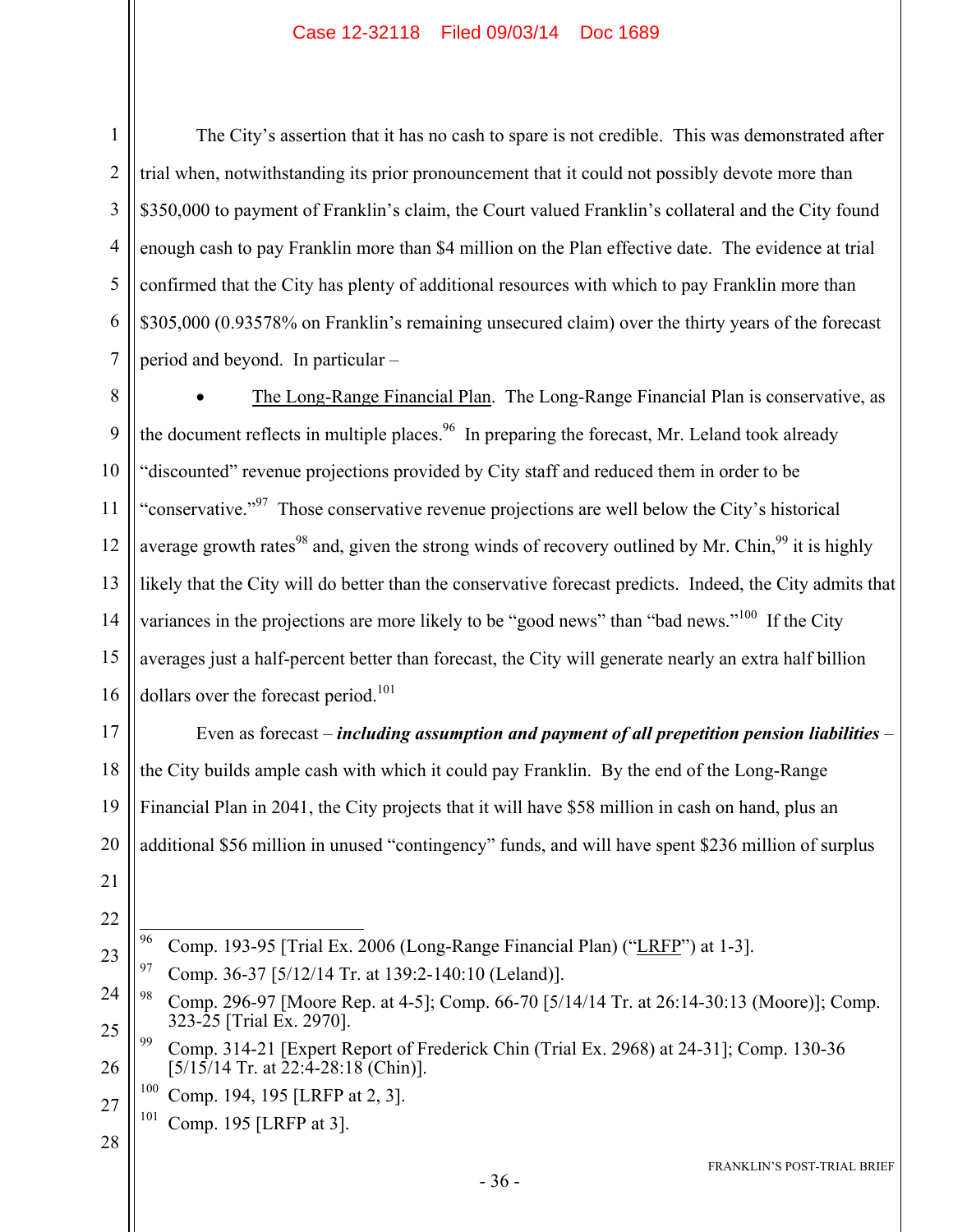The City's assertion that it has no cash to spare is not credible. This was demonstrated after trial when, notwithstanding its prior pronouncement that it could not possibly devote more than $350,000 to payment of Franklin's claim, the Court valued Franklin's collateral and the City found enough cash to pay Franklin more than $4 million on the Plan effective date. The evidence at trial confirmed that the City has plenty of additional resources with which to pay Franklin more than $305,000 (0.93578% on Franklin's remaining unsecured claim) over the thirty years of the forecast period and beyond. In particular –

- The Long-Range Financial Plan. The Long-Range Financial Plan is conservative, as the document reflects in multiple places.[96] In preparing the forecast, Mr. Leland took already "discounted" revenue projections provided by City staff and reduced them in order to be "conservative."[97] Those conservative revenue projections are well below the City's historical average growth rates[98] and, given the strong winds of recovery outlined by Mr. Chin,[99] it is highly likely that the City will do better than the conservative forecast predicts. Indeed, the City admits that variances in the projections are more likely to be "good news" than "bad news."[100] If the City averages just a half-percent better than forecast, the City will generate nearly an extra half billion dollars over the forecast period.[101]

Even as forecast – ***including assumption and payment of all prepetition pension liabilities*** – the City builds ample cash with which it could pay Franklin. By the end of the Long-Range Financial Plan in 2041, the City projects that it will have $58 million in cash on hand, plus an additional $56 million in unused "contingency" funds, and will have spent $236 million of surplus

---

[96] Comp. 193-95 [Trial Ex. 2006 (Long-Range Financial Plan) ("LRFP") at 1-3].

[97] Comp. 36-37 [5/12/14 Tr. at 139:2-140:10 (Leland)].

[98] Comp. 296-97 [Moore Rep. at 4-5]; Comp. 66-70 [5/14/14 Tr. at 26:14-30:13 (Moore)]; Comp. 323-25 [Trial Ex. 2970].

[99] Comp. 314-21 [Expert Report of Frederick Chin (Trial Ex. 2968) at 24-31]; Comp. 130-36 [5/15/14 Tr. at 22:4-28:18 (Chin)].

[100] Comp. 194, 195 [LRFP at 2, 3].

[101] Comp. 195 [LRFP at 3].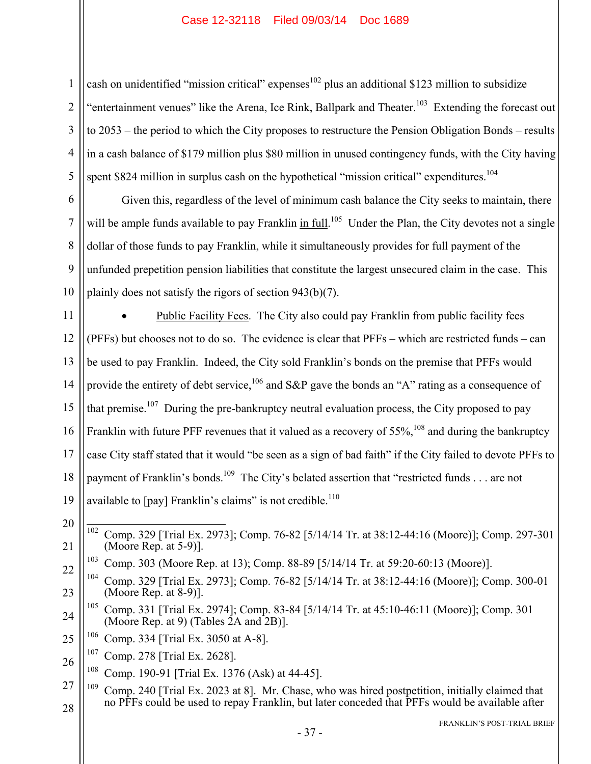cash on unidentified "mission critical" expenses[102] plus an additional $123 million to subsidize "entertainment venues" like the Arena, Ice Rink, Ballpark and Theater.[103] Extending the forecast out to 2053 – the period to which the City proposes to restructure the Pension Obligation Bonds – results in a cash balance of $179 million plus $80 million in unused contingency funds, with the City having spent $824 million in surplus cash on the hypothetical "mission critical" expenditures.[104]

Given this, regardless of the level of minimum cash balance the City seeks to maintain, there will be ample funds available to pay Franklin in full.[105] Under the Plan, the City devotes not a single dollar of those funds to pay Franklin, while it simultaneously provides for full payment of the unfunded prepetition pension liabilities that constitute the largest unsecured claim in the case. This plainly does not satisfy the rigors of section 943(b)(7).

- Public Facility Fees. The City also could pay Franklin from public facility fees (PFFs) but chooses not to do so. The evidence is clear that PFFs – which are restricted funds – can be used to pay Franklin. Indeed, the City sold Franklin's bonds on the premise that PFFs would provide the entirety of debt service,[106] and S&P gave the bonds an "A" rating as a consequence of that premise.[107] During the pre-bankruptcy neutral evaluation process, the City proposed to pay Franklin with future PFF revenues that it valued as a recovery of 55%,[108] and during the bankruptcy case City staff stated that it would "be seen as a sign of bad faith" if the City failed to devote PFFs to payment of Franklin's bonds.[109] The City's belated assertion that "restricted funds . . . are not available to [pay] Franklin's claims" is not credible.[110]

---

[102] Comp. 329 [Trial Ex. 2973]; Comp. 76-82 [5/14/14 Tr. at 38:12-44:16 (Moore)]; Comp. 297-301 (Moore Rep. at 5-9)].

[103] Comp. 303 (Moore Rep. at 13); Comp. 88-89 [5/14/14 Tr. at 59:20-60:13 (Moore)].

[104] Comp. 329 [Trial Ex. 2973]; Comp. 76-82 [5/14/14 Tr. at 38:12-44:16 (Moore)]; Comp. 300-01 (Moore Rep. at 8-9)].

[105] Comp. 331 [Trial Ex. 2974]; Comp. 83-84 [5/14/14 Tr. at 45:10-46:11 (Moore)]; Comp. 301 (Moore Rep. at 9) (Tables 2A and 2B)].

[106] Comp. 334 [Trial Ex. 3050 at A-8].

[107] Comp. 278 [Trial Ex. 2628].

[108] Comp. 190-91 [Trial Ex. 1376 (Ask) at 44-45].

[109] Comp. 240 [Trial Ex. 2023 at 8]. Mr. Chase, who was hired postpetition, initially claimed that no PFFs could be used to repay Franklin, but later conceded that PFFs would be available after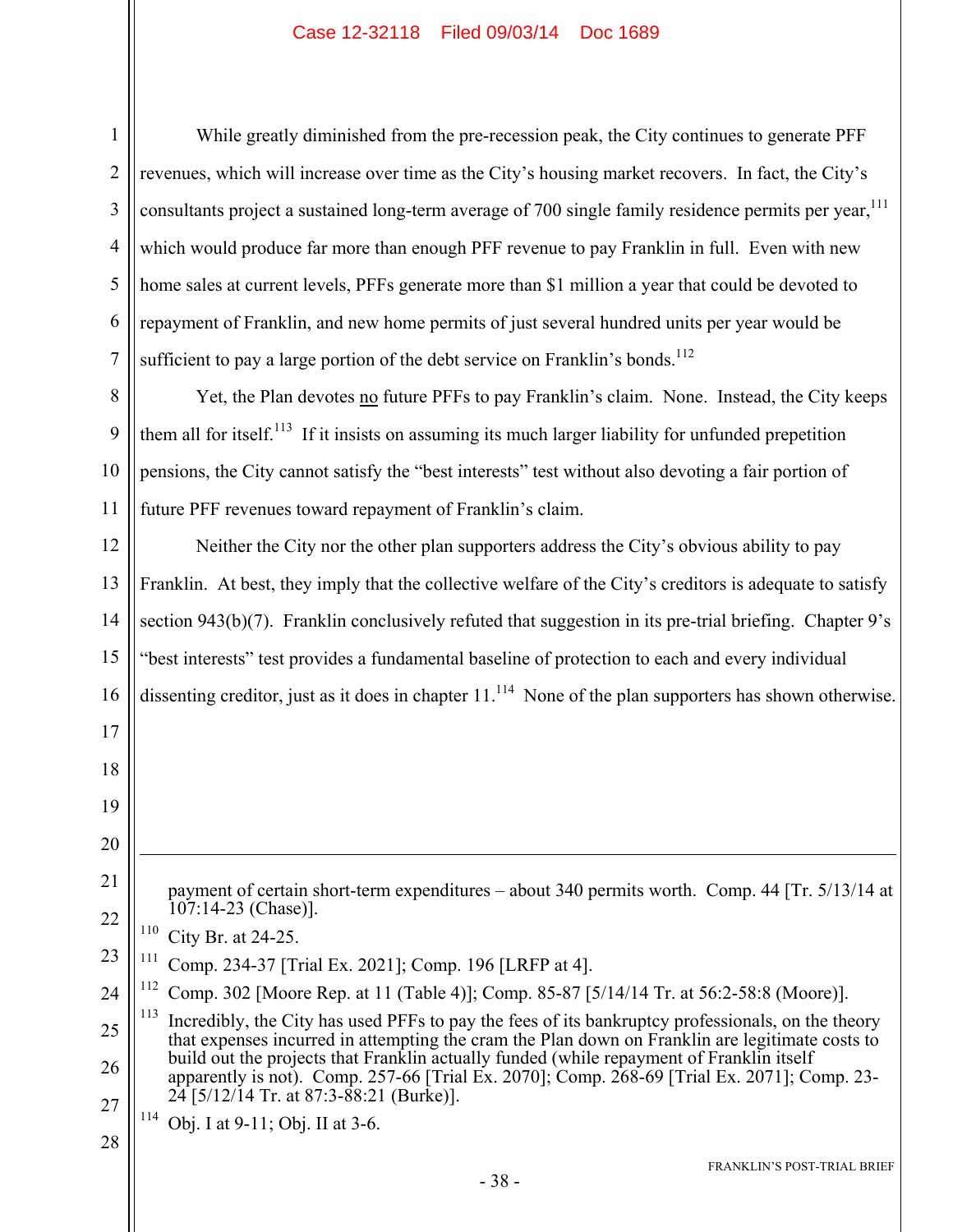While greatly diminished from the pre-recession peak, the City continues to generate PFF revenues, which will increase over time as the City's housing market recovers. In fact, the City's consultants project a sustained long-term average of 700 single family residence permits per year,[111] which would produce far more than enough PFF revenue to pay Franklin in full. Even with new home sales at current levels, PFFs generate more than $1 million a year that could be devoted to repayment of Franklin, and new home permits of just several hundred units per year would be sufficient to pay a large portion of the debt service on Franklin's bonds.[112]

Yet, the Plan devotes no future PFFs to pay Franklin's claim. None. Instead, the City keeps them all for itself.[113] If it insists on assuming its much larger liability for unfunded prepetition pensions, the City cannot satisfy the "best interests" test without also devoting a fair portion of future PFF revenues toward repayment of Franklin's claim.

Neither the City nor the other plan supporters address the City's obvious ability to pay Franklin. At best, they imply that the collective welfare of the City's creditors is adequate to satisfy section 943(b)(7). Franklin conclusively refuted that suggestion in its pre-trial briefing. Chapter 9's "best interests" test provides a fundamental baseline of protection to each and every individual dissenting creditor, just as it does in chapter 11.[114] None of the plan supporters has shown otherwise.

---

payment of certain short-term expenditures – about 340 permits worth. Comp. 44 [Tr. 5/13/14 at 107:14-23 (Chase)].

[110] City Br. at 24-25.

[111] Comp. 234-37 [Trial Ex. 2021]; Comp. 196 [LRFP at 4].

[112] Comp. 302 [Moore Rep. at 11 (Table 4)]; Comp. 85-87 [5/14/14 Tr. at 56:2-58:8 (Moore)].

[113] Incredibly, the City has used PFFs to pay the fees of its bankruptcy professionals, on the theory that expenses incurred in attempting the cram the Plan down on Franklin are legitimate costs to build out the projects that Franklin actually funded (while repayment of Franklin itself apparently is not). Comp. 257-66 [Trial Ex. 2070]; Comp. 268-69 [Trial Ex. 2071]; Comp. 23-24 [5/12/14 Tr. at 87:3-88:21 (Burke)].

[114] Obj. I at 9-11; Obj. II at 3-6.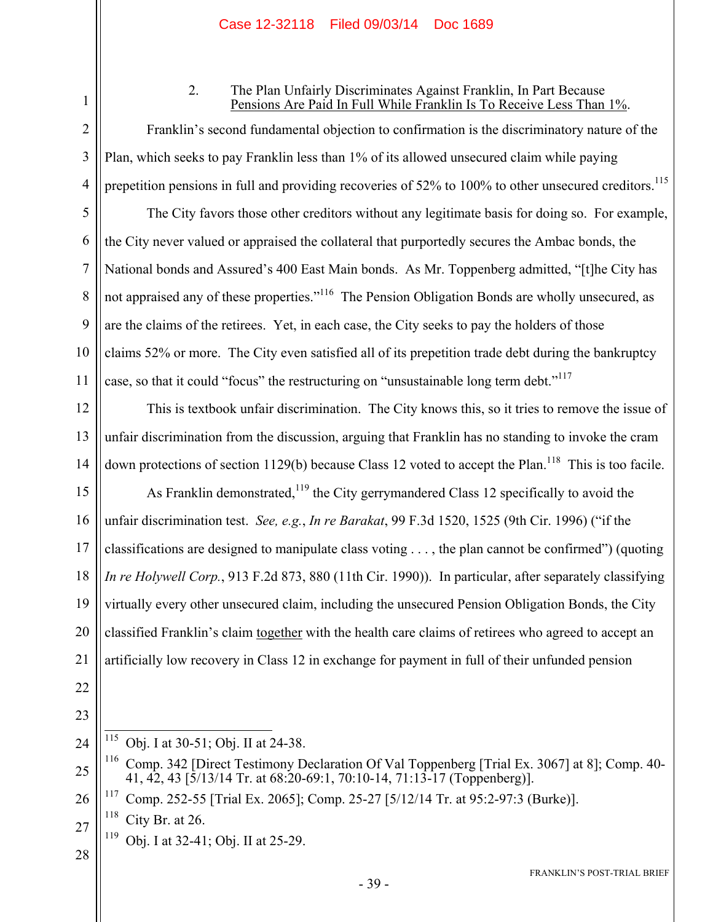2. The Plan Unfairly Discriminates Against Franklin, In Part Because Pensions Are Paid In Full While Franklin Is To Receive Less Than 1%.

Franklin's second fundamental objection to confirmation is the discriminatory nature of the Plan, which seeks to pay Franklin less than 1% of its allowed unsecured claim while paying prepetition pensions in full and providing recoveries of 52% to 100% to other unsecured creditors.[115]

The City favors those other creditors without any legitimate basis for doing so. For example, the City never valued or appraised the collateral that purportedly secures the Ambac bonds, the National bonds and Assured's 400 East Main bonds. As Mr. Toppenberg admitted, "[t]he City has not appraised any of these properties."[116] The Pension Obligation Bonds are wholly unsecured, as are the claims of the retirees. Yet, in each case, the City seeks to pay the holders of those claims 52% or more. The City even satisfied all of its prepetition trade debt during the bankruptcy case, so that it could "focus" the restructuring on "unsustainable long term debt."[117]

This is textbook unfair discrimination. The City knows this, so it tries to remove the issue of unfair discrimination from the discussion, arguing that Franklin has no standing to invoke the cram down protections of section 1129(b) because Class 12 voted to accept the Plan.[118] This is too facile.

As Franklin demonstrated,[119] the City gerrymandered Class 12 specifically to avoid the unfair discrimination test. *See, e.g.*, *In re Barakat*, 99 F.3d 1520, 1525 (9th Cir. 1996) ("if the classifications are designed to manipulate class voting . . . , the plan cannot be confirmed") (quoting *In re Holywell Corp.*, 913 F.2d 873, 880 (11th Cir. 1990)). In particular, after separately classifying virtually every other unsecured claim, including the unsecured Pension Obligation Bonds, the City classified Franklin's claim together with the health care claims of retirees who agreed to accept an artificially low recovery in Class 12 in exchange for payment in full of their unfunded pension

---

[115] Obj. I at 30-51; Obj. II at 24-38.

[116] Comp. 342 [Direct Testimony Declaration Of Val Toppenberg [Trial Ex. 3067] at 8]; Comp. 40-41, 42, 43 [5/13/14 Tr. at 68:20-69:1, 70:10-14, 71:13-17 (Toppenberg)].

[117] Comp. 252-55 [Trial Ex. 2065]; Comp. 25-27 [5/12/14 Tr. at 95:2-97:3 (Burke)].

[118] City Br. at 26.

[119] Obj. I at 32-41; Obj. II at 25-29.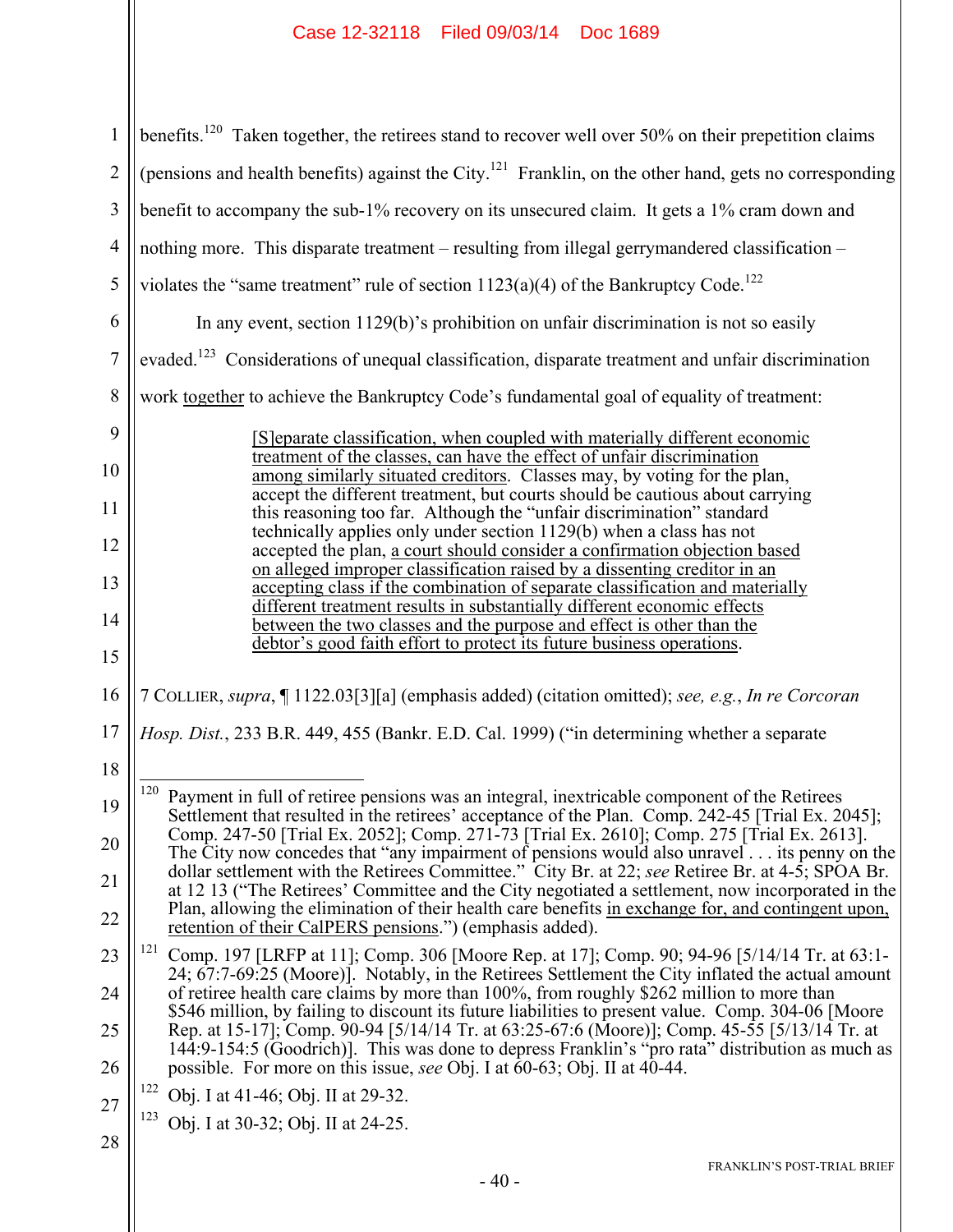benefits.[120] Taken together, the retirees stand to recover well over 50% on their prepetition claims (pensions and health benefits) against the City.[121] Franklin, on the other hand, gets no corresponding benefit to accompany the sub-1% recovery on its unsecured claim. It gets a 1% cram down and nothing more. This disparate treatment – resulting from illegal gerrymandered classification – violates the "same treatment" rule of section 1123(a)(4) of the Bankruptcy Code.[122]

In any event, section 1129(b)'s prohibition on unfair discrimination is not so easily evaded.[123] Considerations of unequal classification, disparate treatment and unfair discrimination work together to achieve the Bankruptcy Code's fundamental goal of equality of treatment:

> [S]eparate classification, when coupled with materially different economic treatment of the classes, can have the effect of unfair discrimination among similarly situated creditors. Classes may, by voting for the plan, accept the different treatment, but courts should be cautious about carrying this reasoning too far. Although the "unfair discrimination" standard technically applies only under section 1129(b) when a class has not accepted the plan, a court should consider a confirmation objection based on alleged improper classification raised by a dissenting creditor in an accepting class if the combination of separate classification and materially different treatment results in substantially different economic effects between the two classes and the purpose and effect is other than the debtor's good faith effort to protect its future business operations.

7 COLLIER, *supra*, ¶ 1122.03[3][a] (emphasis added) (citation omitted); *see, e.g.*, *In re Corcoran Hosp. Dist.*, 233 B.R. 449, 455 (Bankr. E.D. Cal. 1999) ("in determining whether a separate

---

[120] Payment in full of retiree pensions was an integral, inextricable component of the Retirees Settlement that resulted in the retirees' acceptance of the Plan. Comp. 242-45 [Trial Ex. 2045]; Comp. 247-50 [Trial Ex. 2052]; Comp. 271-73 [Trial Ex. 2610]; Comp. 275 [Trial Ex. 2613]. The City now concedes that "any impairment of pensions would also unravel . . . its penny on the dollar settlement with the Retirees Committee." City Br. at 22; *see* Retiree Br. at 4-5; SPOA Br. at 12 13 ("The Retirees' Committee and the City negotiated a settlement, now incorporated in the Plan, allowing the elimination of their health care benefits in exchange for, and contingent upon, retention of their CalPERS pensions.") (emphasis added).

[121] Comp. 197 [LRFP at 11]; Comp. 306 [Moore Rep. at 17]; Comp. 90; 94-96 [5/14/14 Tr. at 63:1-24; 67:7-69:25 (Moore)]. Notably, in the Retirees Settlement the City inflated the actual amount of retiree health care claims by more than 100%, from roughly $262 million to more than $546 million, by failing to discount its future liabilities to present value. Comp. 304-06 [Moore Rep. at 15-17]; Comp. 90-94 [5/14/14 Tr. at 63:25-67:6 (Moore)]; Comp. 45-55 [5/13/14 Tr. at 144:9-154:5 (Goodrich)]. This was done to depress Franklin's "pro rata" distribution as much as possible. For more on this issue, *see* Obj. I at 60-63; Obj. II at 40-44.

[122] Obj. I at 41-46; Obj. II at 29-32.

[123] Obj. I at 30-32; Obj. II at 24-25.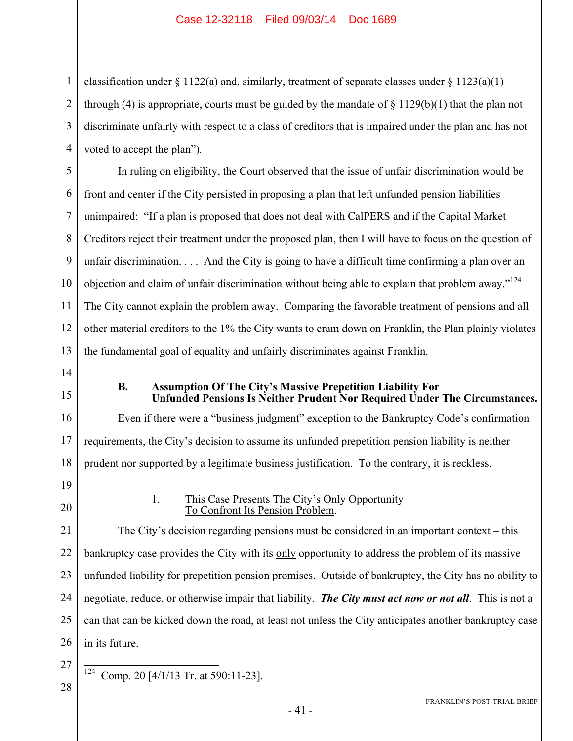classification under § 1122(a) and, similarly, treatment of separate classes under § 1123(a)(1) through (4) is appropriate, courts must be guided by the mandate of § 1129(b)(1) that the plan not discriminate unfairly with respect to a class of creditors that is impaired under the plan and has not voted to accept the plan").

In ruling on eligibility, the Court observed that the issue of unfair discrimination would be front and center if the City persisted in proposing a plan that left unfunded pension liabilities unimpaired: "If a plan is proposed that does not deal with CalPERS and if the Capital Market Creditors reject their treatment under the proposed plan, then I will have to focus on the question of unfair discrimination. . . . And the City is going to have a difficult time confirming a plan over an objection and claim of unfair discrimination without being able to explain that problem away."[124] The City cannot explain the problem away. Comparing the favorable treatment of pensions and all other material creditors to the 1% the City wants to cram down on Franklin, the Plan plainly violates the fundamental goal of equality and unfairly discriminates against Franklin.

### B. Assumption Of The City's Massive Prepetition Liability For Unfunded Pensions Is Neither Prudent Nor Required Under The Circumstances.

Even if there were a "business judgment" exception to the Bankruptcy Code's confirmation requirements, the City's decision to assume its unfunded prepetition pension liability is neither prudent nor supported by a legitimate business justification. To the contrary, it is reckless.

#### 1. This Case Presents The City's Only Opportunity To Confront Its Pension Problem.

The City's decision regarding pensions must be considered in an important context – this bankruptcy case provides the City with its only opportunity to address the problem of its massive unfunded liability for prepetition pension promises. Outside of bankruptcy, the City has no ability to negotiate, reduce, or otherwise impair that liability. ***The City must act now or not all***. This is not a can that can be kicked down the road, at least not unless the City anticipates another bankruptcy case in its future.

---

[124] Comp. 20 [4/1/13 Tr. at 590:11-23].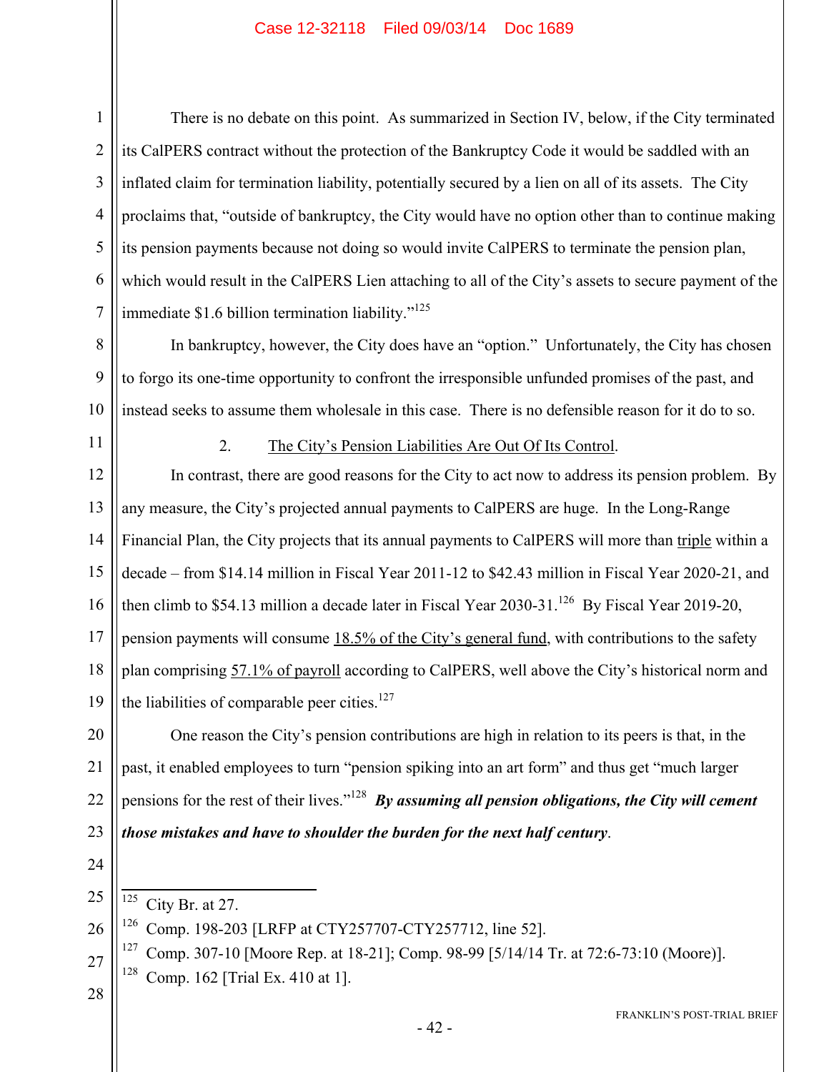There is no debate on this point. As summarized in Section IV, below, if the City terminated its CalPERS contract without the protection of the Bankruptcy Code it would be saddled with an inflated claim for termination liability, potentially secured by a lien on all of its assets. The City proclaims that, "outside of bankruptcy, the City would have no option other than to continue making its pension payments because not doing so would invite CalPERS to terminate the pension plan, which would result in the CalPERS Lien attaching to all of the City's assets to secure payment of the immediate $1.6 billion termination liability."[125]

In bankruptcy, however, the City does have an "option." Unfortunately, the City has chosen to forgo its one-time opportunity to confront the irresponsible unfunded promises of the past, and instead seeks to assume them wholesale in this case. There is no defensible reason for it do to so.

2. <u>The City's Pension Liabilities Are Out Of Its Control</u>.

In contrast, there are good reasons for the City to act now to address its pension problem. By any measure, the City's projected annual payments to CalPERS are huge. In the Long-Range Financial Plan, the City projects that its annual payments to CalPERS will more than <u>triple</u> within a decade – from $14.14 million in Fiscal Year 2011-12 to $42.43 million in Fiscal Year 2020-21, and then climb to $54.13 million a decade later in Fiscal Year 2030-31.[126] By Fiscal Year 2019-20, pension payments will consume <u>18.5% of the City's general fund</u>, with contributions to the safety plan comprising <u>57.1% of payroll</u> according to CalPERS, well above the City's historical norm and the liabilities of comparable peer cities.[127]

One reason the City's pension contributions are high in relation to its peers is that, in the past, it enabled employees to turn "pension spiking into an art form" and thus get "much larger pensions for the rest of their lives."[128] ***By assuming all pension obligations, the City will cement those mistakes and have to shoulder the burden for the next half century***.

---

[125] City Br. at 27.

[126] Comp. 198-203 [LRFP at CTY257707-CTY257712, line 52].

[127] Comp. 307-10 [Moore Rep. at 18-21]; Comp. 98-99 [5/14/14 Tr. at 72:6-73:10 (Moore)].

[128] Comp. 162 [Trial Ex. 410 at 1].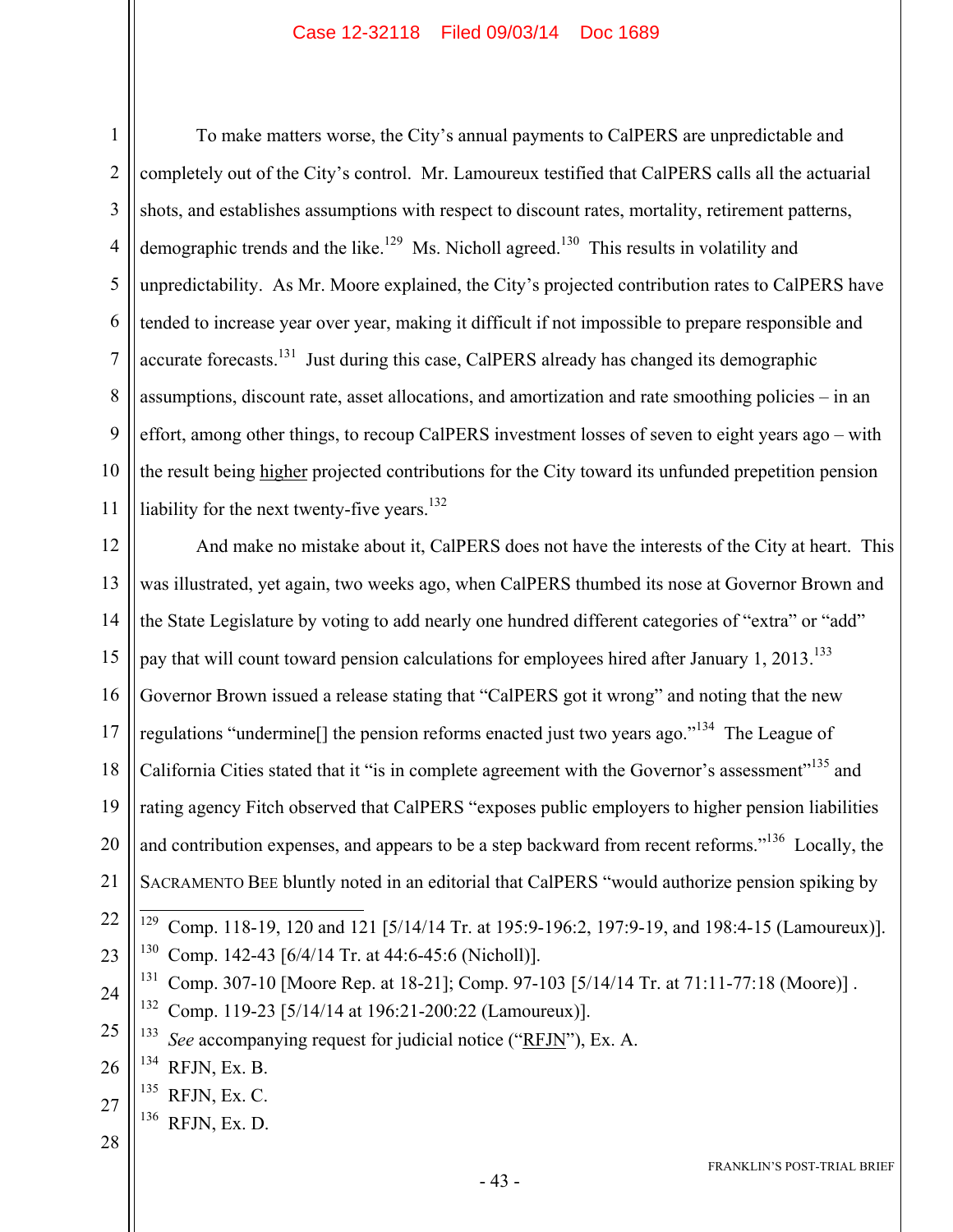To make matters worse, the City's annual payments to CalPERS are unpredictable and completely out of the City's control. Mr. Lamoureux testified that CalPERS calls all the actuarial shots, and establishes assumptions with respect to discount rates, mortality, retirement patterns, demographic trends and the like.[129] Ms. Nicholl agreed.[130] This results in volatility and unpredictability. As Mr. Moore explained, the City's projected contribution rates to CalPERS have tended to increase year over year, making it difficult if not impossible to prepare responsible and accurate forecasts.[131] Just during this case, CalPERS already has changed its demographic assumptions, discount rate, asset allocations, and amortization and rate smoothing policies – in an effort, among other things, to recoup CalPERS investment losses of seven to eight years ago – with the result being <u>higher</u> projected contributions for the City toward its unfunded prepetition pension liability for the next twenty-five years.[132]

And make no mistake about it, CalPERS does not have the interests of the City at heart. This was illustrated, yet again, two weeks ago, when CalPERS thumbed its nose at Governor Brown and the State Legislature by voting to add nearly one hundred different categories of "extra" or "add" pay that will count toward pension calculations for employees hired after January 1, 2013.[133] Governor Brown issued a release stating that "CalPERS got it wrong" and noting that the new regulations "undermine[] the pension reforms enacted just two years ago."[134] The League of California Cities stated that it "is in complete agreement with the Governor's assessment"[135] and rating agency Fitch observed that CalPERS "exposes public employers to higher pension liabilities and contribution expenses, and appears to be a step backward from recent reforms."[136] Locally, the SACRAMENTO BEE bluntly noted in an editorial that CalPERS "would authorize pension spiking by

---

[129] Comp. 118-19, 120 and 121 [5/14/14 Tr. at 195:9-196:2, 197:9-19, and 198:4-15 (Lamoureux)].

[130] Comp. 142-43 [6/4/14 Tr. at 44:6-45:6 (Nicholl)].

[131] Comp. 307-10 [Moore Rep. at 18-21]; Comp. 97-103 [5/14/14 Tr. at 71:11-77:18 (Moore)] .

[132] Comp. 119-23 [5/14/14 at 196:21-200:22 (Lamoureux)].

[133] *See* accompanying request for judicial notice ("<u>RFJN</u>"), Ex. A.

[134] RFJN, Ex. B.

[135] RFJN, Ex. C.

[136] RFJN, Ex. D.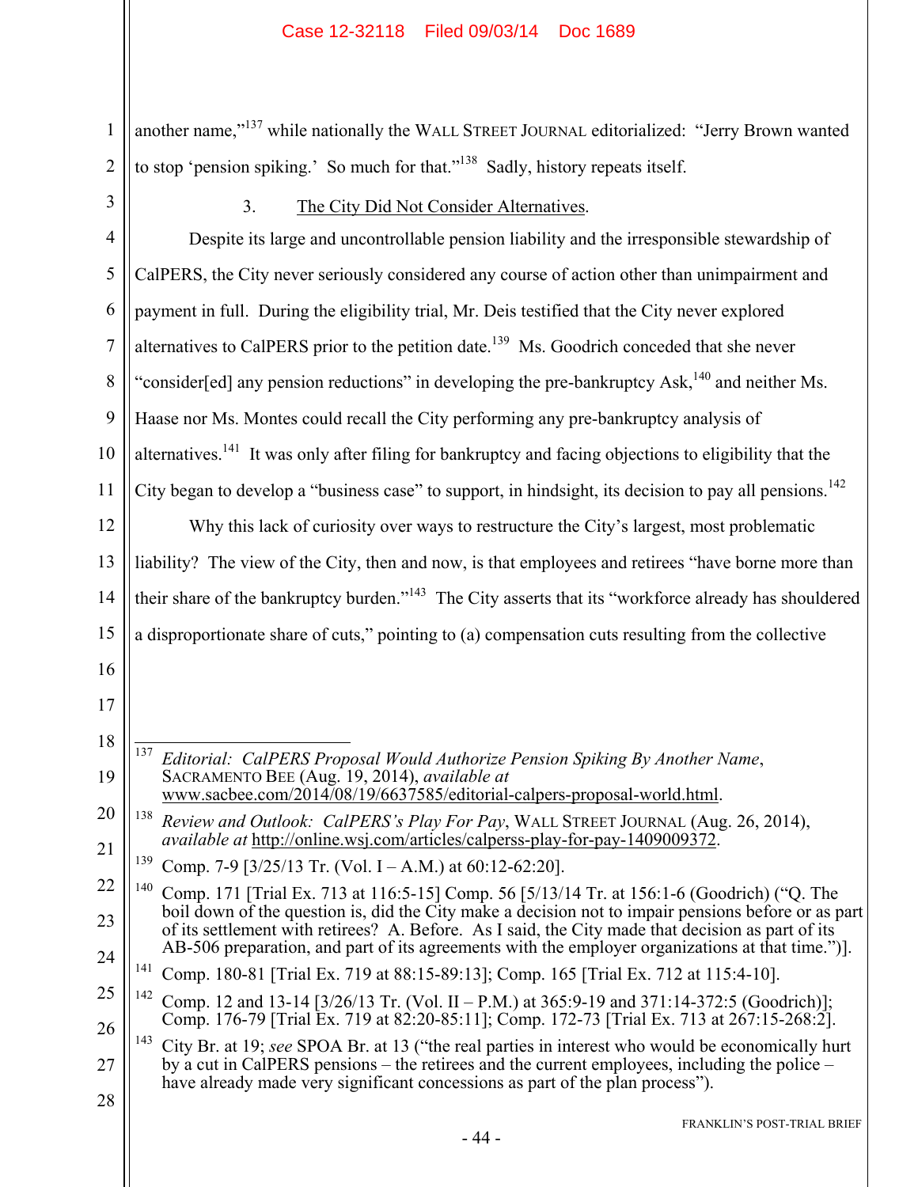another name,"[137] while nationally the WALL STREET JOURNAL editorialized: "Jerry Brown wanted to stop 'pension spiking.' So much for that."[138] Sadly, history repeats itself.

3. The City Did Not Consider Alternatives.

Despite its large and uncontrollable pension liability and the irresponsible stewardship of CalPERS, the City never seriously considered any course of action other than unimpairment and payment in full. During the eligibility trial, Mr. Deis testified that the City never explored alternatives to CalPERS prior to the petition date.[139] Ms. Goodrich conceded that she never "consider[ed] any pension reductions" in developing the pre-bankruptcy Ask,[140] and neither Ms. Haase nor Ms. Montes could recall the City performing any pre-bankruptcy analysis of alternatives.[141] It was only after filing for bankruptcy and facing objections to eligibility that the City began to develop a "business case" to support, in hindsight, its decision to pay all pensions.[142]

Why this lack of curiosity over ways to restructure the City's largest, most problematic liability? The view of the City, then and now, is that employees and retirees "have borne more than their share of the bankruptcy burden."[143] The City asserts that its "workforce already has shouldered a disproportionate share of cuts," pointing to (a) compensation cuts resulting from the collective

---

[137] *Editorial: CalPERS Proposal Would Authorize Pension Spiking By Another Name*, SACRAMENTO BEE (Aug. 19, 2014), *available at* www.sacbee.com/2014/08/19/6637585/editorial-calpers-proposal-world.html.

[138] *Review and Outlook: CalPERS's Play For Pay*, WALL STREET JOURNAL (Aug. 26, 2014), *available at* http://online.wsj.com/articles/calperss-play-for-pay-1409009372.

[139] Comp. 7-9 [3/25/13 Tr. (Vol. I – A.M.) at 60:12-62:20].

[140] Comp. 171 [Trial Ex. 713 at 116:5-15] Comp. 56 [5/13/14 Tr. at 156:1-6 (Goodrich) ("Q. The boil down of the question is, did the City make a decision not to impair pensions before or as part of its settlement with retirees? A. Before. As I said, the City made that decision as part of its AB-506 preparation, and part of its agreements with the employer organizations at that time.")].

[141] Comp. 180-81 [Trial Ex. 719 at 88:15-89:13]; Comp. 165 [Trial Ex. 712 at 115:4-10].

[142] Comp. 12 and 13-14 [3/26/13 Tr. (Vol. II – P.M.) at 365:9-19 and 371:14-372:5 (Goodrich)]; Comp. 176-79 [Trial Ex. 719 at 82:20-85:11]; Comp. 172-73 [Trial Ex. 713 at 267:15-268:2].

[143] City Br. at 19; *see* SPOA Br. at 13 ("the real parties in interest who would be economically hurt by a cut in CalPERS pensions – the retirees and the current employees, including the police – have already made very significant concessions as part of the plan process").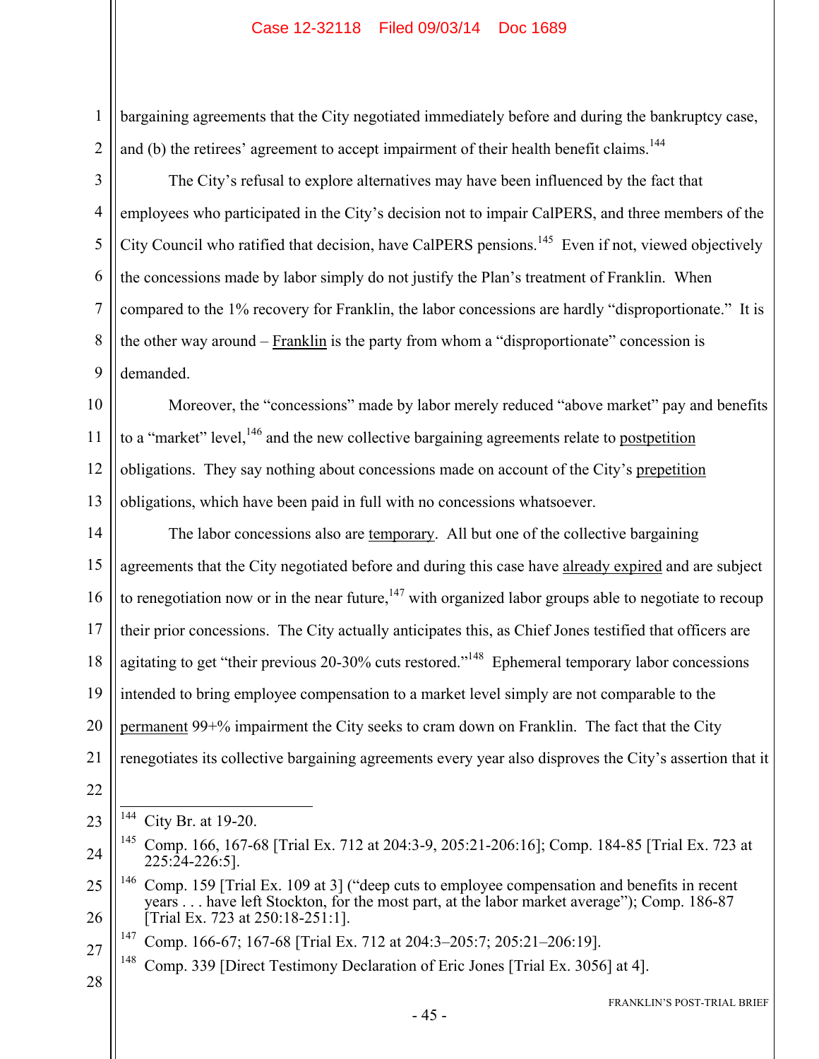bargaining agreements that the City negotiated immediately before and during the bankruptcy case, and (b) the retirees' agreement to accept impairment of their health benefit claims.[144]

The City's refusal to explore alternatives may have been influenced by the fact that employees who participated in the City's decision not to impair CalPERS, and three members of the City Council who ratified that decision, have CalPERS pensions.[145] Even if not, viewed objectively the concessions made by labor simply do not justify the Plan's treatment of Franklin. When compared to the 1% recovery for Franklin, the labor concessions are hardly "disproportionate." It is the other way around – Franklin is the party from whom a "disproportionate" concession is demanded.

Moreover, the "concessions" made by labor merely reduced "above market" pay and benefits to a "market" level,[146] and the new collective bargaining agreements relate to postpetition obligations. They say nothing about concessions made on account of the City's prepetition obligations, which have been paid in full with no concessions whatsoever.

The labor concessions also are temporary. All but one of the collective bargaining agreements that the City negotiated before and during this case have already expired and are subject to renegotiation now or in the near future,[147] with organized labor groups able to negotiate to recoup their prior concessions. The City actually anticipates this, as Chief Jones testified that officers are agitating to get "their previous 20-30% cuts restored."[148] Ephemeral temporary labor concessions intended to bring employee compensation to a market level simply are not comparable to the permanent 99+% impairment the City seeks to cram down on Franklin. The fact that the City renegotiates its collective bargaining agreements every year also disproves the City's assertion that it

---

[144] City Br. at 19-20.

[145] Comp. 166, 167-68 [Trial Ex. 712 at 204:3-9, 205:21-206:16]; Comp. 184-85 [Trial Ex. 723 at 225:24-226:5].

[146] Comp. 159 [Trial Ex. 109 at 3] ("deep cuts to employee compensation and benefits in recent years . . . have left Stockton, for the most part, at the labor market average"); Comp. 186-87 [Trial Ex. 723 at 250:18-251:1].

[147] Comp. 166-67; 167-68 [Trial Ex. 712 at 204:3–205:7; 205:21–206:19].

[148] Comp. 339 [Direct Testimony Declaration of Eric Jones [Trial Ex. 3056] at 4].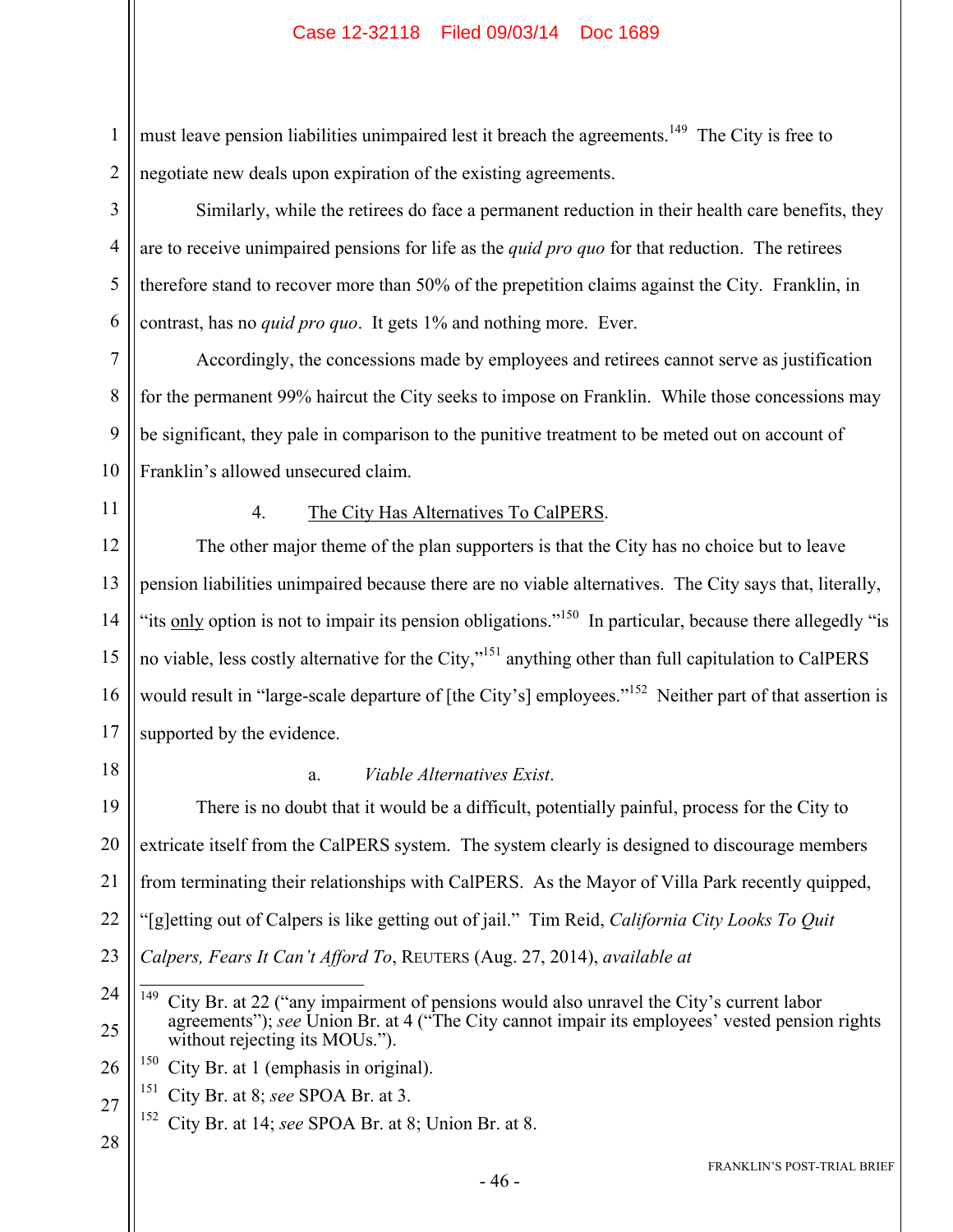must leave pension liabilities unimpaired lest it breach the agreements.[149] The City is free to negotiate new deals upon expiration of the existing agreements.

Similarly, while the retirees do face a permanent reduction in their health care benefits, they are to receive unimpaired pensions for life as the *quid pro quo* for that reduction. The retirees therefore stand to recover more than 50% of the prepetition claims against the City. Franklin, in contrast, has no *quid pro quo*. It gets 1% and nothing more. Ever.

Accordingly, the concessions made by employees and retirees cannot serve as justification for the permanent 99% haircut the City seeks to impose on Franklin. While those concessions may be significant, they pale in comparison to the punitive treatment to be meted out on account of Franklin's allowed unsecured claim.

4. The City Has Alternatives To CalPERS.

The other major theme of the plan supporters is that the City has no choice but to leave pension liabilities unimpaired because there are no viable alternatives. The City says that, literally, "its only option is not to impair its pension obligations."[150] In particular, because there allegedly "is no viable, less costly alternative for the City,"[151] anything other than full capitulation to CalPERS would result in "large-scale departure of [the City's] employees."[152] Neither part of that assertion is supported by the evidence.

a. *Viable Alternatives Exist*.

There is no doubt that it would be a difficult, potentially painful, process for the City to extricate itself from the CalPERS system. The system clearly is designed to discourage members from terminating their relationships with CalPERS. As the Mayor of Villa Park recently quipped, "[g]etting out of Calpers is like getting out of jail." Tim Reid, *California City Looks To Quit Calpers, Fears It Can't Afford To*, REUTERS (Aug. 27, 2014), *available at*

---

[149] City Br. at 22 ("any impairment of pensions would also unravel the City's current labor agreements"); *see* Union Br. at 4 ("The City cannot impair its employees' vested pension rights without rejecting its MOUs.").

[150] City Br. at 1 (emphasis in original).

[151] City Br. at 8; *see* SPOA Br. at 3.

[152] City Br. at 14; *see* SPOA Br. at 8; Union Br. at 8.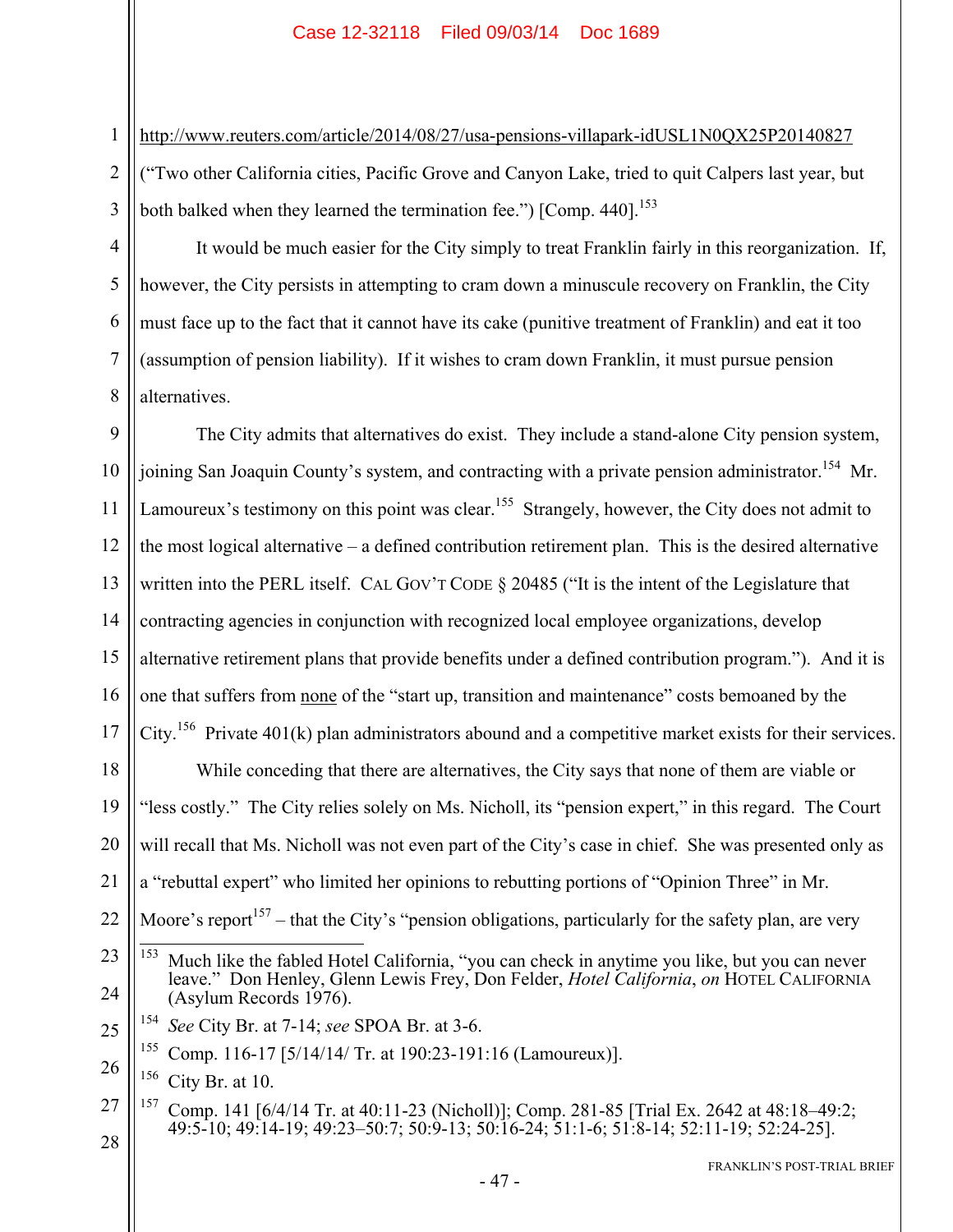http://www.reuters.com/article/2014/08/27/usa-pensions-villapark-idUSL1N0QX25P20140827 ("Two other California cities, Pacific Grove and Canyon Lake, tried to quit Calpers last year, but both balked when they learned the termination fee.") [Comp. 440].[153]

It would be much easier for the City simply to treat Franklin fairly in this reorganization. If, however, the City persists in attempting to cram down a minuscule recovery on Franklin, the City must face up to the fact that it cannot have its cake (punitive treatment of Franklin) and eat it too (assumption of pension liability). If it wishes to cram down Franklin, it must pursue pension alternatives.

The City admits that alternatives do exist. They include a stand-alone City pension system, joining San Joaquin County's system, and contracting with a private pension administrator.[154] Mr. Lamoureux's testimony on this point was clear.[155] Strangely, however, the City does not admit to the most logical alternative – a defined contribution retirement plan. This is the desired alternative written into the PERL itself. CAL GOV'T CODE § 20485 ("It is the intent of the Legislature that contracting agencies in conjunction with recognized local employee organizations, develop alternative retirement plans that provide benefits under a defined contribution program."). And it is one that suffers from none of the "start up, transition and maintenance" costs bemoaned by the City.[156] Private 401(k) plan administrators abound and a competitive market exists for their services.

While conceding that there are alternatives, the City says that none of them are viable or "less costly." The City relies solely on Ms. Nicholl, its "pension expert," in this regard. The Court will recall that Ms. Nicholl was not even part of the City's case in chief. She was presented only as a "rebuttal expert" who limited her opinions to rebutting portions of "Opinion Three" in Mr. Moore's report[157] – that the City's "pension obligations, particularly for the safety plan, are very

---

[153] Much like the fabled Hotel California, "you can check in anytime you like, but you can never leave." Don Henley, Glenn Lewis Frey, Don Felder, *Hotel California*, *on* HOTEL CALIFORNIA (Asylum Records 1976).

[154] *See* City Br. at 7-14; *see* SPOA Br. at 3-6.

[155] Comp. 116-17 [5/14/14/ Tr. at 190:23-191:16 (Lamoureux)].

[156] City Br. at 10.

[157] Comp. 141 [6/4/14 Tr. at 40:11-23 (Nicholl)]; Comp. 281-85 [Trial Ex. 2642 at 48:18–49:2; 49:5-10; 49:14-19; 49:23–50:7; 50:9-13; 50:16-24; 51:1-6; 51:8-14; 52:11-19; 52:24-25].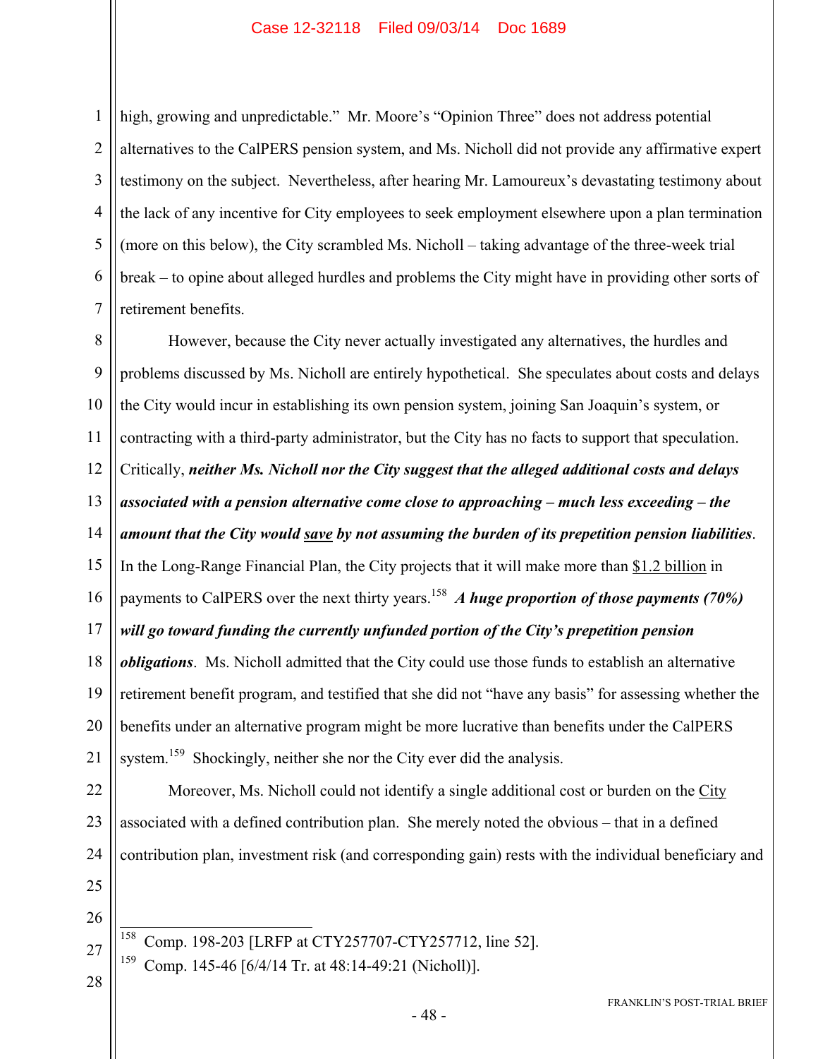high, growing and unpredictable." Mr. Moore's "Opinion Three" does not address potential alternatives to the CalPERS pension system, and Ms. Nicholl did not provide any affirmative expert testimony on the subject. Nevertheless, after hearing Mr. Lamoureux's devastating testimony about the lack of any incentive for City employees to seek employment elsewhere upon a plan termination (more on this below), the City scrambled Ms. Nicholl – taking advantage of the three-week trial break – to opine about alleged hurdles and problems the City might have in providing other sorts of retirement benefits.

However, because the City never actually investigated any alternatives, the hurdles and problems discussed by Ms. Nicholl are entirely hypothetical. She speculates about costs and delays the City would incur in establishing its own pension system, joining San Joaquin's system, or contracting with a third-party administrator, but the City has no facts to support that speculation. Critically, ***neither Ms. Nicholl nor the City suggest that the alleged additional costs and delays associated with a pension alternative come close to approaching – much less exceeding – the amount that the City would <u>save</u> by not assuming the burden of its prepetition pension liabilities***. In the Long-Range Financial Plan, the City projects that it will make more than <u>$1.2 billion</u> in payments to CalPERS over the next thirty years.[158] ***A huge proportion of those payments (70%) will go toward funding the currently unfunded portion of the City's prepetition pension obligations***. Ms. Nicholl admitted that the City could use those funds to establish an alternative retirement benefit program, and testified that she did not "have any basis" for assessing whether the benefits under an alternative program might be more lucrative than benefits under the CalPERS system.[159] Shockingly, neither she nor the City ever did the analysis.

Moreover, Ms. Nicholl could not identify a single additional cost or burden on the <u>City</u> associated with a defined contribution plan. She merely noted the obvious – that in a defined contribution plan, investment risk (and corresponding gain) rests with the individual beneficiary and

---

[158] Comp. 198-203 [LRFP at CTY257707-CTY257712, line 52].

[159] Comp. 145-46 [6/4/14 Tr. at 48:14-49:21 (Nicholl)].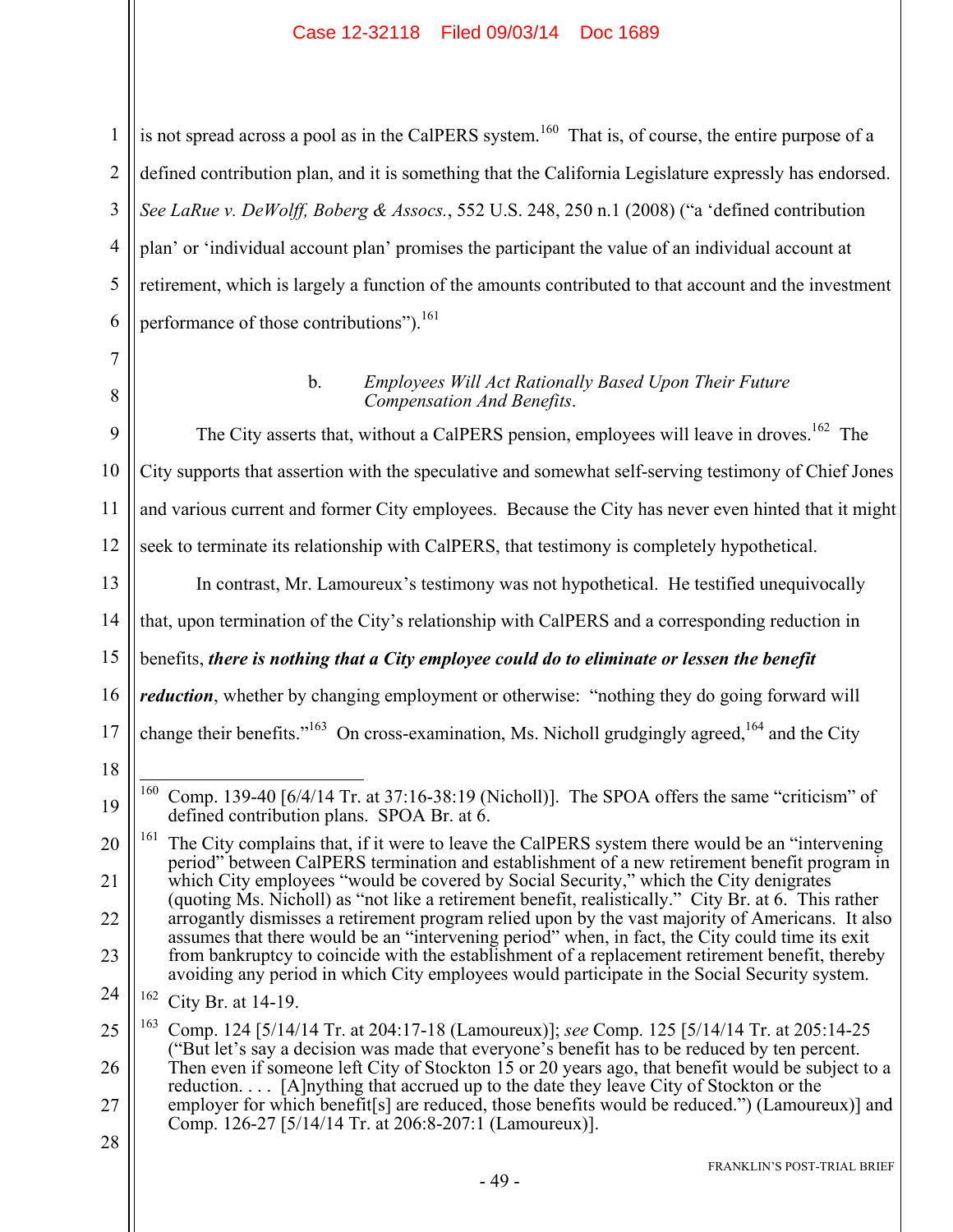is not spread across a pool as in the CalPERS system.[160] That is, of course, the entire purpose of a defined contribution plan, and it is something that the California Legislature expressly has endorsed. *See LaRue v. DeWolff, Boberg & Assocs.*, 552 U.S. 248, 250 n.1 (2008) ("a 'defined contribution plan' or 'individual account plan' promises the participant the value of an individual account at retirement, which is largely a function of the amounts contributed to that account and the investment performance of those contributions").[161]

b. *Employees Will Act Rationally Based Upon Their Future Compensation And Benefits*.

The City asserts that, without a CalPERS pension, employees will leave in droves.[162] The City supports that assertion with the speculative and somewhat self-serving testimony of Chief Jones and various current and former City employees. Because the City has never even hinted that it might seek to terminate its relationship with CalPERS, that testimony is completely hypothetical.

In contrast, Mr. Lamoureux's testimony was not hypothetical. He testified unequivocally that, upon termination of the City's relationship with CalPERS and a corresponding reduction in benefits, ***there is nothing that a City employee could do to eliminate or lessen the benefit reduction***, whether by changing employment or otherwise: "nothing they do going forward will change their benefits."[163] On cross-examination, Ms. Nicholl grudgingly agreed,[164] and the City

---

[160] Comp. 139-40 [6/4/14 Tr. at 37:16-38:19 (Nicholl)]. The SPOA offers the same "criticism" of defined contribution plans. SPOA Br. at 6.

[161] The City complains that, if it were to leave the CalPERS system there would be an "intervening period" between CalPERS termination and establishment of a new retirement benefit program in which City employees "would be covered by Social Security," which the City denigrates (quoting Ms. Nicholl) as "not like a retirement benefit, realistically." City Br. at 6. This rather arrogantly dismisses a retirement program relied upon by the vast majority of Americans. It also assumes that there would be an "intervening period" when, in fact, the City could time its exit from bankruptcy to coincide with the establishment of a replacement retirement benefit, thereby avoiding any period in which City employees would participate in the Social Security system.

[162] City Br. at 14-19.

[163] Comp. 124 [5/14/14 Tr. at 204:17-18 (Lamoureux)]; *see* Comp. 125 [5/14/14 Tr. at 205:14-25 ("But let's say a decision was made that everyone's benefit has to be reduced by ten percent. Then even if someone left City of Stockton 15 or 20 years ago, that benefit would be subject to a reduction. . . . [A]nything that accrued up to the date they leave City of Stockton or the employer for which benefit[s] are reduced, those benefits would be reduced.") (Lamoureux)] and Comp. 126-27 [5/14/14 Tr. at 206:8-207:1 (Lamoureux)].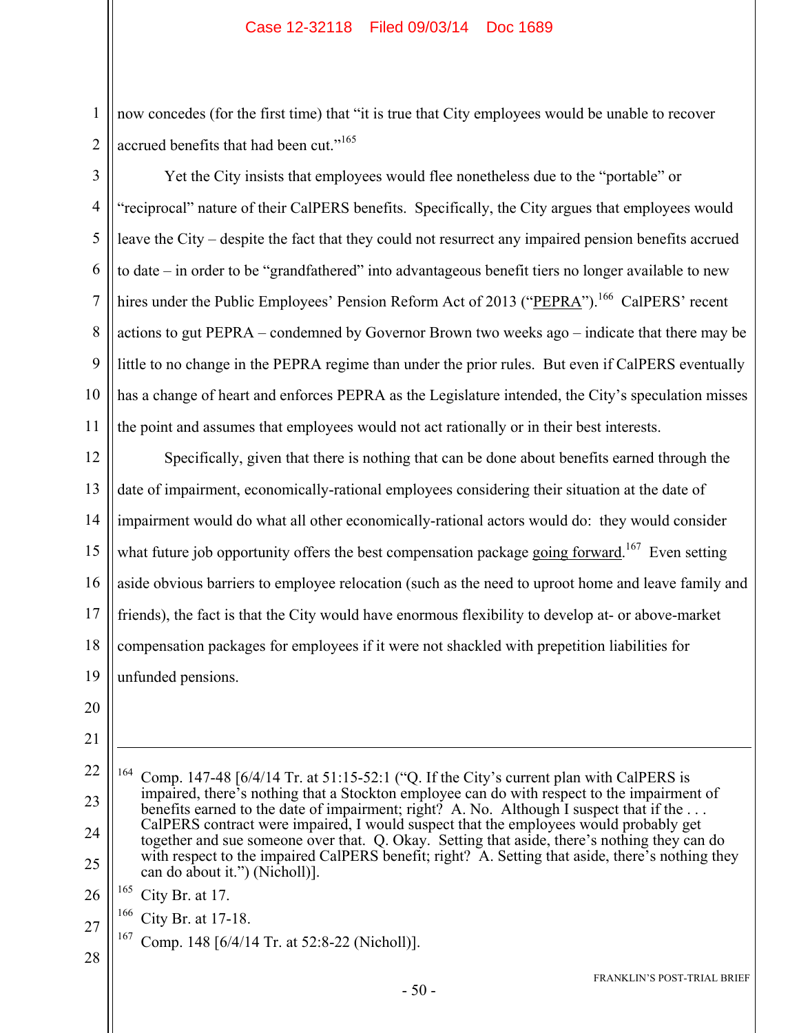now concedes (for the first time) that "it is true that City employees would be unable to recover accrued benefits that had been cut."[165]

Yet the City insists that employees would flee nonetheless due to the "portable" or "reciprocal" nature of their CalPERS benefits. Specifically, the City argues that employees would leave the City – despite the fact that they could not resurrect any impaired pension benefits accrued to date – in order to be "grandfathered" into advantageous benefit tiers no longer available to new hires under the Public Employees' Pension Reform Act of 2013 ("PEPRA").[166] CalPERS' recent actions to gut PEPRA – condemned by Governor Brown two weeks ago – indicate that there may be little to no change in the PEPRA regime than under the prior rules. But even if CalPERS eventually has a change of heart and enforces PEPRA as the Legislature intended, the City's speculation misses the point and assumes that employees would not act rationally or in their best interests.

Specifically, given that there is nothing that can be done about benefits earned through the date of impairment, economically-rational employees considering their situation at the date of impairment would do what all other economically-rational actors would do: they would consider what future job opportunity offers the best compensation package going forward.[167] Even setting aside obvious barriers to employee relocation (such as the need to uproot home and leave family and friends), the fact is that the City would have enormous flexibility to develop at- or above-market compensation packages for employees if it were not shackled with prepetition liabilities for unfunded pensions.

---

[164] Comp. 147-48 [6/4/14 Tr. at 51:15-52:1 ("Q. If the City's current plan with CalPERS is impaired, there's nothing that a Stockton employee can do with respect to the impairment of benefits earned to the date of impairment; right? A. No. Although I suspect that if the . . . CalPERS contract were impaired, I would suspect that the employees would probably get together and sue someone over that. Q. Okay. Setting that aside, there's nothing they can do with respect to the impaired CalPERS benefit; right? A. Setting that aside, there's nothing they can do about it.") (Nicholl)].

[165] City Br. at 17.

[166] City Br. at 17-18.

[167] Comp. 148 [6/4/14 Tr. at 52:8-22 (Nicholl)].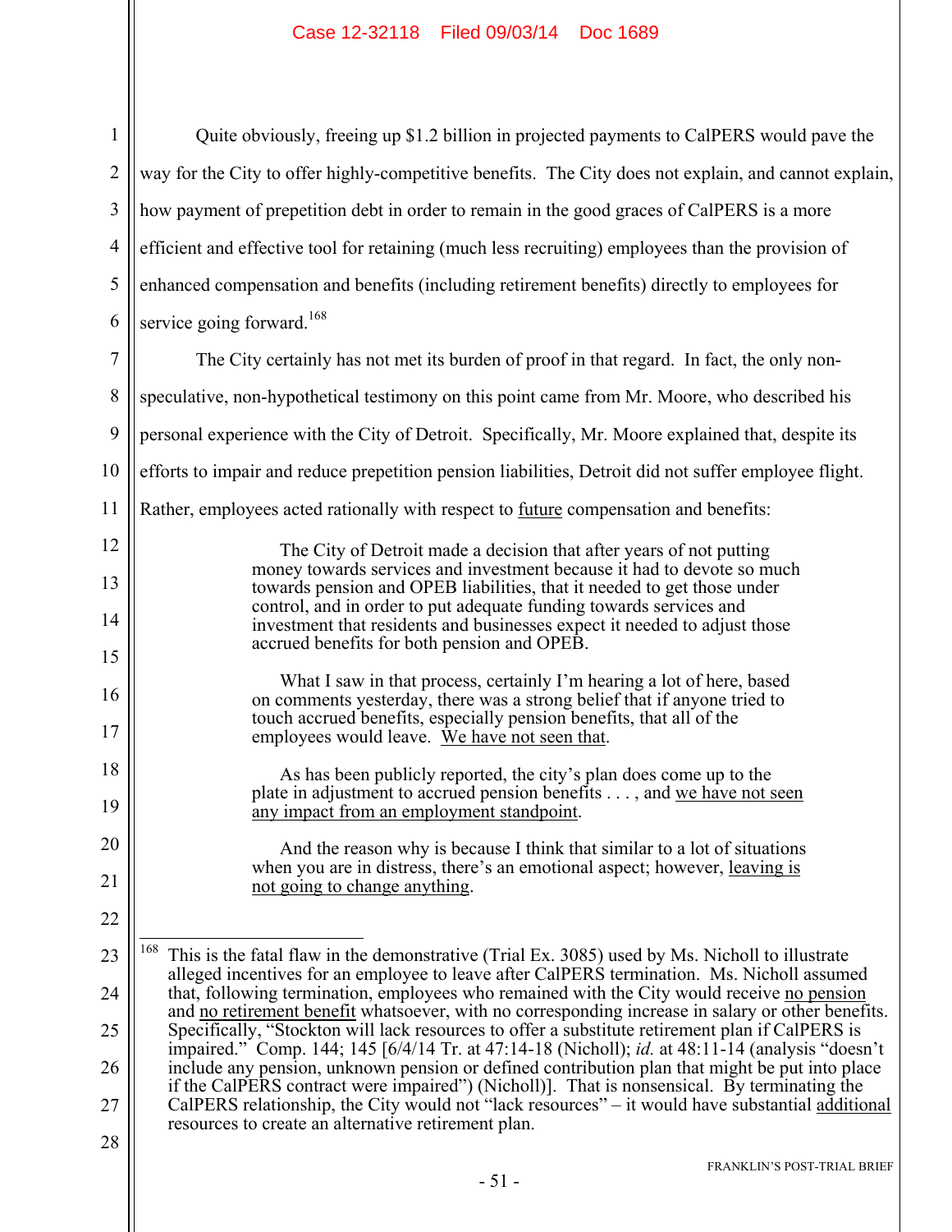Quite obviously, freeing up $1.2 billion in projected payments to CalPERS would pave the way for the City to offer highly-competitive benefits. The City does not explain, and cannot explain, how payment of prepetition debt in order to remain in the good graces of CalPERS is a more efficient and effective tool for retaining (much less recruiting) employees than the provision of enhanced compensation and benefits (including retirement benefits) directly to employees for service going forward.[168]

The City certainly has not met its burden of proof in that regard. In fact, the only non-speculative, non-hypothetical testimony on this point came from Mr. Moore, who described his personal experience with the City of Detroit. Specifically, Mr. Moore explained that, despite its efforts to impair and reduce prepetition pension liabilities, Detroit did not suffer employee flight. Rather, employees acted rationally with respect to <u>future</u> compensation and benefits:

> The City of Detroit made a decision that after years of not putting money towards services and investment because it had to devote so much towards pension and OPEB liabilities, that it needed to get those under control, and in order to put adequate funding towards services and investment that residents and businesses expect it needed to adjust those accrued benefits for both pension and OPEB.
>
> What I saw in that process, certainly I'm hearing a lot of here, based on comments yesterday, there was a strong belief that if anyone tried to touch accrued benefits, especially pension benefits, that all of the employees would leave. <u>We have not seen that</u>.
>
> As has been publicly reported, the city's plan does come up to the plate in adjustment to accrued pension benefits . . . , and <u>we have not seen any impact from an employment standpoint</u>.
>
> And the reason why is because I think that similar to a lot of situations when you are in distress, there's an emotional aspect; however, <u>leaving is not going to change anything</u>.

---

[168] This is the fatal flaw in the demonstrative (Trial Ex. 3085) used by Ms. Nicholl to illustrate alleged incentives for an employee to leave after CalPERS termination. Ms. Nicholl assumed that, following termination, employees who remained with the City would receive <u>no pension</u> and <u>no retirement benefit</u> whatsoever, with no corresponding increase in salary or other benefits. Specifically, "Stockton will lack resources to offer a substitute retirement plan if CalPERS is impaired." Comp. 144; 145 [6/4/14 Tr. at 47:14-18 (Nicholl); *id.* at 48:11-14 (analysis "doesn't include any pension, unknown pension or defined contribution plan that might be put into place if the CalPERS contract were impaired") (Nicholl)]. That is nonsensical. By terminating the CalPERS relationship, the City would not "lack resources" – it would have substantial <u>additional</u> resources to create an alternative retirement plan.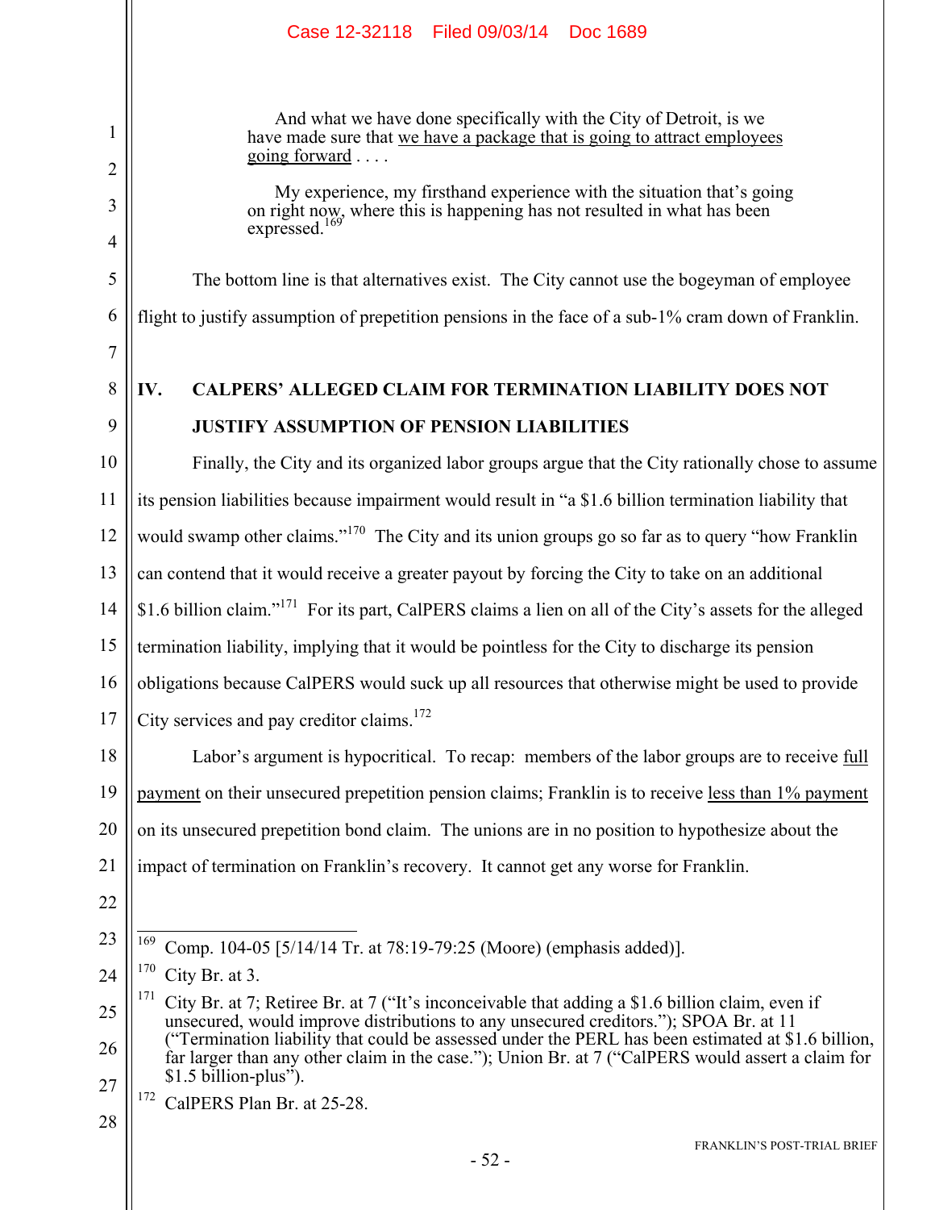> And what we have done specifically with the City of Detroit, is we have made sure that <u>we have a package that is going to attract employees going forward</u> . . . .
>
> My experience, my firsthand experience with the situation that's going on right now, where this is happening has not resulted in what has been expressed.[169]

The bottom line is that alternatives exist. The City cannot use the bogeyman of employee flight to justify assumption of prepetition pensions in the face of a sub-1% cram down of Franklin.

## IV. CALPERS' ALLEGED CLAIM FOR TERMINATION LIABILITY DOES NOT JUSTIFY ASSUMPTION OF PENSION LIABILITIES

Finally, the City and its organized labor groups argue that the City rationally chose to assume its pension liabilities because impairment would result in "a $1.6 billion termination liability that would swamp other claims."[170] The City and its union groups go so far as to query "how Franklin can contend that it would receive a greater payout by forcing the City to take on an additional $1.6 billion claim."[171] For its part, CalPERS claims a lien on all of the City's assets for the alleged termination liability, implying that it would be pointless for the City to discharge its pension obligations because CalPERS would suck up all resources that otherwise might be used to provide City services and pay creditor claims.[172]

Labor's argument is hypocritical. To recap: members of the labor groups are to receive <u>full payment</u> on their unsecured prepetition pension claims; Franklin is to receive <u>less than 1% payment</u> on its unsecured prepetition bond claim. The unions are in no position to hypothesize about the impact of termination on Franklin's recovery. It cannot get any worse for Franklin.

---

[169] Comp. 104-05 [5/14/14 Tr. at 78:19-79:25 (Moore) (emphasis added)].

[170] City Br. at 3.

[171] City Br. at 7; Retiree Br. at 7 ("It's inconceivable that adding a $1.6 billion claim, even if unsecured, would improve distributions to any unsecured creditors."); SPOA Br. at 11 ("Termination liability that could be assessed under the PERL has been estimated at $1.6 billion, far larger than any other claim in the case."); Union Br. at 7 ("CalPERS would assert a claim for $1.5 billion-plus").

[172] CalPERS Plan Br. at 25-28.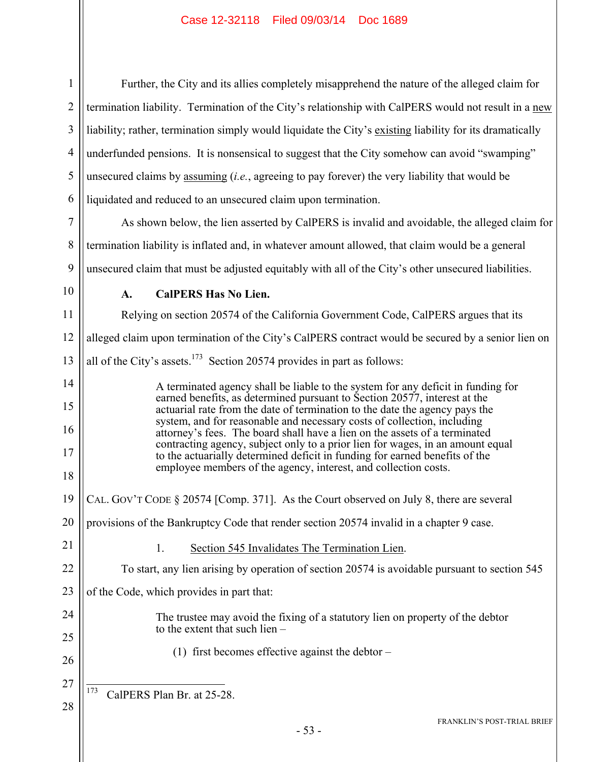Further, the City and its allies completely misapprehend the nature of the alleged claim for termination liability. Termination of the City's relationship with CalPERS would not result in a new liability; rather, termination simply would liquidate the City's existing liability for its dramatically underfunded pensions. It is nonsensical to suggest that the City somehow can avoid "swamping" unsecured claims by assuming (*i.e.*, agreeing to pay forever) the very liability that would be liquidated and reduced to an unsecured claim upon termination.

As shown below, the lien asserted by CalPERS is invalid and avoidable, the alleged claim for termination liability is inflated and, in whatever amount allowed, that claim would be a general unsecured claim that must be adjusted equitably with all of the City's other unsecured liabilities.

### A. CalPERS Has No Lien.

Relying on section 20574 of the California Government Code, CalPERS argues that its alleged claim upon termination of the City's CalPERS contract would be secured by a senior lien on all of the City's assets.[173] Section 20574 provides in part as follows:

> A terminated agency shall be liable to the system for any deficit in funding for earned benefits, as determined pursuant to Section 20577, interest at the actuarial rate from the date of termination to the date the agency pays the system, and for reasonable and necessary costs of collection, including attorney's fees. The board shall have a lien on the assets of a terminated contracting agency, subject only to a prior lien for wages, in an amount equal to the actuarially determined deficit in funding for earned benefits of the employee members of the agency, interest, and collection costs.

CAL. GOV'T CODE § 20574 [Comp. 371]. As the Court observed on July 8, there are several provisions of the Bankruptcy Code that render section 20574 invalid in a chapter 9 case.

#### 1. Section 545 Invalidates The Termination Lien.

To start, any lien arising by operation of section 20574 is avoidable pursuant to section 545 of the Code, which provides in part that:

> The trustee may avoid the fixing of a statutory lien on property of the debtor to the extent that such lien –
>
> (1) first becomes effective against the debtor –

---

[173] CalPERS Plan Br. at 25-28.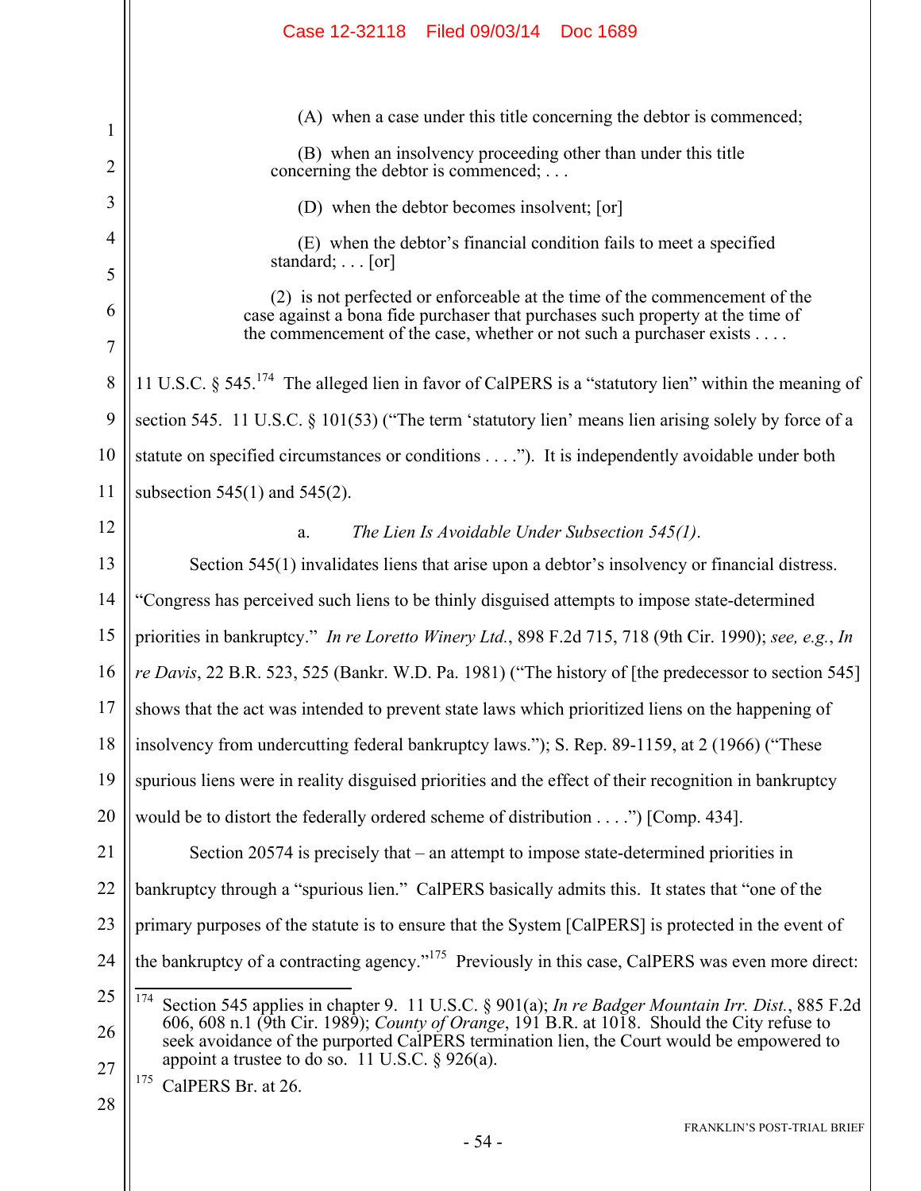> (A) when a case under this title concerning the debtor is commenced;
>
> (B) when an insolvency proceeding other than under this title concerning the debtor is commenced; . . .
>
> (D) when the debtor becomes insolvent; [or]
>
> (E) when the debtor's financial condition fails to meet a specified standard; . . . [or]
>
> (2) is not perfected or enforceable at the time of the commencement of the case against a bona fide purchaser that purchases such property at the time of the commencement of the case, whether or not such a purchaser exists . . . .

11 U.S.C. § 545.[174] The alleged lien in favor of CalPERS is a "statutory lien" within the meaning of section 545. 11 U.S.C. § 101(53) ("The term 'statutory lien' means lien arising solely by force of a statute on specified circumstances or conditions . . . ."). It is independently avoidable under both subsection 545(1) and 545(2).

a. *The Lien Is Avoidable Under Subsection 545(1).*

Section 545(1) invalidates liens that arise upon a debtor's insolvency or financial distress. "Congress has perceived such liens to be thinly disguised attempts to impose state-determined priorities in bankruptcy." *In re Loretto Winery Ltd.*, 898 F.2d 715, 718 (9th Cir. 1990); *see, e.g.*, *In re Davis*, 22 B.R. 523, 525 (Bankr. W.D. Pa. 1981) ("The history of [the predecessor to section 545] shows that the act was intended to prevent state laws which prioritized liens on the happening of insolvency from undercutting federal bankruptcy laws."); S. Rep. 89-1159, at 2 (1966) ("These spurious liens were in reality disguised priorities and the effect of their recognition in bankruptcy would be to distort the federally ordered scheme of distribution . . . .") [Comp. 434].

Section 20574 is precisely that – an attempt to impose state-determined priorities in bankruptcy through a "spurious lien." CalPERS basically admits this. It states that "one of the primary purposes of the statute is to ensure that the System [CalPERS] is protected in the event of the bankruptcy of a contracting agency."[175] Previously in this case, CalPERS was even more direct:

---

[174] Section 545 applies in chapter 9. 11 U.S.C. § 901(a); *In re Badger Mountain Irr. Dist.*, 885 F.2d 606, 608 n.1 (9th Cir. 1989); *County of Orange*, 191 B.R. at 1018. Should the City refuse to seek avoidance of the purported CalPERS termination lien, the Court would be empowered to appoint a trustee to do so. 11 U.S.C. § 926(a).

[175] CalPERS Br. at 26.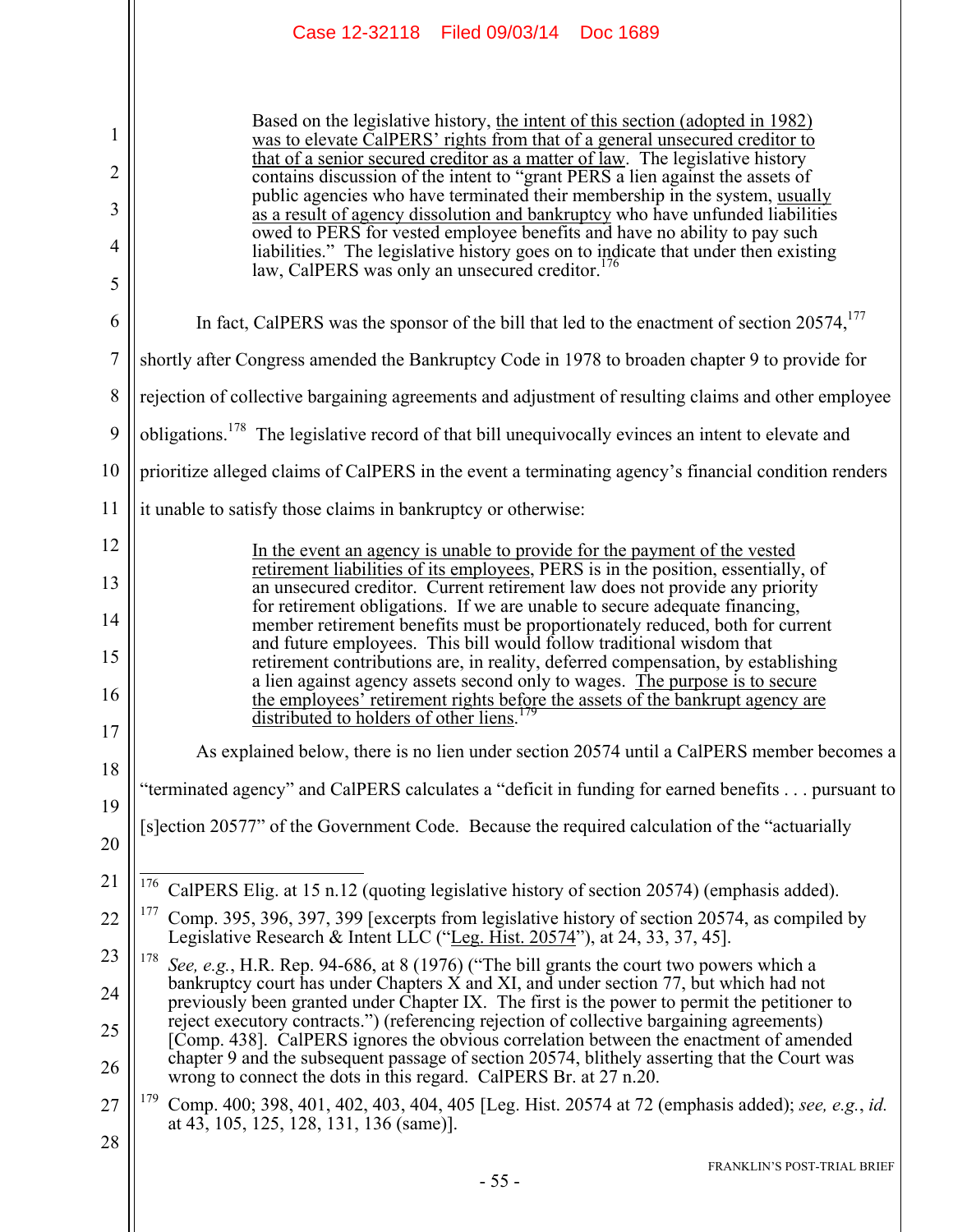> Based on the legislative history, <u>the intent of this section (adopted in 1982) was to elevate CalPERS' rights from that of a general unsecured creditor to that of a senior secured creditor as a matter of law</u>. The legislative history contains discussion of the intent to "grant PERS a lien against the assets of public agencies who have terminated their membership in the system, <u>usually as a result of agency dissolution and bankruptcy</u> who have unfunded liabilities owed to PERS for vested employee benefits and have no ability to pay such liabilities." The legislative history goes on to indicate that under then existing law, CalPERS was only an unsecured creditor.[176]

In fact, CalPERS was the sponsor of the bill that led to the enactment of section 20574,[177] shortly after Congress amended the Bankruptcy Code in 1978 to broaden chapter 9 to provide for rejection of collective bargaining agreements and adjustment of resulting claims and other employee obligations.[178] The legislative record of that bill unequivocally evinces an intent to elevate and prioritize alleged claims of CalPERS in the event a terminating agency's financial condition renders it unable to satisfy those claims in bankruptcy or otherwise:

> <u>In the event an agency is unable to provide for the payment of the vested retirement liabilities of its employees</u>, PERS is in the position, essentially, of an unsecured creditor. Current retirement law does not provide any priority for retirement obligations. If we are unable to secure adequate financing, member retirement benefits must be proportionately reduced, both for current and future employees. This bill would follow traditional wisdom that retirement contributions are, in reality, deferred compensation, by establishing a lien against agency assets second only to wages. <u>The purpose is to secure the employees' retirement rights before the assets of the bankrupt agency are distributed to holders of other liens</u>.[179]

As explained below, there is no lien under section 20574 until a CalPERS member becomes a "terminated agency" and CalPERS calculates a "deficit in funding for earned benefits . . . pursuant to [s]ection 20577" of the Government Code. Because the required calculation of the "actuarially

---

[176] CalPERS Elig. at 15 n.12 (quoting legislative history of section 20574) (emphasis added).

[177] Comp. 395, 396, 397, 399 [excerpts from legislative history of section 20574, as compiled by Legislative Research & Intent LLC ("<u>Leg. Hist. 20574</u>"), at 24, 33, 37, 45].

[178] *See, e.g.*, H.R. Rep. 94-686, at 8 (1976) ("The bill grants the court two powers which a bankruptcy court has under Chapters X and XI, and under section 77, but which had not previously been granted under Chapter IX. The first is the power to permit the petitioner to reject executory contracts.") (referencing rejection of collective bargaining agreements) [Comp. 438]. CalPERS ignores the obvious correlation between the enactment of amended chapter 9 and the subsequent passage of section 20574, blithely asserting that the Court was wrong to connect the dots in this regard. CalPERS Br. at 27 n.20.

[179] Comp. 400; 398, 401, 402, 403, 404, 405 [Leg. Hist. 20574 at 72 (emphasis added); *see, e.g.*, *id.* at 43, 105, 125, 128, 131, 136 (same)].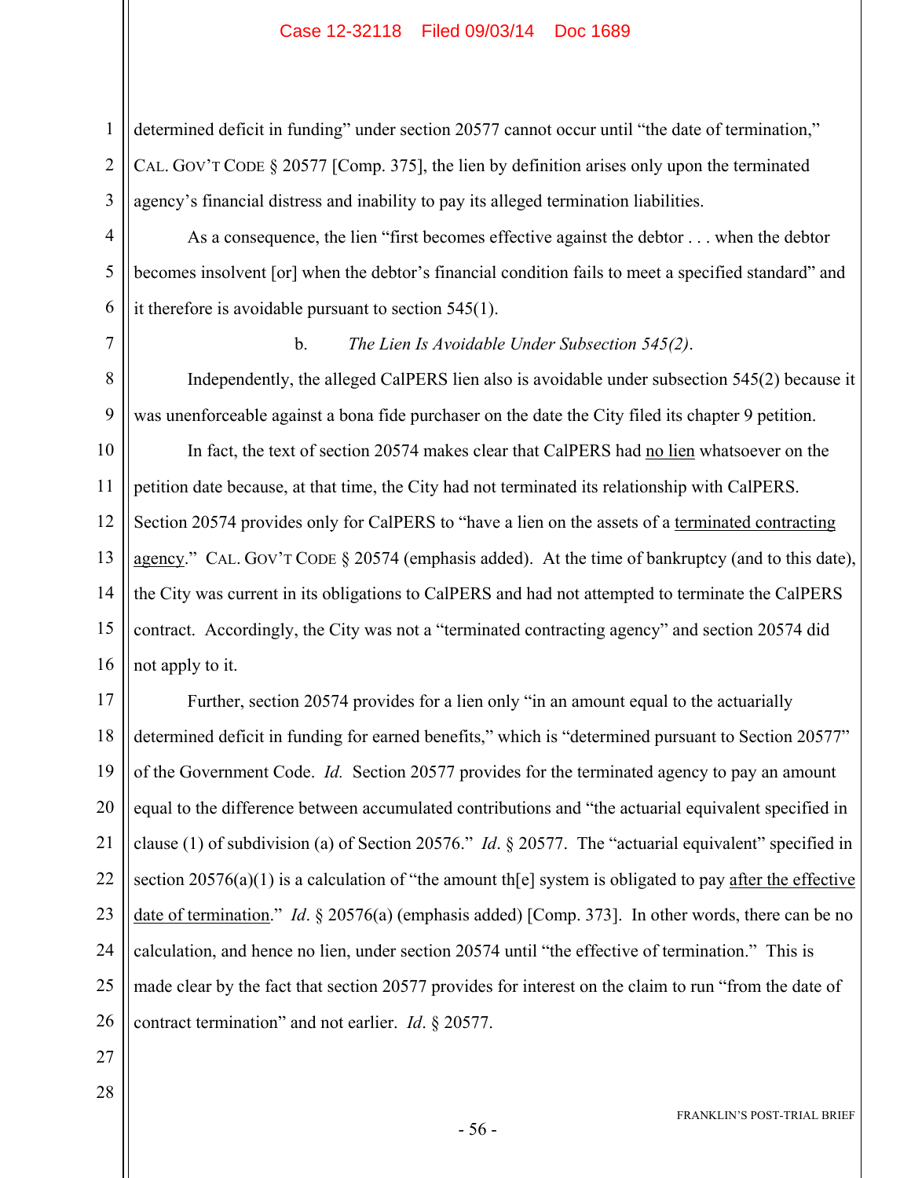determined deficit in funding" under section 20577 cannot occur until "the date of termination," CAL. GOV'T CODE § 20577 [Comp. 375], the lien by definition arises only upon the terminated agency's financial distress and inability to pay its alleged termination liabilities.

As a consequence, the lien "first becomes effective against the debtor . . . when the debtor becomes insolvent [or] when the debtor's financial condition fails to meet a specified standard" and it therefore is avoidable pursuant to section 545(1).

b. *The Lien Is Avoidable Under Subsection 545(2).*

Independently, the alleged CalPERS lien also is avoidable under subsection 545(2) because it was unenforceable against a bona fide purchaser on the date the City filed its chapter 9 petition.

In fact, the text of section 20574 makes clear that CalPERS had <u>no lien</u> whatsoever on the petition date because, at that time, the City had not terminated its relationship with CalPERS. Section 20574 provides only for CalPERS to "have a lien on the assets of a <u>terminated contracting agency</u>." CAL. GOV'T CODE § 20574 (emphasis added). At the time of bankruptcy (and to this date), the City was current in its obligations to CalPERS and had not attempted to terminate the CalPERS contract. Accordingly, the City was not a "terminated contracting agency" and section 20574 did not apply to it.

Further, section 20574 provides for a lien only "in an amount equal to the actuarially determined deficit in funding for earned benefits," which is "determined pursuant to Section 20577" of the Government Code. *Id.* Section 20577 provides for the terminated agency to pay an amount equal to the difference between accumulated contributions and "the actuarial equivalent specified in clause (1) of subdivision (a) of Section 20576." *Id*. § 20577. The "actuarial equivalent" specified in section 20576(a)(1) is a calculation of "the amount th[e] system is obligated to pay <u>after the effective date of termination</u>." *Id*. § 20576(a) (emphasis added) [Comp. 373]. In other words, there can be no calculation, and hence no lien, under section 20574 until "the effective of termination." This is made clear by the fact that section 20577 provides for interest on the claim to run "from the date of contract termination" and not earlier. *Id*. § 20577.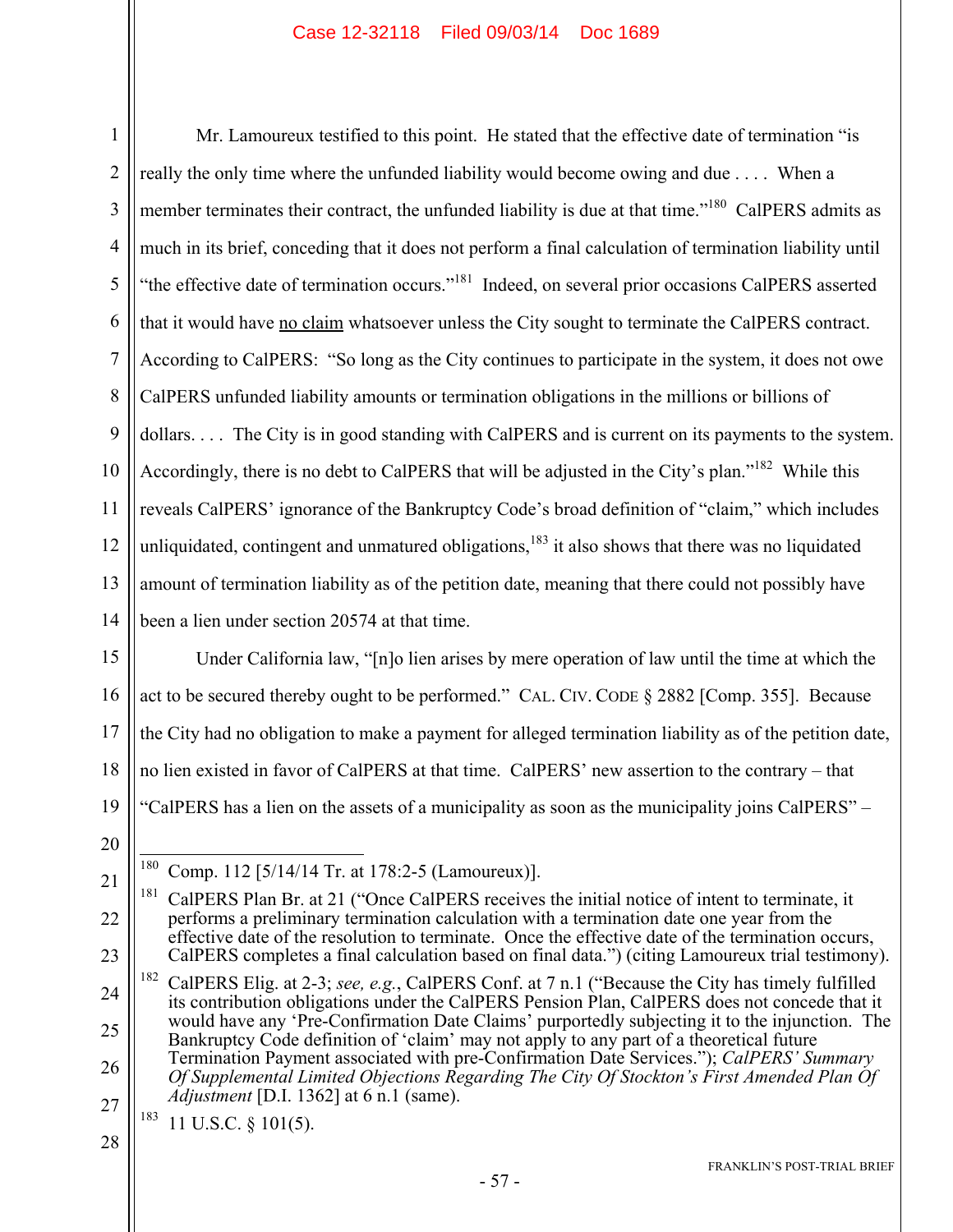Mr. Lamoureux testified to this point. He stated that the effective date of termination "is really the only time where the unfunded liability would become owing and due . . . . When a member terminates their contract, the unfunded liability is due at that time."[180] CalPERS admits as much in its brief, conceding that it does not perform a final calculation of termination liability until "the effective date of termination occurs."[181] Indeed, on several prior occasions CalPERS asserted that it would have <u>no claim</u> whatsoever unless the City sought to terminate the CalPERS contract. According to CalPERS: "So long as the City continues to participate in the system, it does not owe CalPERS unfunded liability amounts or termination obligations in the millions or billions of dollars. . . . The City is in good standing with CalPERS and is current on its payments to the system. Accordingly, there is no debt to CalPERS that will be adjusted in the City's plan."[182] While this reveals CalPERS' ignorance of the Bankruptcy Code's broad definition of "claim," which includes unliquidated, contingent and unmatured obligations,[183] it also shows that there was no liquidated amount of termination liability as of the petition date, meaning that there could not possibly have been a lien under section 20574 at that time.

Under California law, "[n]o lien arises by mere operation of law until the time at which the act to be secured thereby ought to be performed." CAL. CIV. CODE § 2882 [Comp. 355]. Because the City had no obligation to make a payment for alleged termination liability as of the petition date, no lien existed in favor of CalPERS at that time. CalPERS' new assertion to the contrary – that "CalPERS has a lien on the assets of a municipality as soon as the municipality joins CalPERS" –

---

[180] Comp. 112 [5/14/14 Tr. at 178:2-5 (Lamoureux)].

[181] CalPERS Plan Br. at 21 ("Once CalPERS receives the initial notice of intent to terminate, it performs a preliminary termination calculation with a termination date one year from the effective date of the resolution to terminate. Once the effective date of the termination occurs, CalPERS completes a final calculation based on final data.") (citing Lamoureux trial testimony).

[182] CalPERS Elig. at 2-3; *see, e.g.*, CalPERS Conf. at 7 n.1 ("Because the City has timely fulfilled its contribution obligations under the CalPERS Pension Plan, CalPERS does not concede that it would have any 'Pre-Confirmation Date Claims' purportedly subjecting it to the injunction. The Bankruptcy Code definition of 'claim' may not apply to any part of a theoretical future Termination Payment associated with pre-Confirmation Date Services."); *CalPERS' Summary Of Supplemental Limited Objections Regarding The City Of Stockton's First Amended Plan Of Adjustment* [D.I. 1362] at 6 n.1 (same).

[183] 11 U.S.C. § 101(5).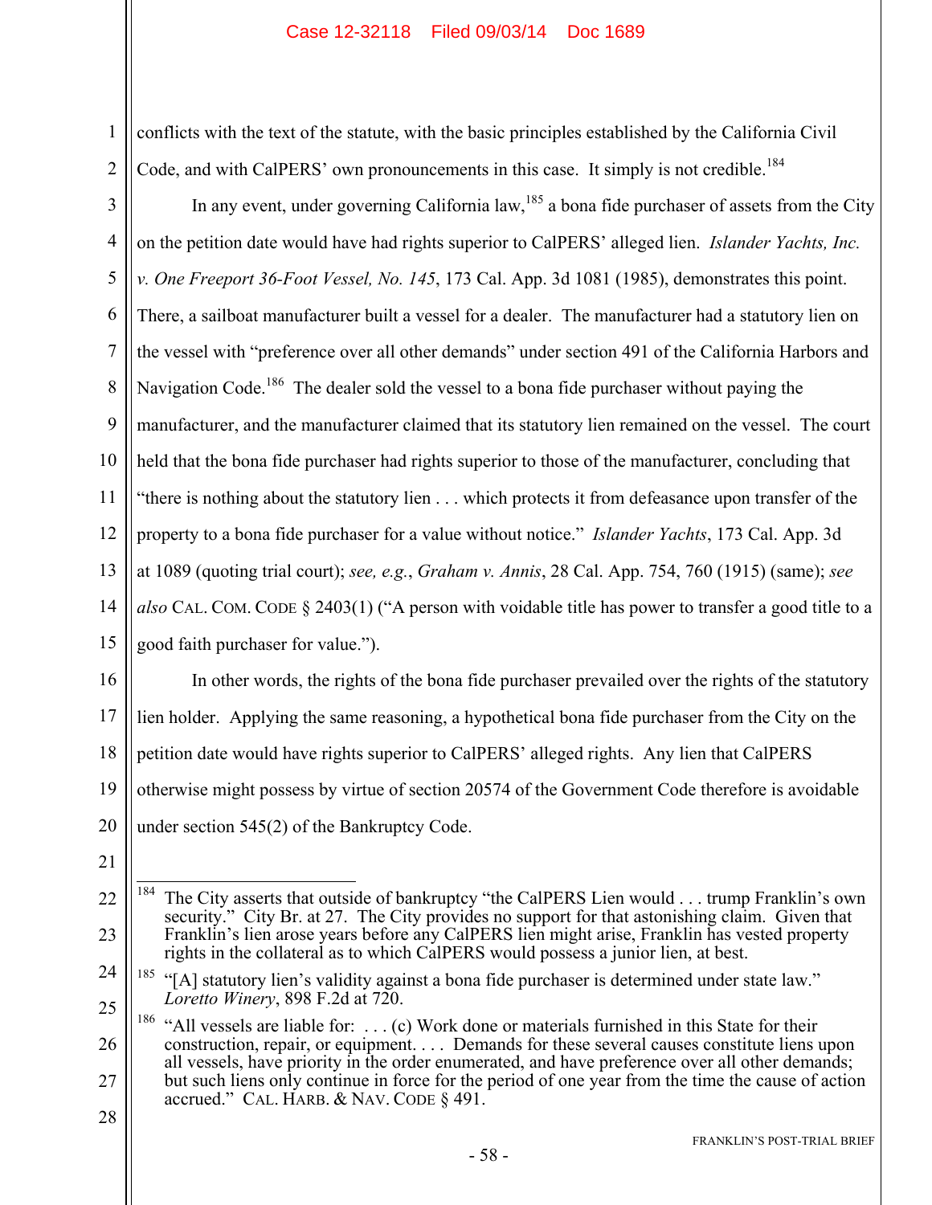conflicts with the text of the statute, with the basic principles established by the California Civil Code, and with CalPERS' own pronouncements in this case. It simply is not credible.[184]

In any event, under governing California law,[185] a bona fide purchaser of assets from the City on the petition date would have had rights superior to CalPERS' alleged lien. *Islander Yachts, Inc. v. One Freeport 36-Foot Vessel, No. 145*, 173 Cal. App. 3d 1081 (1985), demonstrates this point. There, a sailboat manufacturer built a vessel for a dealer. The manufacturer had a statutory lien on the vessel with "preference over all other demands" under section 491 of the California Harbors and Navigation Code.[186] The dealer sold the vessel to a bona fide purchaser without paying the manufacturer, and the manufacturer claimed that its statutory lien remained on the vessel. The court held that the bona fide purchaser had rights superior to those of the manufacturer, concluding that "there is nothing about the statutory lien . . . which protects it from defeasance upon transfer of the property to a bona fide purchaser for a value without notice." *Islander Yachts*, 173 Cal. App. 3d at 1089 (quoting trial court); *see, e.g.*, *Graham v. Annis*, 28 Cal. App. 754, 760 (1915) (same); *see also* CAL. COM. CODE § 2403(1) ("A person with voidable title has power to transfer a good title to a good faith purchaser for value.").

In other words, the rights of the bona fide purchaser prevailed over the rights of the statutory lien holder. Applying the same reasoning, a hypothetical bona fide purchaser from the City on the petition date would have rights superior to CalPERS' alleged rights. Any lien that CalPERS otherwise might possess by virtue of section 20574 of the Government Code therefore is avoidable under section 545(2) of the Bankruptcy Code.

---

[184] The City asserts that outside of bankruptcy "the CalPERS Lien would . . . trump Franklin's own security." City Br. at 27. The City provides no support for that astonishing claim. Given that Franklin's lien arose years before any CalPERS lien might arise, Franklin has vested property rights in the collateral as to which CalPERS would possess a junior lien, at best.

[185] "[A] statutory lien's validity against a bona fide purchaser is determined under state law." *Loretto Winery*, 898 F.2d at 720.

[186] "All vessels are liable for: . . . (c) Work done or materials furnished in this State for their construction, repair, or equipment. . . . Demands for these several causes constitute liens upon all vessels, have priority in the order enumerated, and have preference over all other demands; but such liens only continue in force for the period of one year from the time the cause of action accrued." CAL. HARB. & NAV. CODE § 491.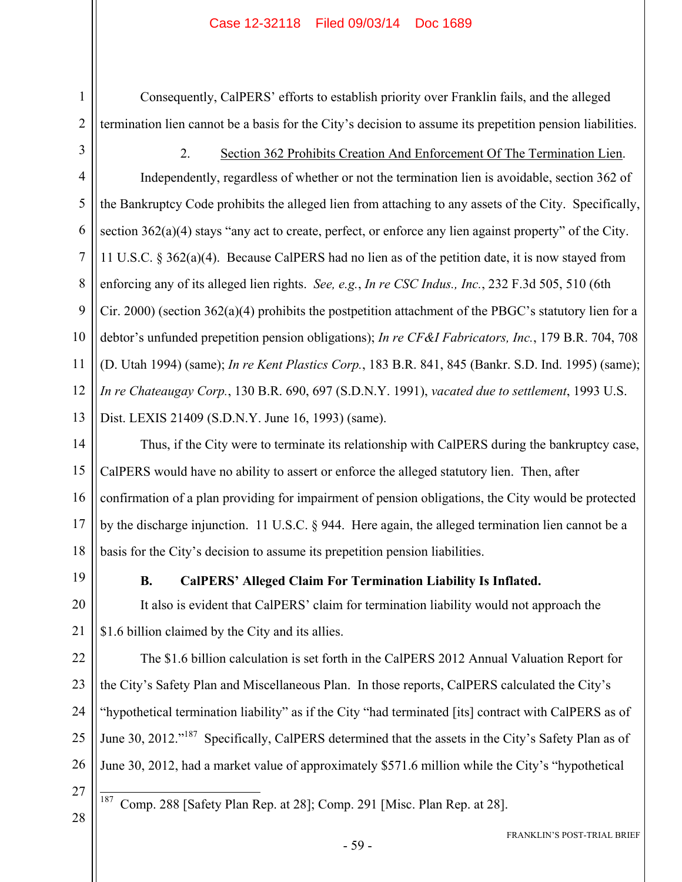Consequently, CalPERS' efforts to establish priority over Franklin fails, and the alleged termination lien cannot be a basis for the City's decision to assume its prepetition pension liabilities.

2. Section 362 Prohibits Creation And Enforcement Of The Termination Lien.

Independently, regardless of whether or not the termination lien is avoidable, section 362 of the Bankruptcy Code prohibits the alleged lien from attaching to any assets of the City. Specifically, section 362(a)(4) stays "any act to create, perfect, or enforce any lien against property" of the City. 11 U.S.C. § 362(a)(4). Because CalPERS had no lien as of the petition date, it is now stayed from enforcing any of its alleged lien rights. *See, e.g.*, *In re CSC Indus., Inc.*, 232 F.3d 505, 510 (6th Cir. 2000) (section 362(a)(4) prohibits the postpetition attachment of the PBGC's statutory lien for a debtor's unfunded prepetition pension obligations); *In re CF&I Fabricators, Inc.*, 179 B.R. 704, 708 (D. Utah 1994) (same); *In re Kent Plastics Corp.*, 183 B.R. 841, 845 (Bankr. S.D. Ind. 1995) (same); *In re Chateaugay Corp.*, 130 B.R. 690, 697 (S.D.N.Y. 1991), *vacated due to settlement*, 1993 U.S. Dist. LEXIS 21409 (S.D.N.Y. June 16, 1993) (same).

Thus, if the City were to terminate its relationship with CalPERS during the bankruptcy case, CalPERS would have no ability to assert or enforce the alleged statutory lien. Then, after confirmation of a plan providing for impairment of pension obligations, the City would be protected by the discharge injunction. 11 U.S.C. § 944. Here again, the alleged termination lien cannot be a basis for the City's decision to assume its prepetition pension liabilities.

**B. CalPERS' Alleged Claim For Termination Liability Is Inflated.**

It also is evident that CalPERS' claim for termination liability would not approach the $1.6 billion claimed by the City and its allies.

The $1.6 billion calculation is set forth in the CalPERS 2012 Annual Valuation Report for the City's Safety Plan and Miscellaneous Plan. In those reports, CalPERS calculated the City's "hypothetical termination liability" as if the City "had terminated [its] contract with CalPERS as of June 30, 2012."[187] Specifically, CalPERS determined that the assets in the City's Safety Plan as of June 30, 2012, had a market value of approximately $571.6 million while the City's "hypothetical

---

[187] Comp. 288 [Safety Plan Rep. at 28]; Comp. 291 [Misc. Plan Rep. at 28].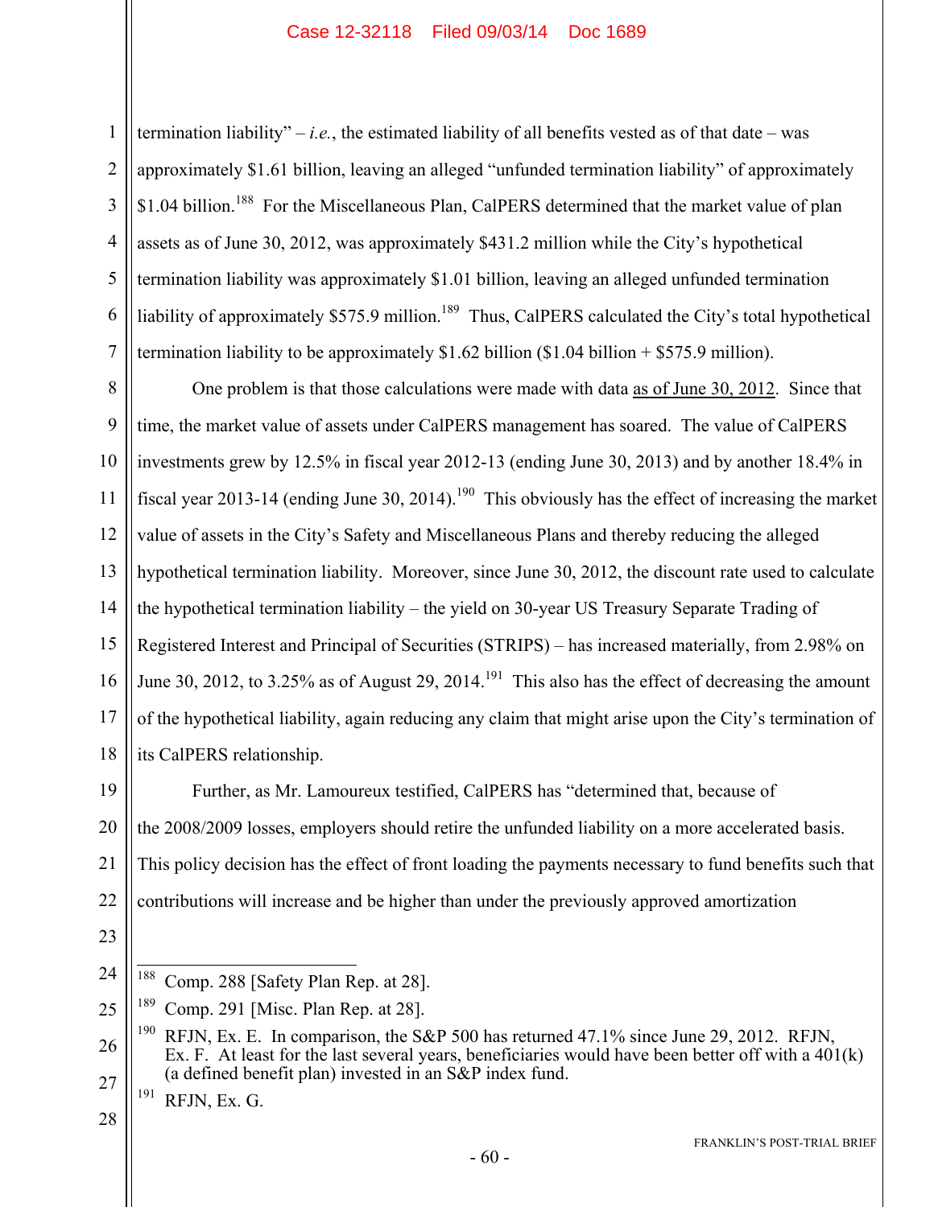termination liability" – *i.e.*, the estimated liability of all benefits vested as of that date – was approximately $1.61 billion, leaving an alleged "unfunded termination liability" of approximately $1.04 billion.[188] For the Miscellaneous Plan, CalPERS determined that the market value of plan assets as of June 30, 2012, was approximately $431.2 million while the City's hypothetical termination liability was approximately $1.01 billion, leaving an alleged unfunded termination liability of approximately $575.9 million.[189] Thus, CalPERS calculated the City's total hypothetical termination liability to be approximately $1.62 billion ($1.04 billion + $575.9 million).

One problem is that those calculations were made with data as of June 30, 2012. Since that time, the market value of assets under CalPERS management has soared. The value of CalPERS investments grew by 12.5% in fiscal year 2012-13 (ending June 30, 2013) and by another 18.4% in fiscal year 2013-14 (ending June 30, 2014).[190] This obviously has the effect of increasing the market value of assets in the City's Safety and Miscellaneous Plans and thereby reducing the alleged hypothetical termination liability. Moreover, since June 30, 2012, the discount rate used to calculate the hypothetical termination liability – the yield on 30-year US Treasury Separate Trading of Registered Interest and Principal of Securities (STRIPS) – has increased materially, from 2.98% on June 30, 2012, to 3.25% as of August 29, 2014.[191] This also has the effect of decreasing the amount of the hypothetical liability, again reducing any claim that might arise upon the City's termination of its CalPERS relationship.

Further, as Mr. Lamoureux testified, CalPERS has "determined that, because of the 2008/2009 losses, employers should retire the unfunded liability on a more accelerated basis. This policy decision has the effect of front loading the payments necessary to fund benefits such that contributions will increase and be higher than under the previously approved amortization

---

[188] Comp. 288 [Safety Plan Rep. at 28].

[189] Comp. 291 [Misc. Plan Rep. at 28].

[190] RFJN, Ex. E. In comparison, the S&P 500 has returned 47.1% since June 29, 2012. RFJN, Ex. F. At least for the last several years, beneficiaries would have been better off with a 401(k) (a defined benefit plan) invested in an S&P index fund.

[191] RFJN, Ex. G.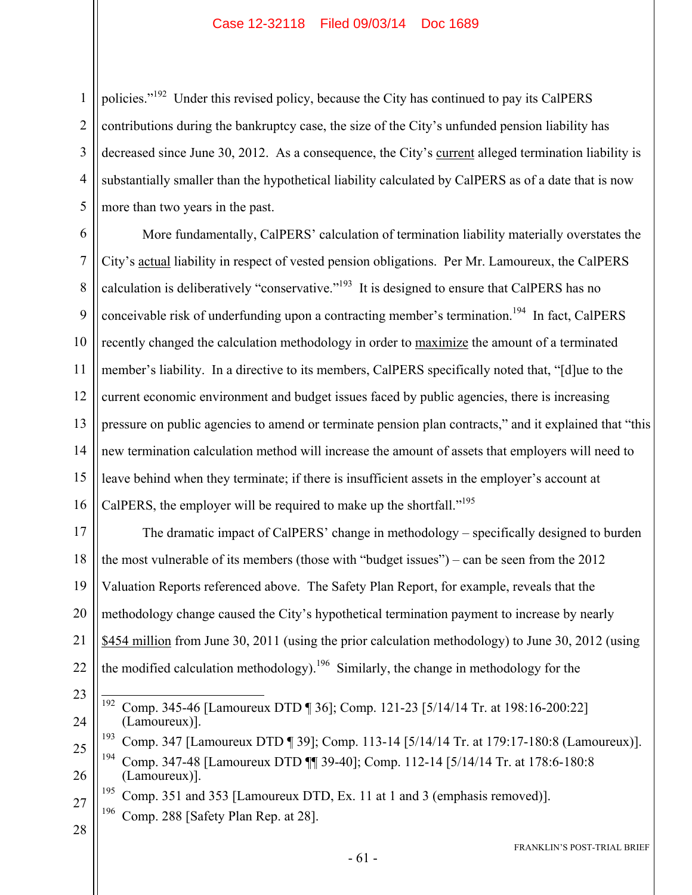policies."[192] Under this revised policy, because the City has continued to pay its CalPERS contributions during the bankruptcy case, the size of the City's unfunded pension liability has decreased since June 30, 2012. As a consequence, the City's current alleged termination liability is substantially smaller than the hypothetical liability calculated by CalPERS as of a date that is now more than two years in the past.

More fundamentally, CalPERS' calculation of termination liability materially overstates the City's actual liability in respect of vested pension obligations. Per Mr. Lamoureux, the CalPERS calculation is deliberatively "conservative."[193] It is designed to ensure that CalPERS has no conceivable risk of underfunding upon a contracting member's termination.[194] In fact, CalPERS recently changed the calculation methodology in order to maximize the amount of a terminated member's liability. In a directive to its members, CalPERS specifically noted that, "[d]ue to the current economic environment and budget issues faced by public agencies, there is increasing pressure on public agencies to amend or terminate pension plan contracts," and it explained that "this new termination calculation method will increase the amount of assets that employers will need to leave behind when they terminate; if there is insufficient assets in the employer's account at CalPERS, the employer will be required to make up the shortfall."[195]

The dramatic impact of CalPERS' change in methodology – specifically designed to burden the most vulnerable of its members (those with "budget issues") – can be seen from the 2012 Valuation Reports referenced above. The Safety Plan Report, for example, reveals that the methodology change caused the City's hypothetical termination payment to increase by nearly $454 million from June 30, 2011 (using the prior calculation methodology) to June 30, 2012 (using the modified calculation methodology).[196] Similarly, the change in methodology for the

---

[192] Comp. 345-46 [Lamoureux DTD ¶ 36]; Comp. 121-23 [5/14/14 Tr. at 198:16-200:22] (Lamoureux)].

[193] Comp. 347 [Lamoureux DTD ¶ 39]; Comp. 113-14 [5/14/14 Tr. at 179:17-180:8 (Lamoureux)].

[194] Comp. 347-48 [Lamoureux DTD ¶¶ 39-40]; Comp. 112-14 [5/14/14 Tr. at 178:6-180:8 (Lamoureux)].

[195] Comp. 351 and 353 [Lamoureux DTD, Ex. 11 at 1 and 3 (emphasis removed)].

[196] Comp. 288 [Safety Plan Rep. at 28].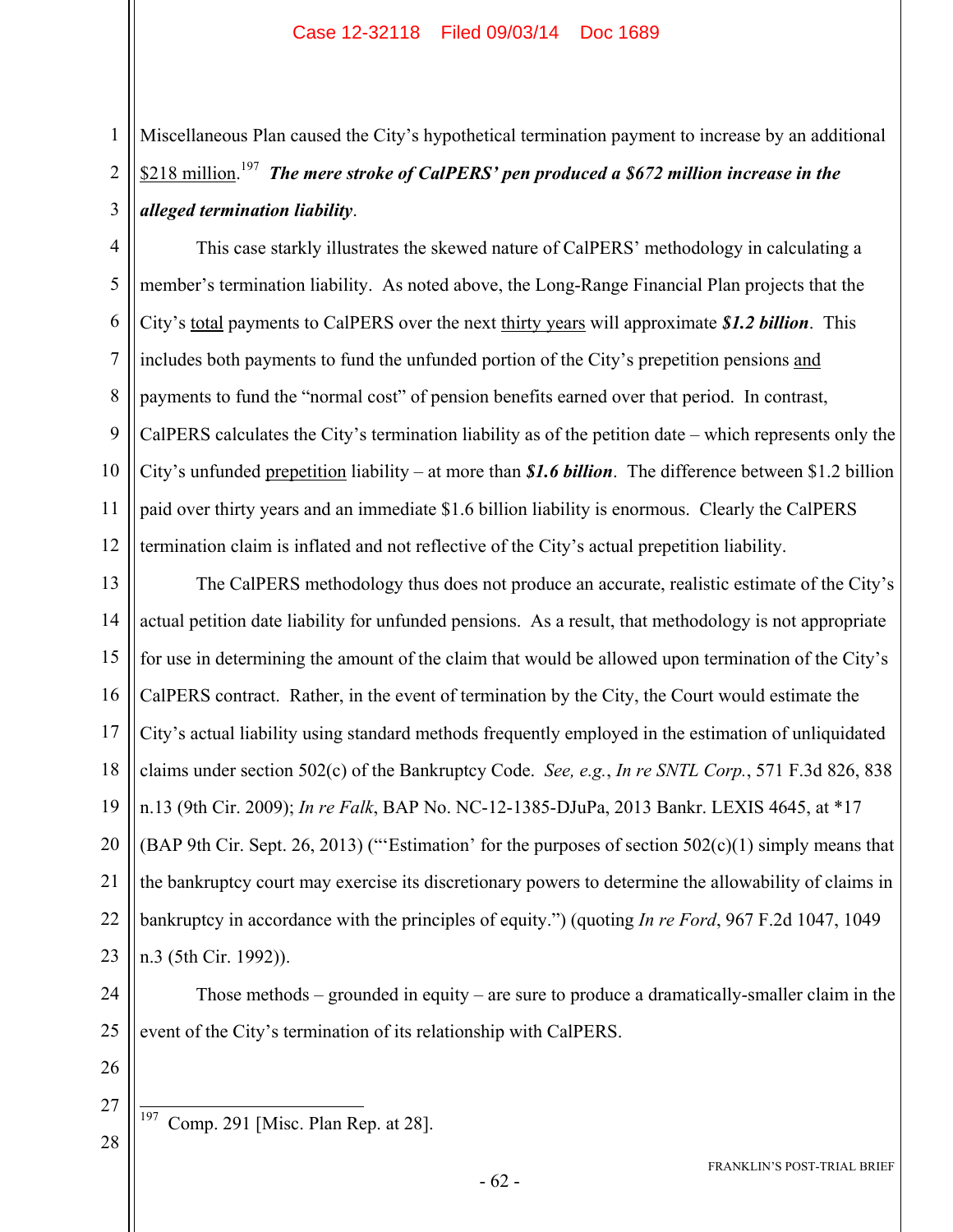Miscellaneous Plan caused the City's hypothetical termination payment to increase by an additional <u>$218 million</u>.[197] ***The mere stroke of CalPERS' pen produced a $672 million increase in the alleged termination liability***.

This case starkly illustrates the skewed nature of CalPERS' methodology in calculating a member's termination liability. As noted above, the Long-Range Financial Plan projects that the City's <u>total</u> payments to CalPERS over the next <u>thirty years</u> will approximate ***$1.2 billion***. This includes both payments to fund the unfunded portion of the City's prepetition pensions <u>and</u> payments to fund the "normal cost" of pension benefits earned over that period. In contrast, CalPERS calculates the City's termination liability as of the petition date – which represents only the City's unfunded <u>prepetition</u> liability – at more than ***$1.6 billion***. The difference between $1.2 billion paid over thirty years and an immediate $1.6 billion liability is enormous. Clearly the CalPERS termination claim is inflated and not reflective of the City's actual prepetition liability.

The CalPERS methodology thus does not produce an accurate, realistic estimate of the City's actual petition date liability for unfunded pensions. As a result, that methodology is not appropriate for use in determining the amount of the claim that would be allowed upon termination of the City's CalPERS contract. Rather, in the event of termination by the City, the Court would estimate the City's actual liability using standard methods frequently employed in the estimation of unliquidated claims under section 502(c) of the Bankruptcy Code. *See, e.g.*, *In re SNTL Corp.*, 571 F.3d 826, 838 n.13 (9th Cir. 2009); *In re Falk*, BAP No. NC-12-1385-DJuPa, 2013 Bankr. LEXIS 4645, at *17 (BAP 9th Cir. Sept. 26, 2013) ("'Estimation' for the purposes of section 502(c)(1) simply means that the bankruptcy court may exercise its discretionary powers to determine the allowability of claims in bankruptcy in accordance with the principles of equity.") (quoting *In re Ford*, 967 F.2d 1047, 1049 n.3 (5th Cir. 1992)).

Those methods – grounded in equity – are sure to produce a dramatically-smaller claim in the event of the City's termination of its relationship with CalPERS.

---

[197] Comp. 291 [Misc. Plan Rep. at 28].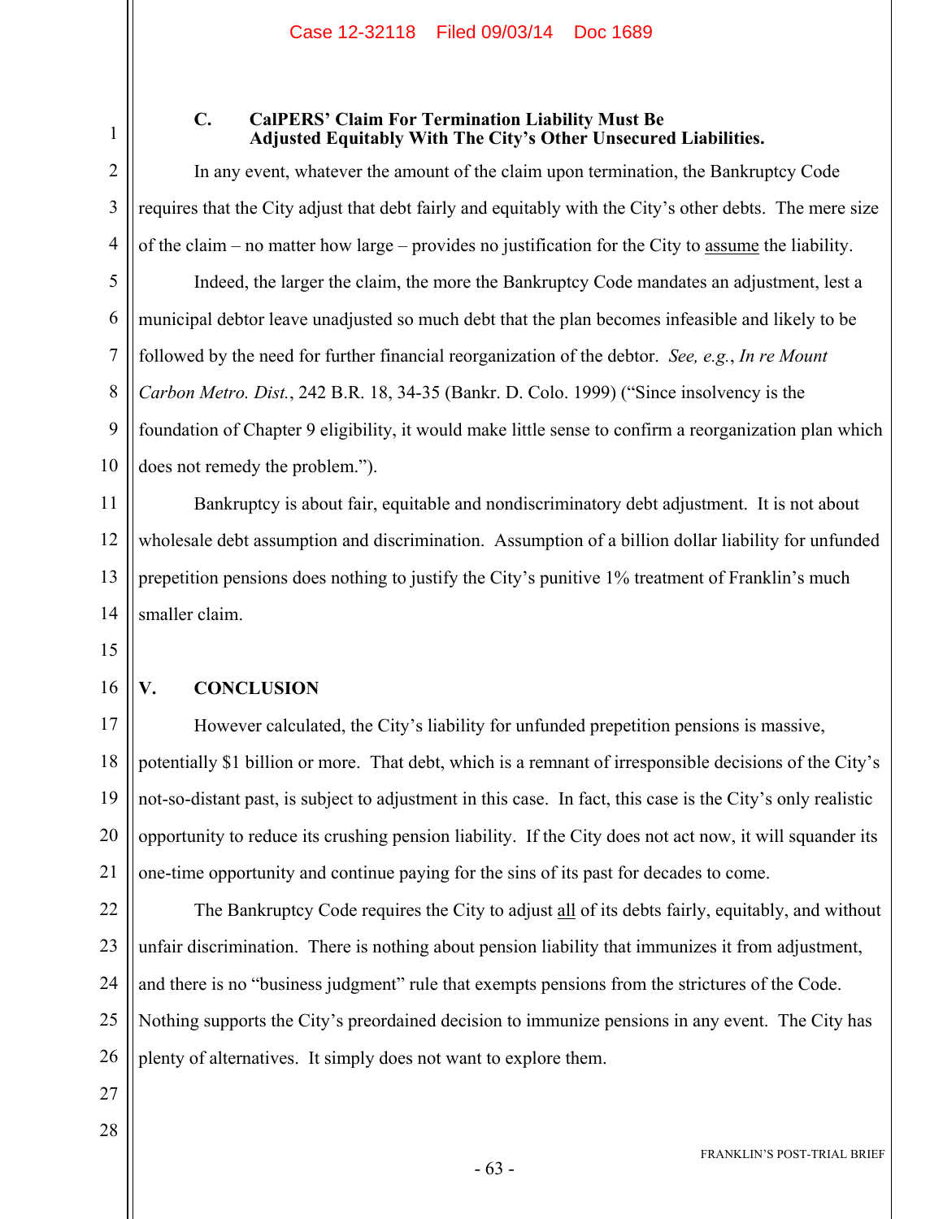### C. CalPERS' Claim For Termination Liability Must Be Adjusted Equitably With The City's Other Unsecured Liabilities.

In any event, whatever the amount of the claim upon termination, the Bankruptcy Code requires that the City adjust that debt fairly and equitably with the City's other debts. The mere size of the claim – no matter how large – provides no justification for the City to assume the liability.

Indeed, the larger the claim, the more the Bankruptcy Code mandates an adjustment, lest a municipal debtor leave unadjusted so much debt that the plan becomes infeasible and likely to be followed by the need for further financial reorganization of the debtor. *See, e.g.*, *In re Mount Carbon Metro. Dist.*, 242 B.R. 18, 34-35 (Bankr. D. Colo. 1999) ("Since insolvency is the foundation of Chapter 9 eligibility, it would make little sense to confirm a reorganization plan which does not remedy the problem.").

Bankruptcy is about fair, equitable and nondiscriminatory debt adjustment. It is not about wholesale debt assumption and discrimination. Assumption of a billion dollar liability for unfunded prepetition pensions does nothing to justify the City's punitive 1% treatment of Franklin's much smaller claim.

## V. CONCLUSION

However calculated, the City's liability for unfunded prepetition pensions is massive, potentially $1 billion or more. That debt, which is a remnant of irresponsible decisions of the City's not-so-distant past, is subject to adjustment in this case. In fact, this case is the City's only realistic opportunity to reduce its crushing pension liability. If the City does not act now, it will squander its one-time opportunity and continue paying for the sins of its past for decades to come.

The Bankruptcy Code requires the City to adjust all of its debts fairly, equitably, and without unfair discrimination. There is nothing about pension liability that immunizes it from adjustment, and there is no "business judgment" rule that exempts pensions from the strictures of the Code. Nothing supports the City's preordained decision to immunize pensions in any event. The City has plenty of alternatives. It simply does not want to explore them.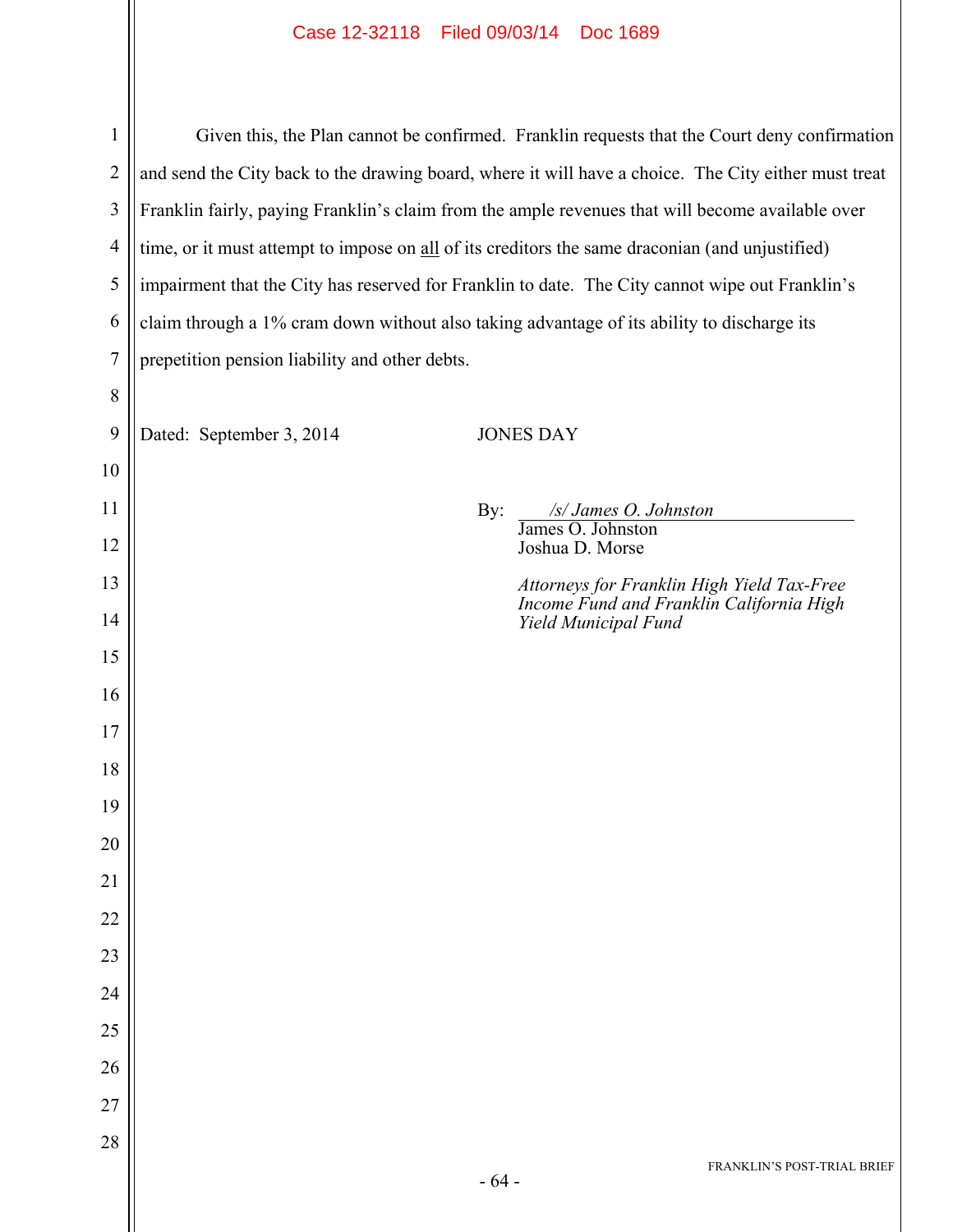Given this, the Plan cannot be confirmed. Franklin requests that the Court deny confirmation and send the City back to the drawing board, where it will have a choice. The City either must treat Franklin fairly, paying Franklin's claim from the ample revenues that will become available over time, or it must attempt to impose on all of its creditors the same draconian (and unjustified) impairment that the City has reserved for Franklin to date. The City cannot wipe out Franklin's claim through a 1% cram down without also taking advantage of its ability to discharge its prepetition pension liability and other debts.

Dated: September 3, 2014

JONES DAY

By: /s/ James O. Johnston
James O. Johnston
Joshua D. Morse

*Attorneys for Franklin High Yield Tax-Free Income Fund and Franklin California High Yield Municipal Fund*